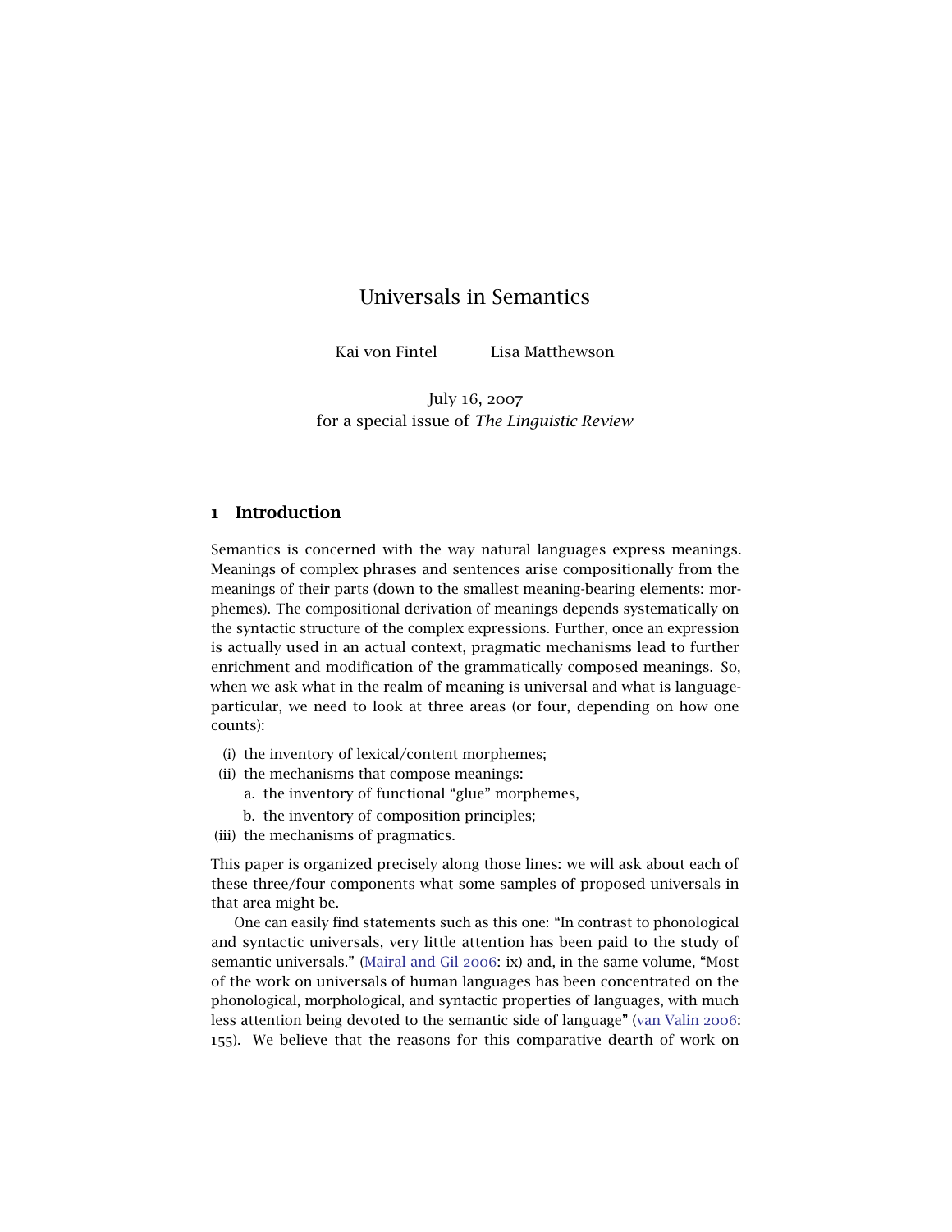# Universals in Semantics

Kai von Fintel Lisa Matthewson

July 16, 2007
for a special issue of *The Linguistic Review*

## 1 Introduction

Semantics is concerned with the way natural languages express meanings. Meanings of complex phrases and sentences arise compositionally from the meanings of their parts (down to the smallest meaning-bearing elements: morphemes). The compositional derivation of meanings depends systematically on the syntactic structure of the complex expressions. Further, once an expression is actually used in an actual context, pragmatic mechanisms lead to further enrichment and modification of the grammatically composed meanings. So, when we ask what in the realm of meaning is universal and what is language-particular, we need to look at three areas (or four, depending on how one counts):

(i) the inventory of lexical/content morphemes;
(ii) the mechanisms that compose meanings:
  a. the inventory of functional "glue" morphemes,
  b. the inventory of composition principles;
(iii) the mechanisms of pragmatics.

This paper is organized precisely along those lines: we will ask about each of these three/four components what some samples of proposed universals in that area might be.

One can easily find statements such as this one: "In contrast to phonological and syntactic universals, very little attention has been paid to the study of semantic universals." (Mairal and Gil 2006: ix) and, in the same volume, "Most of the work on universals of human languages has been concentrated on the phonological, morphological, and syntactic properties of languages, with much less attention being devoted to the semantic side of language" (van Valin 2006: 155). We believe that the reasons for this comparative dearth of work on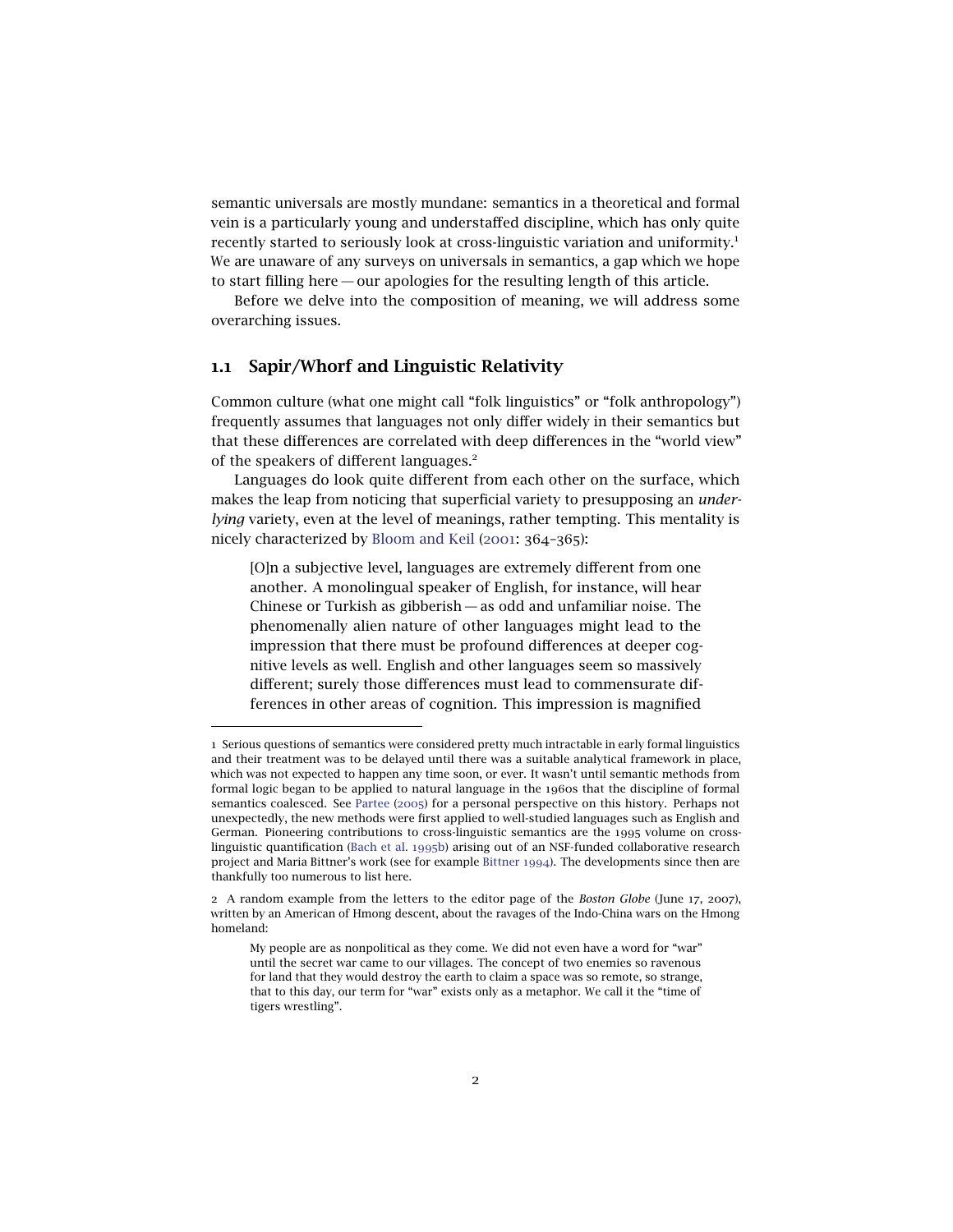semantic universals are mostly mundane: semantics in a theoretical and formal vein is a particularly young and understaffed discipline, which has only quite recently started to seriously look at cross-linguistic variation and uniformity.[1] We are unaware of any surveys on universals in semantics, a gap which we hope to start filling here — our apologies for the resulting length of this article.

Before we delve into the composition of meaning, we will address some overarching issues.

## 1.1 Sapir/Whorf and Linguistic Relativity

Common culture (what one might call "folk linguistics" or "folk anthropology") frequently assumes that languages not only differ widely in their semantics but that these differences are correlated with deep differences in the "world view" of the speakers of different languages.[2]

Languages do look quite different from each other on the surface, which makes the leap from noticing that superficial variety to presupposing an *underlying* variety, even at the level of meanings, rather tempting. This mentality is nicely characterized by Bloom and Keil (2001: 364–365):

> [O]n a subjective level, languages are extremely different from one another. A monolingual speaker of English, for instance, will hear Chinese or Turkish as gibberish — as odd and unfamiliar noise. The phenomenally alien nature of other languages might lead to the impression that there must be profound differences at deeper cognitive levels as well. English and other languages seem so massively different; surely those differences must lead to commensurate differences in other areas of cognition. This impression is magnified

---

1 Serious questions of semantics were considered pretty much intractable in early formal linguistics and their treatment was to be delayed until there was a suitable analytical framework in place, which was not expected to happen any time soon, or ever. It wasn't until semantic methods from formal logic began to be applied to natural language in the 1960s that the discipline of formal semantics coalesced. See Partee (2005) for a personal perspective on this history. Perhaps not unexpectedly, the new methods were first applied to well-studied languages such as English and German. Pioneering contributions to cross-linguistic semantics are the 1995 volume on cross-linguistic quantification (Bach et al. 1995b) arising out of an NSF-funded collaborative research project and Maria Bittner's work (see for example Bittner 1994). The developments since then are thankfully too numerous to list here.

2 A random example from the letters to the editor page of the *Boston Globe* (June 17, 2007), written by an American of Hmong descent, about the ravages of the Indo-China wars on the Hmong homeland:

> My people are as nonpolitical as they come. We did not even have a word for "war" until the secret war came to our villages. The concept of two enemies so ravenous for land that they would destroy the earth to claim a space was so remote, so strange, that to this day, our term for "war" exists only as a metaphor. We call it the "time of tigers wrestling".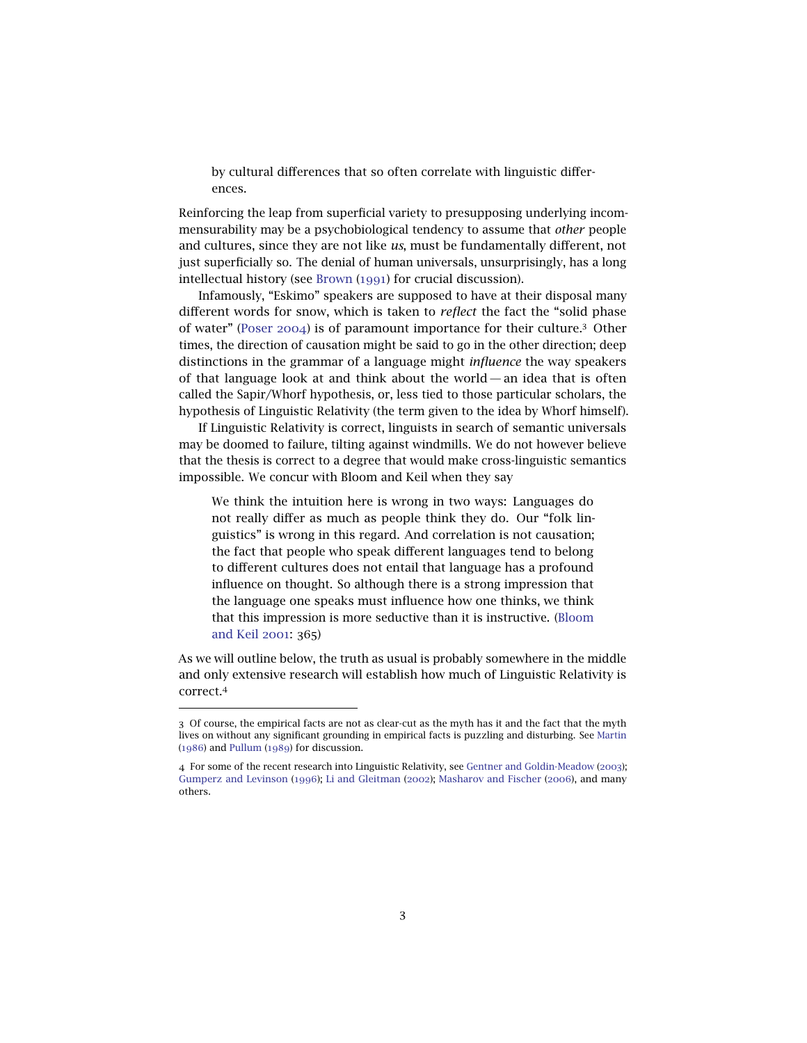> by cultural differences that so often correlate with linguistic differences.

Reinforcing the leap from superficial variety to presupposing underlying incommensurability may be a psychobiological tendency to assume that *other* people and cultures, since they are not like *us*, must be fundamentally different, not just superficially so. The denial of human universals, unsurprisingly, has a long intellectual history (see Brown (1991) for crucial discussion).

Infamously, "Eskimo" speakers are supposed to have at their disposal many different words for snow, which is taken to *reflect* the fact the "solid phase of water" (Poser 2004) is of paramount importance for their culture.[3] Other times, the direction of causation might be said to go in the other direction; deep distinctions in the grammar of a language might *influence* the way speakers of that language look at and think about the world — an idea that is often called the Sapir/Whorf hypothesis, or, less tied to those particular scholars, the hypothesis of Linguistic Relativity (the term given to the idea by Whorf himself).

If Linguistic Relativity is correct, linguists in search of semantic universals may be doomed to failure, tilting against windmills. We do not however believe that the thesis is correct to a degree that would make cross-linguistic semantics impossible. We concur with Bloom and Keil when they say

> We think the intuition here is wrong in two ways: Languages do not really differ as much as people think they do. Our "folk linguistics" is wrong in this regard. And correlation is not causation; the fact that people who speak different languages tend to belong to different cultures does not entail that language has a profound influence on thought. So although there is a strong impression that the language one speaks must influence how one thinks, we think that this impression is more seductive than it is instructive. (Bloom and Keil 2001: 365)

As we will outline below, the truth as usual is probably somewhere in the middle and only extensive research will establish how much of Linguistic Relativity is correct.[4]

---

3 Of course, the empirical facts are not as clear-cut as the myth has it and the fact that the myth lives on without any significant grounding in empirical facts is puzzling and disturbing. See Martin (1986) and Pullum (1989) for discussion.

4 For some of the recent research into Linguistic Relativity, see Gentner and Goldin-Meadow (2003); Gumperz and Levinson (1996); Li and Gleitman (2002); Masharov and Fischer (2006), and many others.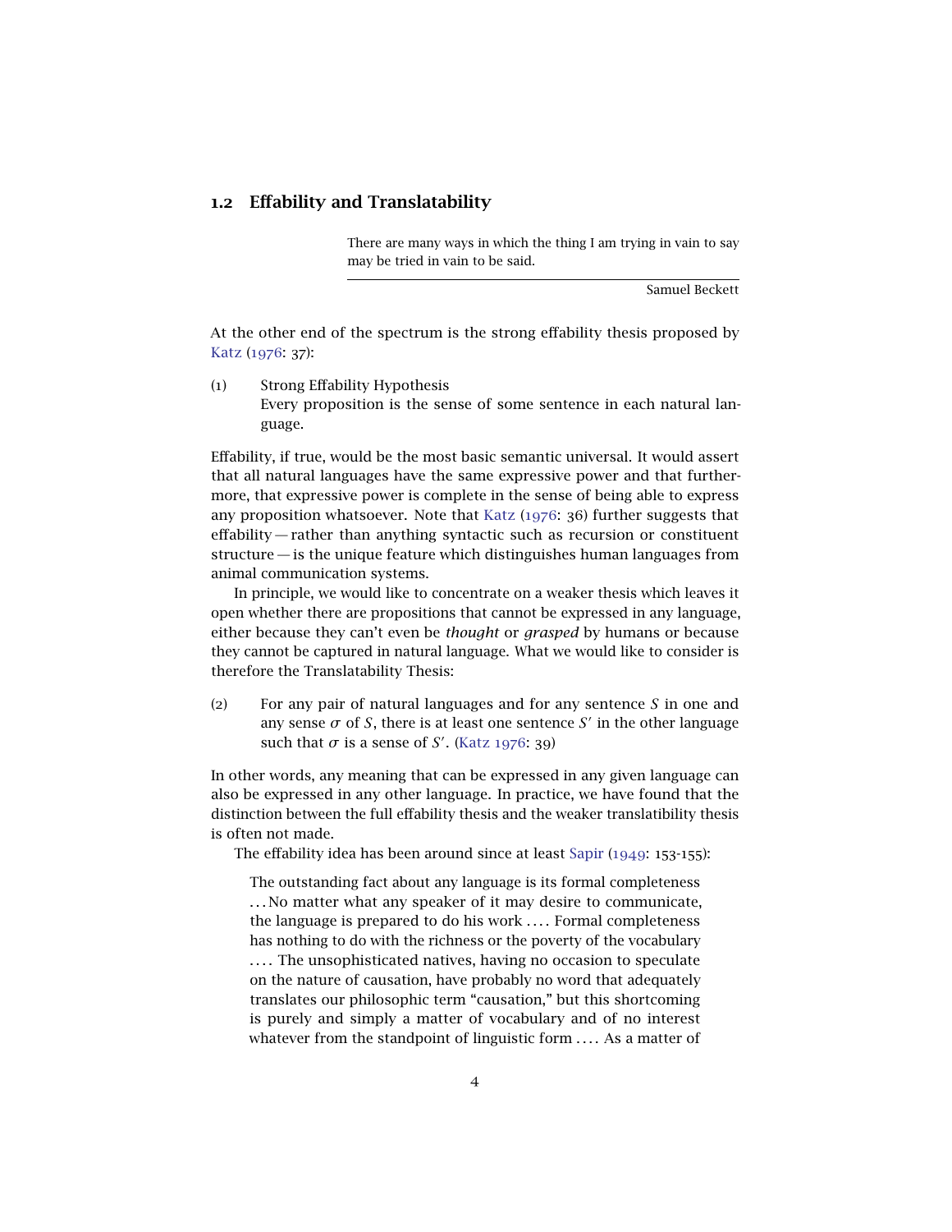## 1.2 Effability and Translatability

> There are many ways in which the thing I am trying in vain to say may be tried in vain to be said.
>
> Samuel Beckett

At the other end of the spectrum is the strong effability thesis proposed by Katz (1976: 37):

(1) Strong Effability Hypothesis
Every proposition is the sense of some sentence in each natural language.

Effability, if true, would be the most basic semantic universal. It would assert that all natural languages have the same expressive power and that furthermore, that expressive power is complete in the sense of being able to express any proposition whatsoever. Note that Katz (1976: 36) further suggests that effability — rather than anything syntactic such as recursion or constituent structure — is the unique feature which distinguishes human languages from animal communication systems.

In principle, we would like to concentrate on a weaker thesis which leaves it open whether there are propositions that cannot be expressed in any language, either because they can't even be *thought* or *grasped* by humans or because they cannot be captured in natural language. What we would like to consider is therefore the Translatability Thesis:

(2) For any pair of natural languages and for any sentence $S$ in one and any sense $\sigma$ of $S$, there is at least one sentence $S'$ in the other language such that $\sigma$ is a sense of $S'$. (Katz 1976: 39)

In other words, any meaning that can be expressed in any given language can also be expressed in any other language. In practice, we have found that the distinction between the full effability thesis and the weaker translatibility thesis is often not made.

The effability idea has been around since at least Sapir (1949: 153-155):

> The outstanding fact about any language is its formal completeness ... No matter what any speaker of it may desire to communicate, the language is prepared to do his work .... Formal completeness has nothing to do with the richness or the poverty of the vocabulary .... The unsophisticated natives, having no occasion to speculate on the nature of causation, have probably no word that adequately translates our philosophic term "causation," but this shortcoming is purely and simply a matter of vocabulary and of no interest whatever from the standpoint of linguistic form .... As a matter of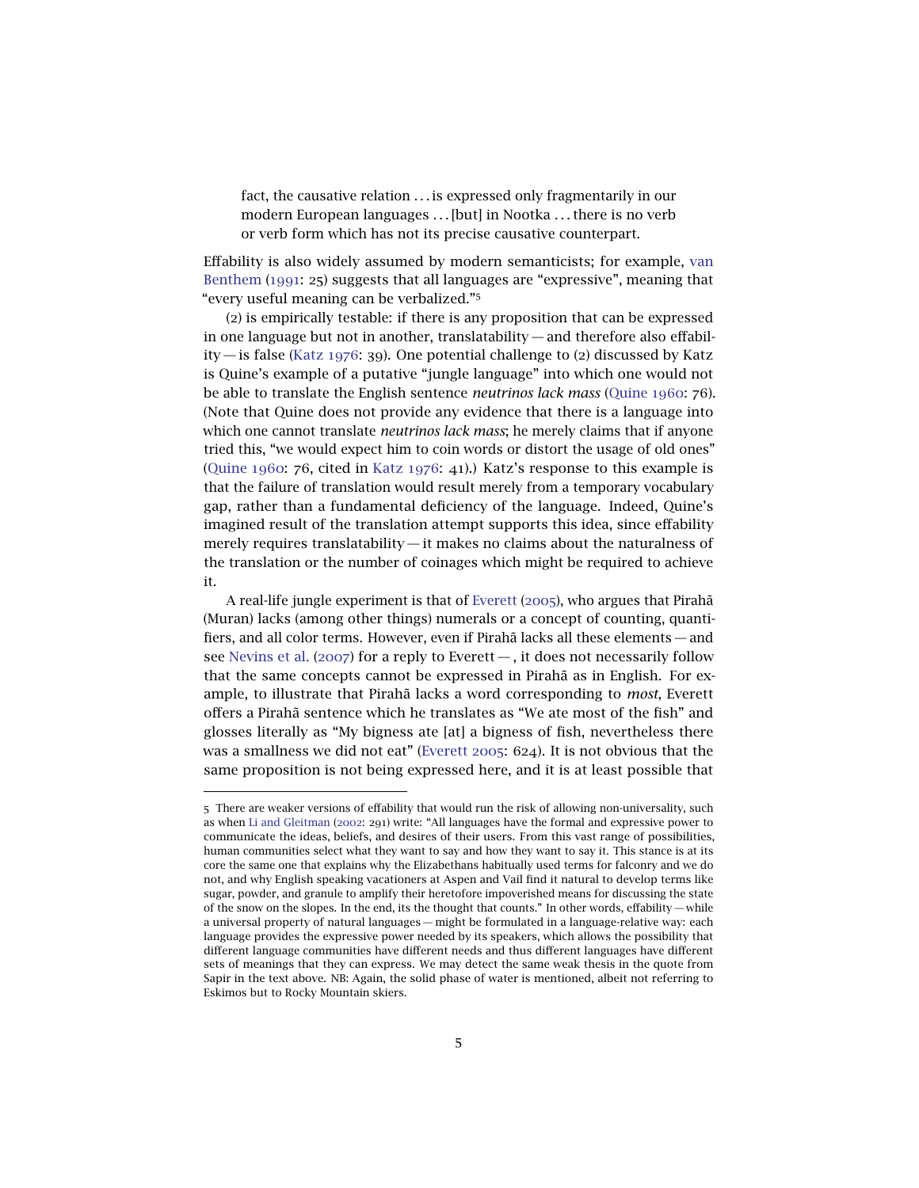> fact, the causative relation . . . is expressed only fragmentarily in our modern European languages . . . [but] in Nootka . . . there is no verb or verb form which has not its precise causative counterpart.

Effability is also widely assumed by modern semanticists; for example, van Benthem (1991: 25) suggests that all languages are "expressive", meaning that "every useful meaning can be verbalized."[5]

(2) is empirically testable: if there is any proposition that can be expressed in one language but not in another, translatability — and therefore also effability — is false (Katz 1976: 39). One potential challenge to (2) discussed by Katz is Quine's example of a putative "jungle language" into which one would not be able to translate the English sentence *neutrinos lack mass* (Quine 1960: 76). (Note that Quine does not provide any evidence that there is a language into which one cannot translate *neutrinos lack mass*; he merely claims that if anyone tried this, "we would expect him to coin words or distort the usage of old ones" (Quine 1960: 76, cited in Katz 1976: 41).) Katz's response to this example is that the failure of translation would result merely from a temporary vocabulary gap, rather than a fundamental deficiency of the language. Indeed, Quine's imagined result of the translation attempt supports this idea, since effability merely requires translatability — it makes no claims about the naturalness of the translation or the number of coinages which might be required to achieve it.

A real-life jungle experiment is that of Everett (2005), who argues that Pirahã (Muran) lacks (among other things) numerals or a concept of counting, quantifiers, and all color terms. However, even if Pirahã lacks all these elements — and see Nevins et al. (2007) for a reply to Everett — , it does not necessarily follow that the same concepts cannot be expressed in Pirahã as in English. For example, to illustrate that Pirahã lacks a word corresponding to *most*, Everett offers a Pirahã sentence which he translates as "We ate most of the fish" and glosses literally as "My bigness ate [at] a bigness of fish, nevertheless there was a smallness we did not eat" (Everett 2005: 624). It is not obvious that the same proposition is not being expressed here, and it is at least possible that

---

5 There are weaker versions of effability that would run the risk of allowing non-universality, such as when Li and Gleitman (2002: 291) write: "All languages have the formal and expressive power to communicate the ideas, beliefs, and desires of their users. From this vast range of possibilities, human communities select what they want to say and how they want to say it. This stance is at its core the same one that explains why the Elizabethans habitually used terms for falconry and we do not, and why English speaking vacationers at Aspen and Vail find it natural to develop terms like sugar, powder, and granule to amplify their heretofore impoverished means for discussing the state of the snow on the slopes. In the end, its the thought that counts." In other words, effability — while a universal property of natural languages — might be formulated in a language-relative way: each language provides the expressive power needed by its speakers, which allows the possibility that different language communities have different needs and thus different languages have different sets of meanings that they can express. We may detect the same weak thesis in the quote from Sapir in the text above. NB: Again, the solid phase of water is mentioned, albeit not referring to Eskimos but to Rocky Mountain skiers.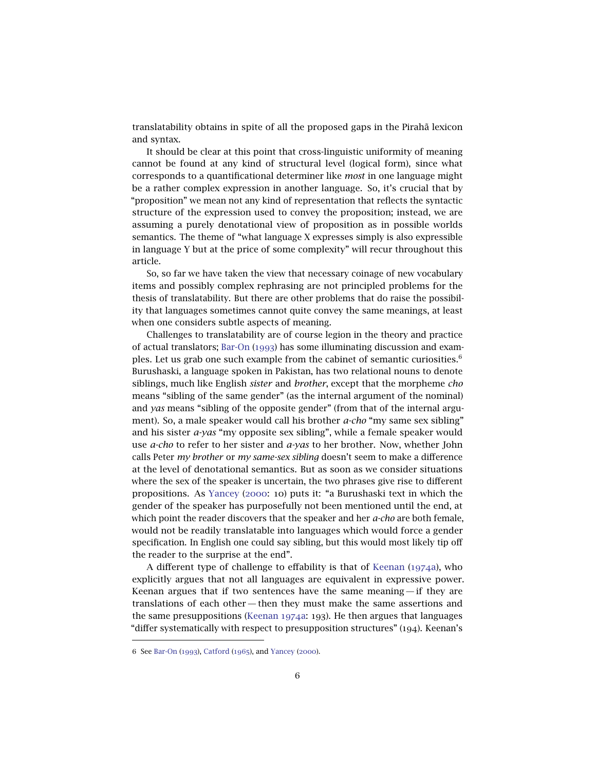translatability obtains in spite of all the proposed gaps in the Pirahã lexicon and syntax.

It should be clear at this point that cross-linguistic uniformity of meaning cannot be found at any kind of structural level (logical form), since what corresponds to a quantificational determiner like *most* in one language might be a rather complex expression in another language. So, it's crucial that by "proposition" we mean not any kind of representation that reflects the syntactic structure of the expression used to convey the proposition; instead, we are assuming a purely denotational view of proposition as in possible worlds semantics. The theme of "what language X expresses simply is also expressible in language Y but at the price of some complexity" will recur throughout this article.

So, so far we have taken the view that necessary coinage of new vocabulary items and possibly complex rephrasing are not principled problems for the thesis of translatability. But there are other problems that do raise the possibility that languages sometimes cannot quite convey the same meanings, at least when one considers subtle aspects of meaning.

Challenges to translatability are of course legion in the theory and practice of actual translators; Bar-On (1993) has some illuminating discussion and examples. Let us grab one such example from the cabinet of semantic curiosities.[6] Burushaski, a language spoken in Pakistan, has two relational nouns to denote siblings, much like English *sister* and *brother*, except that the morpheme *cho* means "sibling of the same gender" (as the internal argument of the nominal) and *yas* means "sibling of the opposite gender" (from that of the internal argument). So, a male speaker would call his brother *a-cho* "my same sex sibling" and his sister *a-yas* "my opposite sex sibling", while a female speaker would use *a-cho* to refer to her sister and *a-yas* to her brother. Now, whether John calls Peter *my brother* or *my same-sex sibling* doesn't seem to make a difference at the level of denotational semantics. But as soon as we consider situations where the sex of the speaker is uncertain, the two phrases give rise to different propositions. As Yancey (2000: 10) puts it: "a Burushaski text in which the gender of the speaker has purposefully not been mentioned until the end, at which point the reader discovers that the speaker and her *a-cho* are both female, would not be readily translatable into languages which would force a gender specification. In English one could say sibling, but this would most likely tip off the reader to the surprise at the end".

A different type of challenge to effability is that of Keenan (1974a), who explicitly argues that not all languages are equivalent in expressive power. Keenan argues that if two sentences have the same meaning — if they are translations of each other — then they must make the same assertions and the same presuppositions (Keenan 1974a: 193). He then argues that languages "differ systematically with respect to presupposition structures" (194). Keenan's

---

6 See Bar-On (1993), Catford (1965), and Yancey (2000).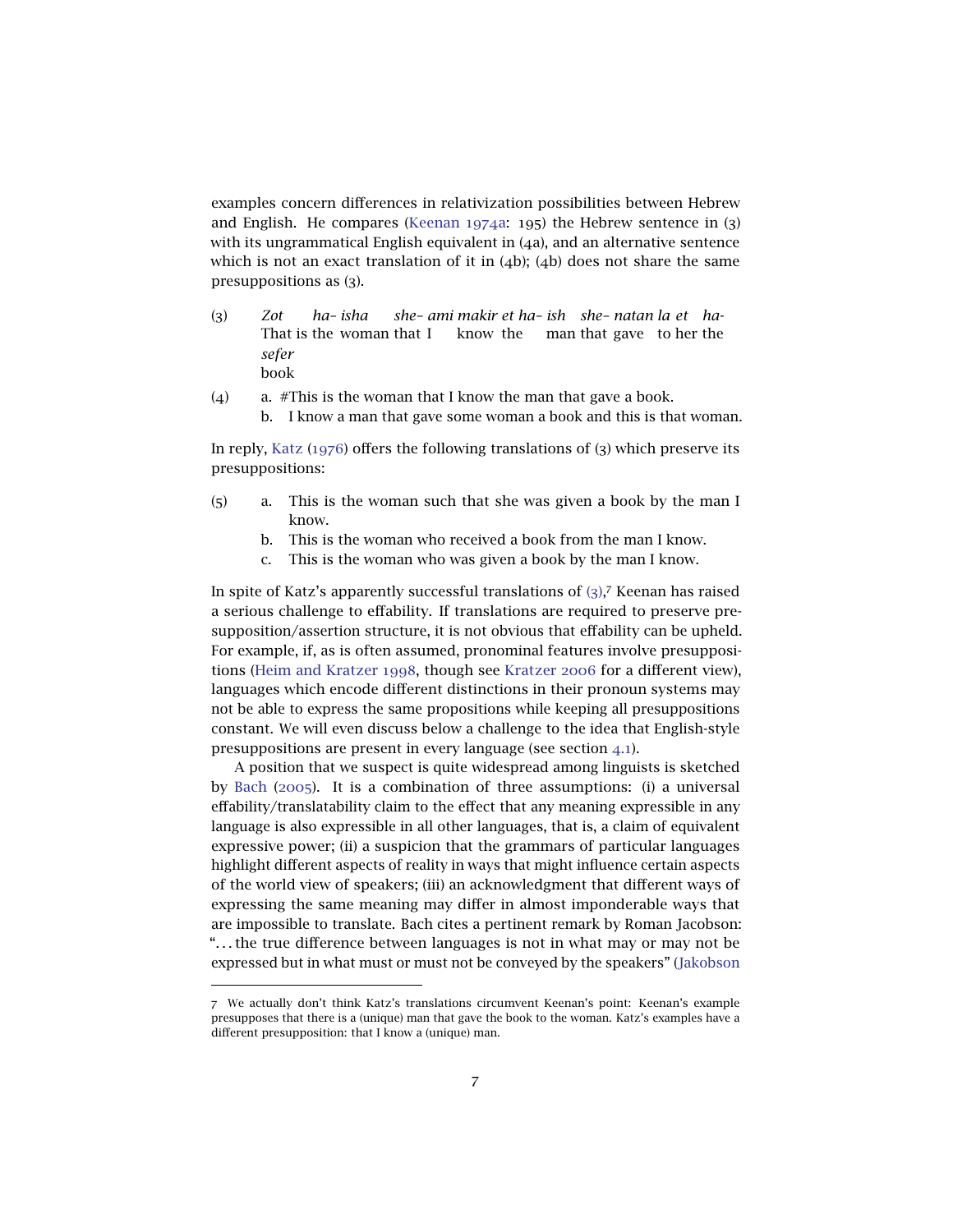examples concern differences in relativization possibilities between Hebrew and English. He compares (Keenan 1974a: 195) the Hebrew sentence in (3) with its ungrammatical English equivalent in (4a), and an alternative sentence which is not an exact translation of it in (4b); (4b) does not share the same presuppositions as (3).

(3) *Zot ha- isha she- ami makir et ha- ish she- natan la et ha- sefer*
That is the woman that I know the man that gave to her the book

(4) a. #This is the woman that I know the man that gave a book.
b. I know a man that gave some woman a book and this is that woman.

In reply, Katz (1976) offers the following translations of (3) which preserve its presuppositions:

(5) a. This is the woman such that she was given a book by the man I know.
b. This is the woman who received a book from the man I know.
c. This is the woman who was given a book by the man I know.

In spite of Katz's apparently successful translations of (3),[7] Keenan has raised a serious challenge to effability. If translations are required to preserve presupposition/assertion structure, it is not obvious that effability can be upheld. For example, if, as is often assumed, pronominal features involve presuppositions (Heim and Kratzer 1998, though see Kratzer 2006 for a different view), languages which encode different distinctions in their pronoun systems may not be able to express the same propositions while keeping all presuppositions constant. We will even discuss below a challenge to the idea that English-style presuppositions are present in every language (see section 4.1).

A position that we suspect is quite widespread among linguists is sketched by Bach (2005). It is a combination of three assumptions: (i) a universal effability/translatability claim to the effect that any meaning expressible in any language is also expressible in all other languages, that is, a claim of equivalent expressive power; (ii) a suspicion that the grammars of particular languages highlight different aspects of reality in ways that might influence certain aspects of the world view of speakers; (iii) an acknowledgment that different ways of expressing the same meaning may differ in almost imponderable ways that are impossible to translate. Bach cites a pertinent remark by Roman Jacobson: "... the true difference between languages is not in what may or may not be expressed but in what must or must not be conveyed by the speakers" (Jakobson

---

7 We actually don't think Katz's translations circumvent Keenan's point: Keenan's example presupposes that there is a (unique) man that gave the book to the woman. Katz's examples have a different presupposition: that I know a (unique) man.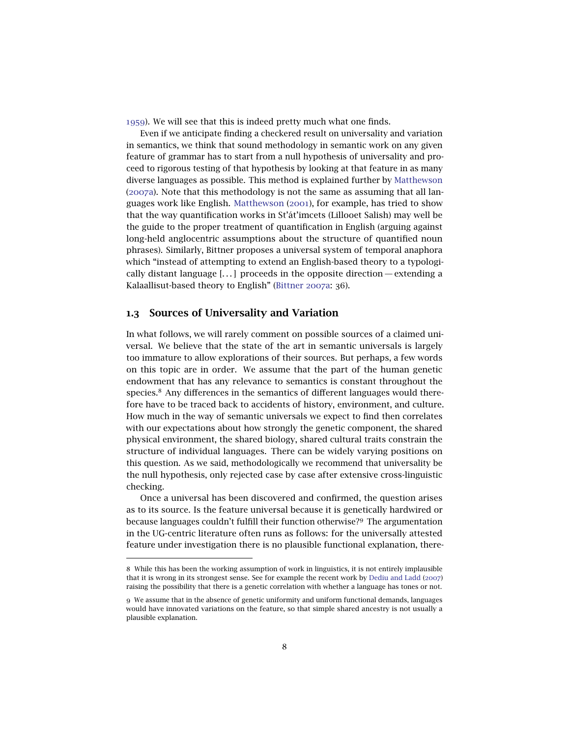1959). We will see that this is indeed pretty much what one finds.

Even if we anticipate finding a checkered result on universality and variation in semantics, we think that sound methodology in semantic work on any given feature of grammar has to start from a null hypothesis of universality and proceed to rigorous testing of that hypothesis by looking at that feature in as many diverse languages as possible. This method is explained further by Matthewson (2007a). Note that this methodology is not the same as assuming that all languages work like English. Matthewson (2001), for example, has tried to show that the way quantification works in St'át'imcets (Lillooet Salish) may well be the guide to the proper treatment of quantification in English (arguing against long-held anglocentric assumptions about the structure of quantified noun phrases). Similarly, Bittner proposes a universal system of temporal anaphora which "instead of attempting to extend an English-based theory to a typologically distant language [...] proceeds in the opposite direction — extending a Kalaallisut-based theory to English" (Bittner 2007a: 36).

## 1.3 Sources of Universality and Variation

In what follows, we will rarely comment on possible sources of a claimed universal. We believe that the state of the art in semantic universals is largely too immature to allow explorations of their sources. But perhaps, a few words on this topic are in order. We assume that the part of the human genetic endowment that has any relevance to semantics is constant throughout the species.[8] Any differences in the semantics of different languages would therefore have to be traced back to accidents of history, environment, and culture. How much in the way of semantic universals we expect to find then correlates with our expectations about how strongly the genetic component, the shared physical environment, the shared biology, shared cultural traits constrain the structure of individual languages. There can be widely varying positions on this question. As we said, methodologically we recommend that universality be the null hypothesis, only rejected case by case after extensive cross-linguistic checking.

Once a universal has been discovered and confirmed, the question arises as to its source. Is the feature universal because it is genetically hardwired or because languages couldn't fulfill their function otherwise?[9] The argumentation in the UG-centric literature often runs as follows: for the universally attested feature under investigation there is no plausible functional explanation, there-

---

8 While this has been the working assumption of work in linguistics, it is not entirely implausible that it is wrong in its strongest sense. See for example the recent work by Dediu and Ladd (2007) raising the possibility that there is a genetic correlation with whether a language has tones or not.

9 We assume that in the absence of genetic uniformity and uniform functional demands, languages would have innovated variations on the feature, so that simple shared ancestry is not usually a plausible explanation.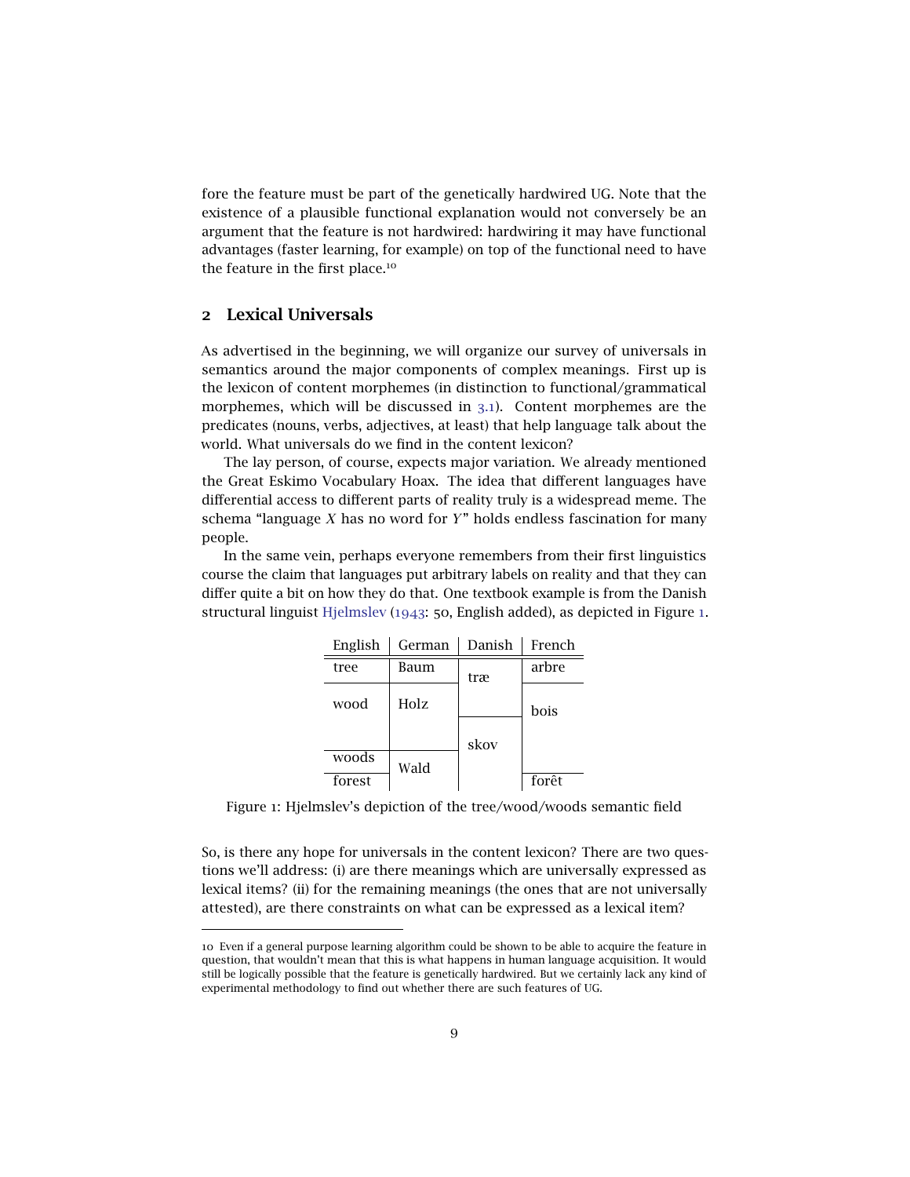fore the feature must be part of the genetically hardwired UG. Note that the existence of a plausible functional explanation would not conversely be an argument that the feature is not hardwired: hardwiring it may have functional advantages (faster learning, for example) on top of the functional need to have the feature in the first place.[10]

## 2 Lexical Universals

As advertised in the beginning, we will organize our survey of universals in semantics around the major components of complex meanings. First up is the lexicon of content morphemes (in distinction to functional/grammatical morphemes, which will be discussed in 3.1). Content morphemes are the predicates (nouns, verbs, adjectives, at least) that help language talk about the world. What universals do we find in the content lexicon?

The lay person, of course, expects major variation. We already mentioned the Great Eskimo Vocabulary Hoax. The idea that different languages have differential access to different parts of reality truly is a widespread meme. The schema "language *X* has no word for *Y*" holds endless fascination for many people.

In the same vein, perhaps everyone remembers from their first linguistics course the claim that languages put arbitrary labels on reality and that they can differ quite a bit on how they do that. One textbook example is from the Danish structural linguist Hjelmslev (1943: 50, English added), as depicted in Figure 1.

| English | German | Danish | French |
|---|---|---|---|
| tree | Baum | træ | arbre |
| wood | Holz | træ / skov | bois |
| woods | Wald | skov | bois |
| forest | Wald | skov | forêt |

Figure 1: Hjelmslev's depiction of the tree/wood/woods semantic field

So, is there any hope for universals in the content lexicon? There are two questions we'll address: (i) are there meanings which are universally expressed as lexical items? (ii) for the remaining meanings (the ones that are not universally attested), are there constraints on what can be expressed as a lexical item?

10 Even if a general purpose learning algorithm could be shown to be able to acquire the feature in question, that wouldn't mean that this is what happens in human language acquisition. It would still be logically possible that the feature is genetically hardwired. But we certainly lack any kind of experimental methodology to find out whether there are such features of UG.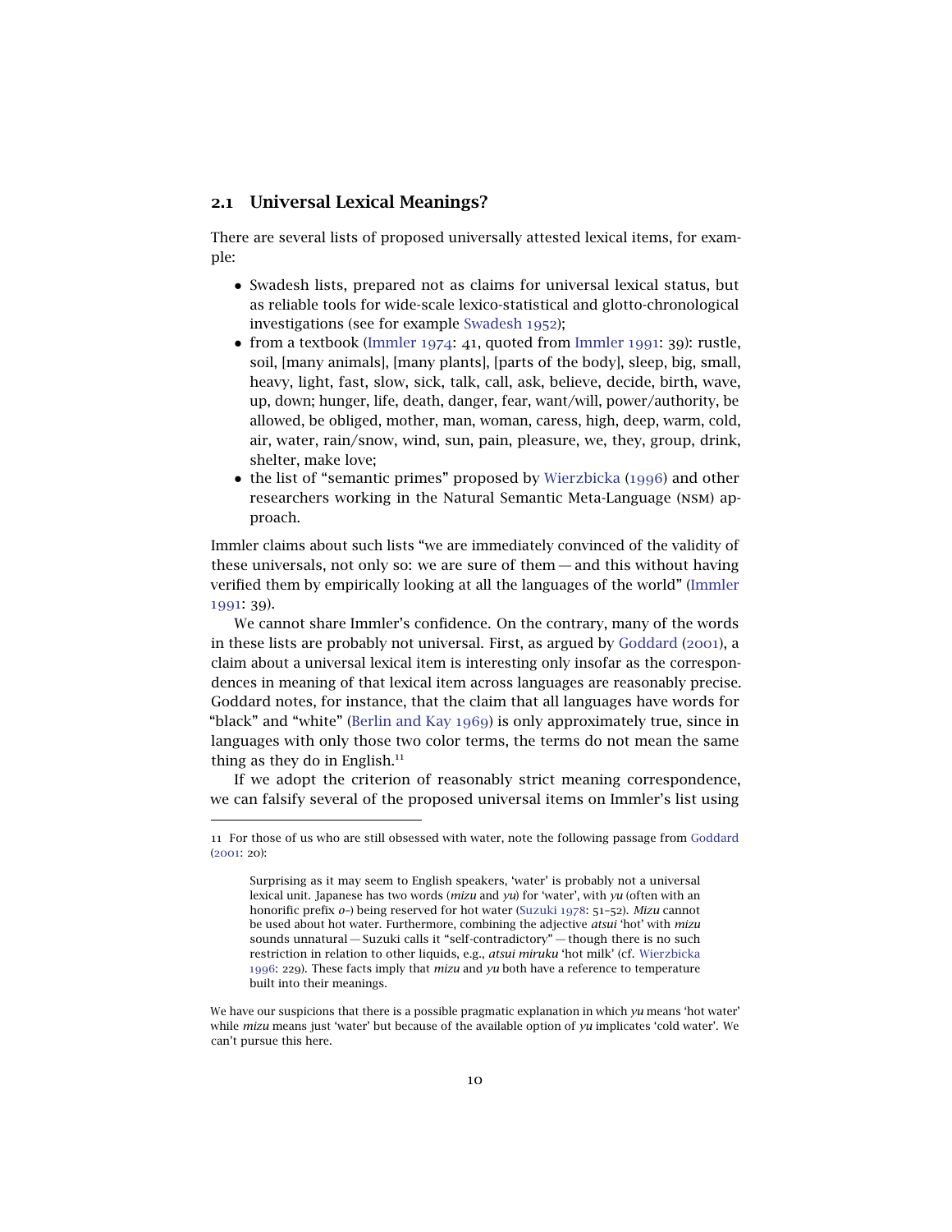## 2.1 Universal Lexical Meanings?

There are several lists of proposed universally attested lexical items, for example:

- Swadesh lists, prepared not as claims for universal lexical status, but as reliable tools for wide-scale lexico-statistical and glotto-chronological investigations (see for example Swadesh 1952);
- from a textbook (Immler 1974: 41, quoted from Immler 1991: 39): rustle, soil, [many animals], [many plants], [parts of the body], sleep, big, small, heavy, light, fast, slow, sick, talk, call, ask, believe, decide, birth, wave, up, down; hunger, life, death, danger, fear, want/will, power/authority, be allowed, be obliged, mother, man, woman, caress, high, deep, warm, cold, air, water, rain/snow, wind, sun, pain, pleasure, we, they, group, drink, shelter, make love;
- the list of "semantic primes" proposed by Wierzbicka (1996) and other researchers working in the Natural Semantic Meta-Language (NSM) approach.

Immler claims about such lists "we are immediately convinced of the validity of these universals, not only so: we are sure of them — and this without having verified them by empirically looking at all the languages of the world" (Immler 1991: 39).

We cannot share Immler's confidence. On the contrary, many of the words in these lists are probably not universal. First, as argued by Goddard (2001), a claim about a universal lexical item is interesting only insofar as the correspondences in meaning of that lexical item across languages are reasonably precise. Goddard notes, for instance, that the claim that all languages have words for "black" and "white" (Berlin and Kay 1969) is only approximately true, since in languages with only those two color terms, the terms do not mean the same thing as they do in English.[11]

If we adopt the criterion of reasonably strict meaning correspondence, we can falsify several of the proposed universal items on Immler's list using

---

11 For those of us who are still obsessed with water, note the following passage from Goddard (2001: 20):

> Surprising as it may seem to English speakers, 'water' is probably not a universal lexical unit. Japanese has two words (*mizu* and *yu*) for 'water', with *yu* (often with an honorific prefix *o-*) being reserved for hot water (Suzuki 1978: 51–52). *Mizu* cannot be used about hot water. Furthermore, combining the adjective *atsui* 'hot' with *mizu* sounds unnatural — Suzuki calls it "self-contradictory" — though there is no such restriction in relation to other liquids, e.g., *atsui miruku* 'hot milk' (cf. Wierzbicka 1996: 229). These facts imply that *mizu* and *yu* both have a reference to temperature built into their meanings.

We have our suspicions that there is a possible pragmatic explanation in which *yu* means 'hot water' while *mizu* means just 'water' but because of the available option of *yu* implicates 'cold water'. We can't pursue this here.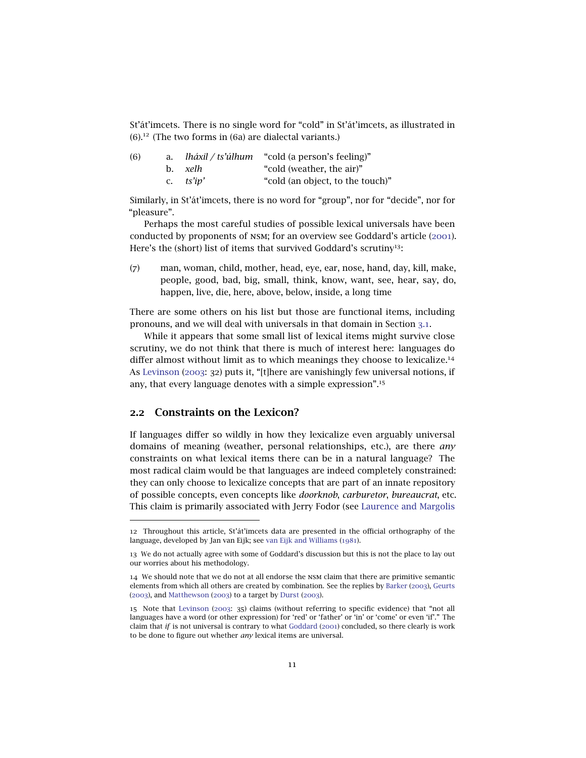St'át'imcets. There is no single word for "cold" in St'át'imcets, as illustrated in (6).[12] (The two forms in (6a) are dialectal variants.)

(6)
a. *lháxil / ts'úlhum* "cold (a person's feeling)"
b. *xelh* "cold (weather, the air)"
c. *ts'ip'* "cold (an object, to the touch)"

Similarly, in St'át'imcets, there is no word for "group", nor for "decide", nor for "pleasure".

Perhaps the most careful studies of possible lexical universals have been conducted by proponents of NSM; for an overview see Goddard's article (2001). Here's the (short) list of items that survived Goddard's scrutiny[13]:

(7) man, woman, child, mother, head, eye, ear, nose, hand, day, kill, make, people, good, bad, big, small, think, know, want, see, hear, say, do, happen, live, die, here, above, below, inside, a long time

There are some others on his list but those are functional items, including pronouns, and we will deal with universals in that domain in Section 3.1.

While it appears that some small list of lexical items might survive close scrutiny, we do not think that there is much of interest here: languages do differ almost without limit as to which meanings they choose to lexicalize.[14] As Levinson (2003: 32) puts it, "[t]here are vanishingly few universal notions, if any, that every language denotes with a simple expression".[15]

## 2.2 Constraints on the Lexicon?

If languages differ so wildly in how they lexicalize even arguably universal domains of meaning (weather, personal relationships, etc.), are there *any* constraints on what lexical items there can be in a natural language? The most radical claim would be that languages are indeed completely constrained: they can only choose to lexicalize concepts that are part of an innate repository of possible concepts, even concepts like *doorknob*, *carburetor*, *bureaucrat*, etc. This claim is primarily associated with Jerry Fodor (see Laurence and Margolis

---

12 Throughout this article, St'át'imcets data are presented in the official orthography of the language, developed by Jan van Eijk; see van Eijk and Williams (1981).

13 We do not actually agree with some of Goddard's discussion but this is not the place to lay out our worries about his methodology.

14 We should note that we do not at all endorse the NSM claim that there are primitive semantic elements from which all others are created by combination. See the replies by Barker (2003), Geurts (2003), and Matthewson (2003) to a target by Durst (2003).

15 Note that Levinson (2003: 35) claims (without referring to specific evidence) that "not all languages have a word (or other expression) for 'red' or 'father' or 'in' or 'come' or even 'if'." The claim that *if* is not universal is contrary to what Goddard (2001) concluded, so there clearly is work to be done to figure out whether *any* lexical items are universal.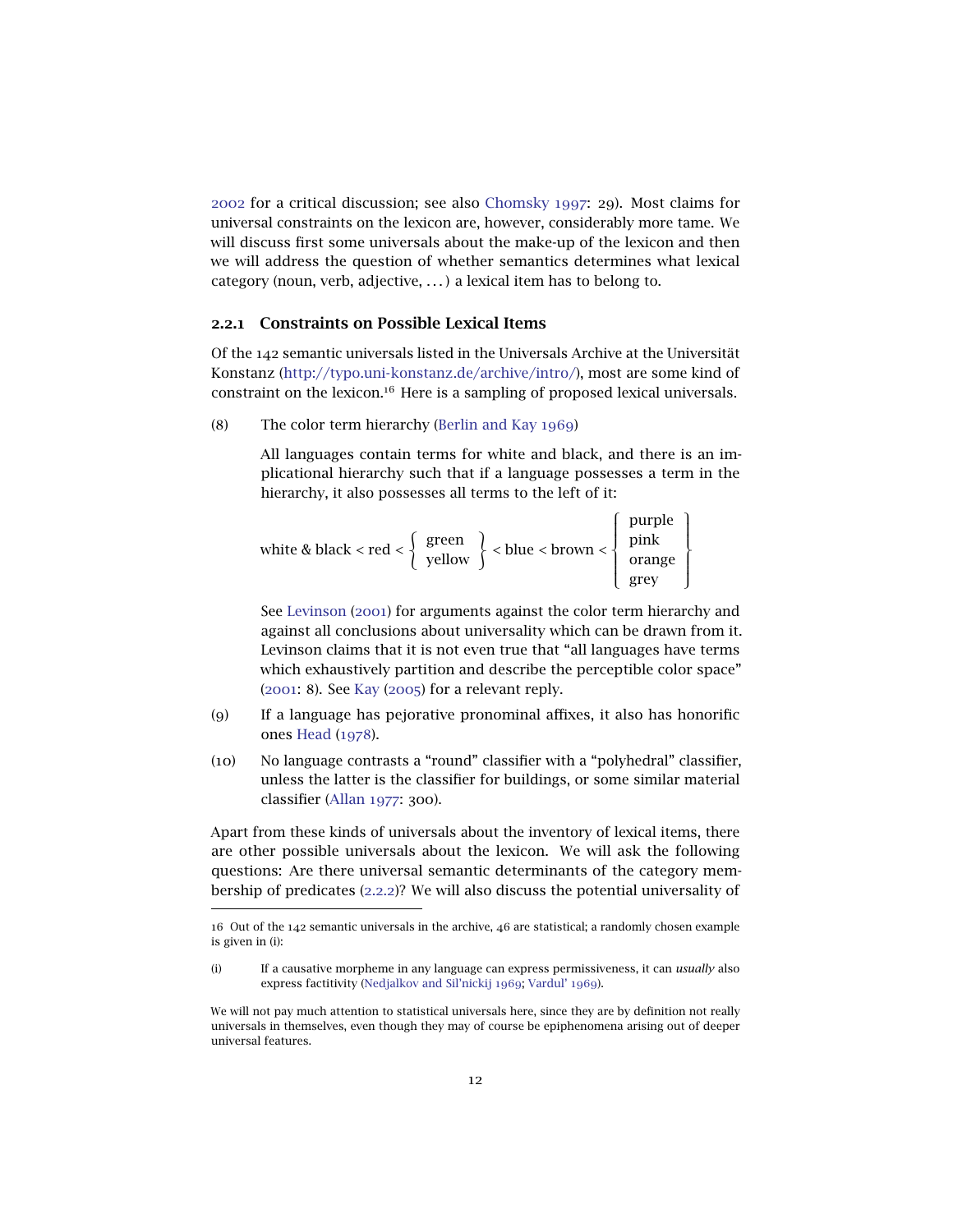2002 for a critical discussion; see also Chomsky 1997: 29). Most claims for universal constraints on the lexicon are, however, considerably more tame. We will discuss first some universals about the make-up of the lexicon and then we will address the question of whether semantics determines what lexical category (noun, verb, adjective, . . . ) a lexical item has to belong to.

### 2.2.1 Constraints on Possible Lexical Items

Of the 142 semantic universals listed in the Universals Archive at the Universität Konstanz (http://typo.uni-konstanz.de/archive/intro/), most are some kind of constraint on the lexicon.[16] Here is a sampling of proposed lexical universals.

(8) The color term hierarchy (Berlin and Kay 1969)

All languages contain terms for white and black, and there is an implicational hierarchy such that if a language possesses a term in the hierarchy, it also possesses all terms to the left of it:

$$\text{white \& black} < \text{red} < \left\{ \begin{array}{l} \text{green} \\ \text{yellow} \end{array} \right\} < \text{blue} < \text{brown} < \left\{ \begin{array}{l} \text{purple} \\ \text{pink} \\ \text{orange} \\ \text{grey} \end{array} \right\}$$

See Levinson (2001) for arguments against the color term hierarchy and against all conclusions about universality which can be drawn from it. Levinson claims that it is not even true that "all languages have terms which exhaustively partition and describe the perceptible color space" (2001: 8). See Kay (2005) for a relevant reply.

(9) If a language has pejorative pronominal affixes, it also has honorific ones Head (1978).

(10) No language contrasts a "round" classifier with a "polyhedral" classifier, unless the latter is the classifier for buildings, or some similar material classifier (Allan 1977: 300).

Apart from these kinds of universals about the inventory of lexical items, there are other possible universals about the lexicon. We will ask the following questions: Are there universal semantic determinants of the category membership of predicates (2.2.2)? We will also discuss the potential universality of

---

16 Out of the 142 semantic universals in the archive, 46 are statistical; a randomly chosen example is given in (i):

(i) If a causative morpheme in any language can express permissiveness, it can *usually* also express factitivity (Nedjalkov and Sil'nickij 1969; Vardul' 1969).

We will not pay much attention to statistical universals here, since they are by definition not really universals in themselves, even though they may of course be epiphenomena arising out of deeper universal features.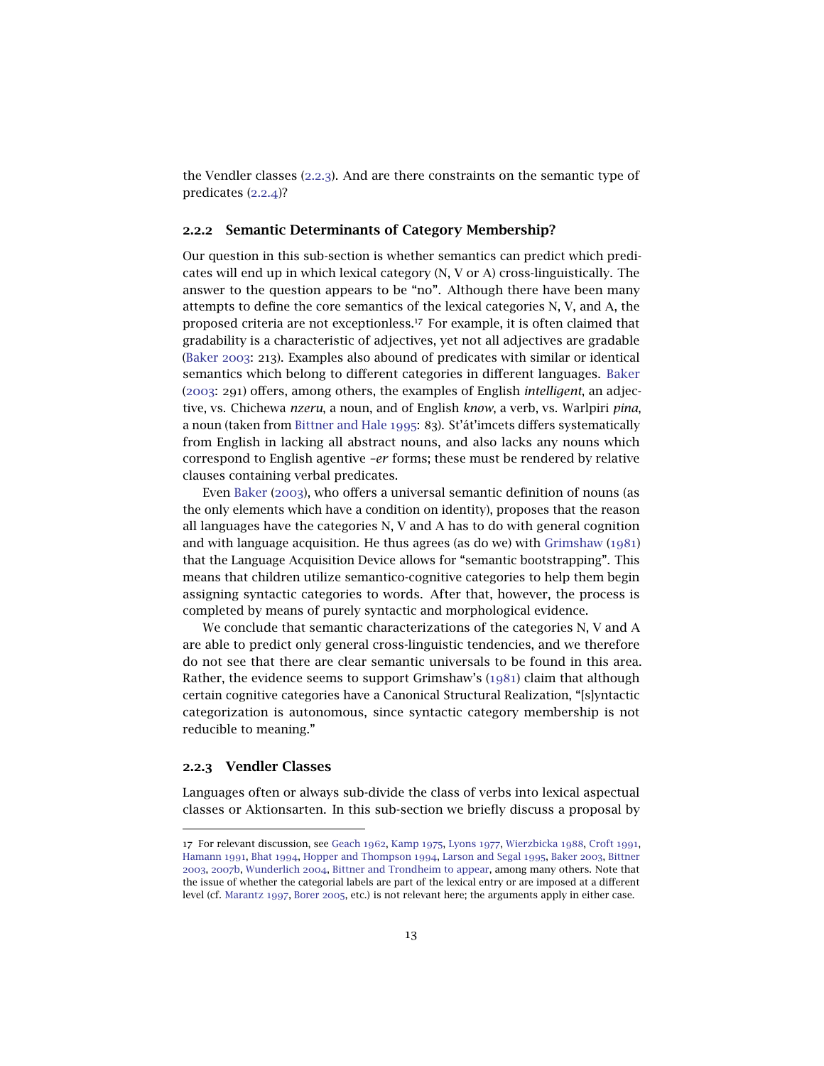the Vendler classes (2.2.3). And are there constraints on the semantic type of predicates (2.2.4)?

### 2.2.2 Semantic Determinants of Category Membership?

Our question in this sub-section is whether semantics can predict which predicates will end up in which lexical category (N, V or A) cross-linguistically. The answer to the question appears to be "no". Although there have been many attempts to define the core semantics of the lexical categories N, V, and A, the proposed criteria are not exceptionless.[17] For example, it is often claimed that gradability is a characteristic of adjectives, yet not all adjectives are gradable (Baker 2003: 213). Examples also abound of predicates with similar or identical semantics which belong to different categories in different languages. Baker (2003: 291) offers, among others, the examples of English *intelligent*, an adjective, vs. Chichewa *nzeru*, a noun, and of English *know*, a verb, vs. Warlpiri *pina*, a noun (taken from Bittner and Hale 1995: 83). St'át'imcets differs systematically from English in lacking all abstract nouns, and also lacks any nouns which correspond to English agentive *–er* forms; these must be rendered by relative clauses containing verbal predicates.

Even Baker (2003), who offers a universal semantic definition of nouns (as the only elements which have a condition on identity), proposes that the reason all languages have the categories N, V and A has to do with general cognition and with language acquisition. He thus agrees (as do we) with Grimshaw (1981) that the Language Acquisition Device allows for "semantic bootstrapping". This means that children utilize semantico-cognitive categories to help them begin assigning syntactic categories to words. After that, however, the process is completed by means of purely syntactic and morphological evidence.

We conclude that semantic characterizations of the categories N, V and A are able to predict only general cross-linguistic tendencies, and we therefore do not see that there are clear semantic universals to be found in this area. Rather, the evidence seems to support Grimshaw's (1981) claim that although certain cognitive categories have a Canonical Structural Realization, "[s]yntactic categorization is autonomous, since syntactic category membership is not reducible to meaning."

### 2.2.3 Vendler Classes

Languages often or always sub-divide the class of verbs into lexical aspectual classes or Aktionsarten. In this sub-section we briefly discuss a proposal by

---

17 For relevant discussion, see Geach 1962, Kamp 1975, Lyons 1977, Wierzbicka 1988, Croft 1991, Hamann 1991, Bhat 1994, Hopper and Thompson 1994, Larson and Segal 1995, Baker 2003, Bittner 2003, 2007b, Wunderlich 2004, Bittner and Trondheim to appear, among many others. Note that the issue of whether the categorial labels are part of the lexical entry or are imposed at a different level (cf. Marantz 1997, Borer 2005, etc.) is not relevant here; the arguments apply in either case.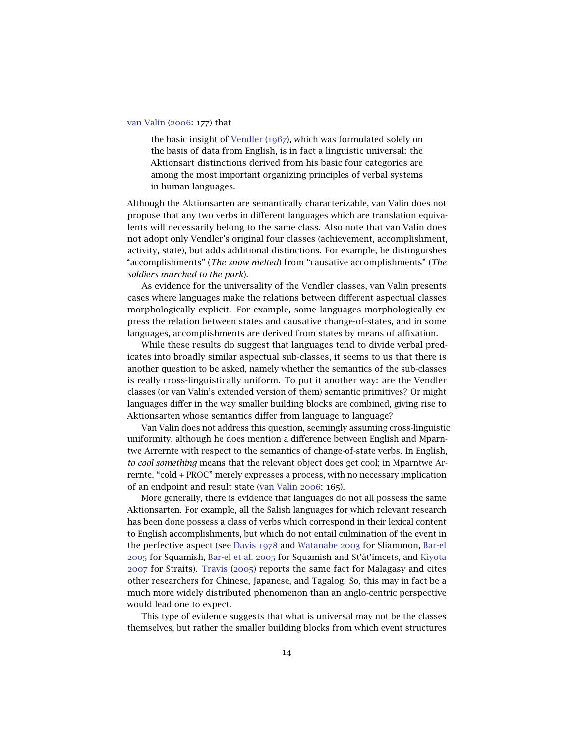van Valin (2006: 177) that

> the basic insight of Vendler (1967), which was formulated solely on the basis of data from English, is in fact a linguistic universal: the Aktionsart distinctions derived from his basic four categories are among the most important organizing principles of verbal systems in human languages.

Although the Aktionsarten are semantically characterizable, van Valin does not propose that any two verbs in different languages which are translation equivalents will necessarily belong to the same class. Also note that van Valin does not adopt only Vendler's original four classes (achievement, accomplishment, activity, state), but adds additional distinctions. For example, he distinguishes "accomplishments" (*The snow melted*) from "causative accomplishments" (*The soldiers marched to the park*).

As evidence for the universality of the Vendler classes, van Valin presents cases where languages make the relations between different aspectual classes morphologically explicit. For example, some languages morphologically express the relation between states and causative change-of-states, and in some languages, accomplishments are derived from states by means of affixation.

While these results do suggest that languages tend to divide verbal predicates into broadly similar aspectual sub-classes, it seems to us that there is another question to be asked, namely whether the semantics of the sub-classes is really cross-linguistically uniform. To put it another way: are the Vendler classes (or van Valin's extended version of them) semantic primitives? Or might languages differ in the way smaller building blocks are combined, giving rise to Aktionsarten whose semantics differ from language to language?

Van Valin does not address this question, seemingly assuming cross-linguistic uniformity, although he does mention a difference between English and Mparntwe Arrernte with respect to the semantics of change-of-state verbs. In English, *to cool something* means that the relevant object does get cool; in Mparntwe Arrernte, "cold + PROC" merely expresses a process, with no necessary implication of an endpoint and result state (van Valin 2006: 165).

More generally, there is evidence that languages do not all possess the same Aktionsarten. For example, all the Salish languages for which relevant research has been done possess a class of verbs which correspond in their lexical content to English accomplishments, but which do not entail culmination of the event in the perfective aspect (see Davis 1978 and Watanabe 2003 for Sliammon, Bar-el 2005 for Squamish, Bar-el et al. 2005 for Squamish and St'át'imcets, and Kiyota 2007 for Straits). Travis (2005) reports the same fact for Malagasy and cites other researchers for Chinese, Japanese, and Tagalog. So, this may in fact be a much more widely distributed phenomenon than an anglo-centric perspective would lead one to expect.

This type of evidence suggests that what is universal may not be the classes themselves, but rather the smaller building blocks from which event structures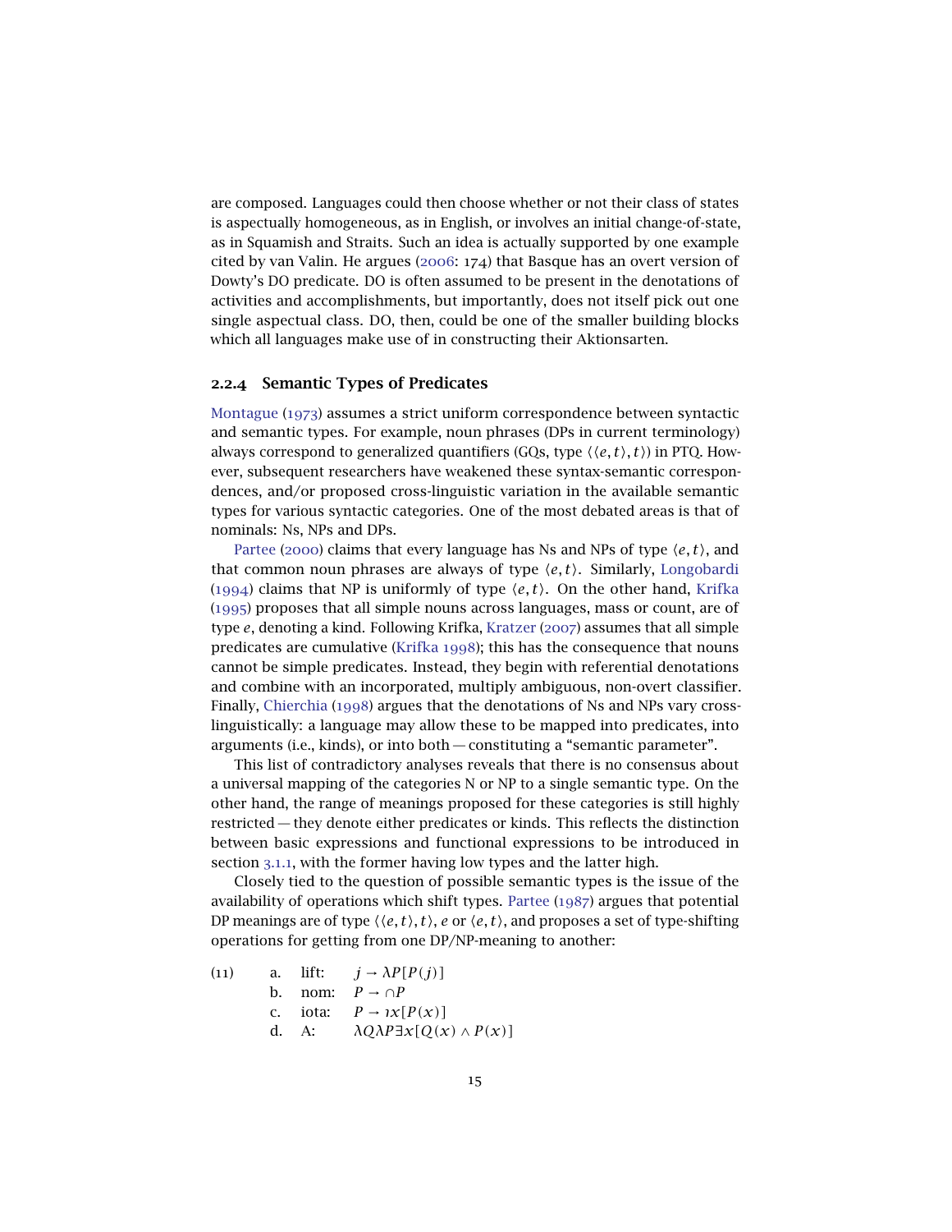are composed. Languages could then choose whether or not their class of states is aspectually homogeneous, as in English, or involves an initial change-of-state, as in Squamish and Straits. Such an idea is actually supported by one example cited by van Valin. He argues (2006: 174) that Basque has an overt version of Dowty's DO predicate. DO is often assumed to be present in the denotations of activities and accomplishments, but importantly, does not itself pick out one single aspectual class. DO, then, could be one of the smaller building blocks which all languages make use of in constructing their Aktionsarten.

### 2.2.4 Semantic Types of Predicates

Montague (1973) assumes a strict uniform correspondence between syntactic and semantic types. For example, noun phrases (DPs in current terminology) always correspond to generalized quantifiers (GQs, type $\langle\langle e,t\rangle,t\rangle$) in PTQ. However, subsequent researchers have weakened these syntax-semantic correspondences, and/or proposed cross-linguistic variation in the available semantic types for various syntactic categories. One of the most debated areas is that of nominals: Ns, NPs and DPs.

Partee (2000) claims that every language has Ns and NPs of type $\langle e,t\rangle$, and that common noun phrases are always of type $\langle e,t\rangle$. Similarly, Longobardi (1994) claims that NP is uniformly of type $\langle e,t\rangle$. On the other hand, Krifka (1995) proposes that all simple nouns across languages, mass or count, are of type $e$, denoting a kind. Following Krifka, Kratzer (2007) assumes that all simple predicates are cumulative (Krifka 1998); this has the consequence that nouns cannot be simple predicates. Instead, they begin with referential denotations and combine with an incorporated, multiply ambiguous, non-overt classifier. Finally, Chierchia (1998) argues that the denotations of Ns and NPs vary cross-linguistically: a language may allow these to be mapped into predicates, into arguments (i.e., kinds), or into both — constituting a "semantic parameter".

This list of contradictory analyses reveals that there is no consensus about a universal mapping of the categories N or NP to a single semantic type. On the other hand, the range of meanings proposed for these categories is still highly restricted — they denote either predicates or kinds. This reflects the distinction between basic expressions and functional expressions to be introduced in section 3.1.1, with the former having low types and the latter high.

Closely tied to the question of possible semantic types is the issue of the availability of operations which shift types. Partee (1987) argues that potential DP meanings are of type $\langle\langle e,t\rangle,t\rangle$, $e$ or $\langle e,t\rangle$, and proposes a set of type-shifting operations for getting from one DP/NP-meaning to another:

(11)
a. lift: $j \rightarrow \lambda P[P(j)]$
b. nom: $P \rightarrow {\cap}P$
c. iota: $P \rightarrow \iota x[P(x)]$
d. A: $\lambda Q \lambda P \exists x[Q(x) \wedge P(x)]$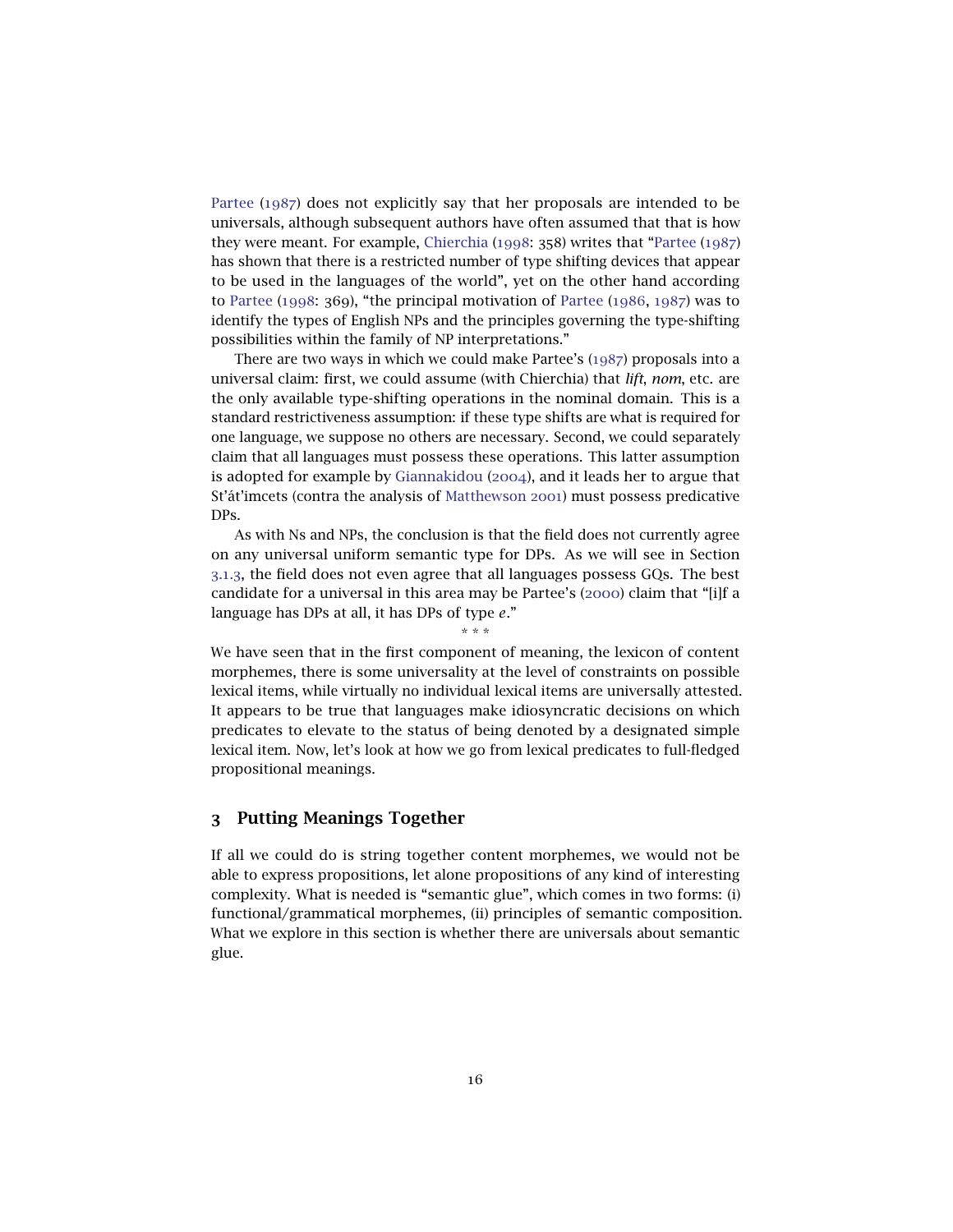Partee (1987) does not explicitly say that her proposals are intended to be universals, although subsequent authors have often assumed that that is how they were meant. For example, Chierchia (1998: 358) writes that "Partee (1987) has shown that there is a restricted number of type shifting devices that appear to be used in the languages of the world", yet on the other hand according to Partee (1998: 369), "the principal motivation of Partee (1986, 1987) was to identify the types of English NPs and the principles governing the type-shifting possibilities within the family of NP interpretations."

There are two ways in which we could make Partee's (1987) proposals into a universal claim: first, we could assume (with Chierchia) that *lift*, *nom*, etc. are the only available type-shifting operations in the nominal domain. This is a standard restrictiveness assumption: if these type shifts are what is required for one language, we suppose no others are necessary. Second, we could separately claim that all languages must possess these operations. This latter assumption is adopted for example by Giannakidou (2004), and it leads her to argue that St'át'imcets (contra the analysis of Matthewson 2001) must possess predicative DPs.

As with Ns and NPs, the conclusion is that the field does not currently agree on any universal uniform semantic type for DPs. As we will see in Section 3.1.3, the field does not even agree that all languages possess GQs. The best candidate for a universal in this area may be Partee's (2000) claim that "[i]f a language has DPs at all, it has DPs of type *e*."

\* \* \*

We have seen that in the first component of meaning, the lexicon of content morphemes, there is some universality at the level of constraints on possible lexical items, while virtually no individual lexical items are universally attested. It appears to be true that languages make idiosyncratic decisions on which predicates to elevate to the status of being denoted by a designated simple lexical item. Now, let's look at how we go from lexical predicates to full-fledged propositional meanings.

## 3 Putting Meanings Together

If all we could do is string together content morphemes, we would not be able to express propositions, let alone propositions of any kind of interesting complexity. What is needed is "semantic glue", which comes in two forms: (i) functional/grammatical morphemes, (ii) principles of semantic composition. What we explore in this section is whether there are universals about semantic glue.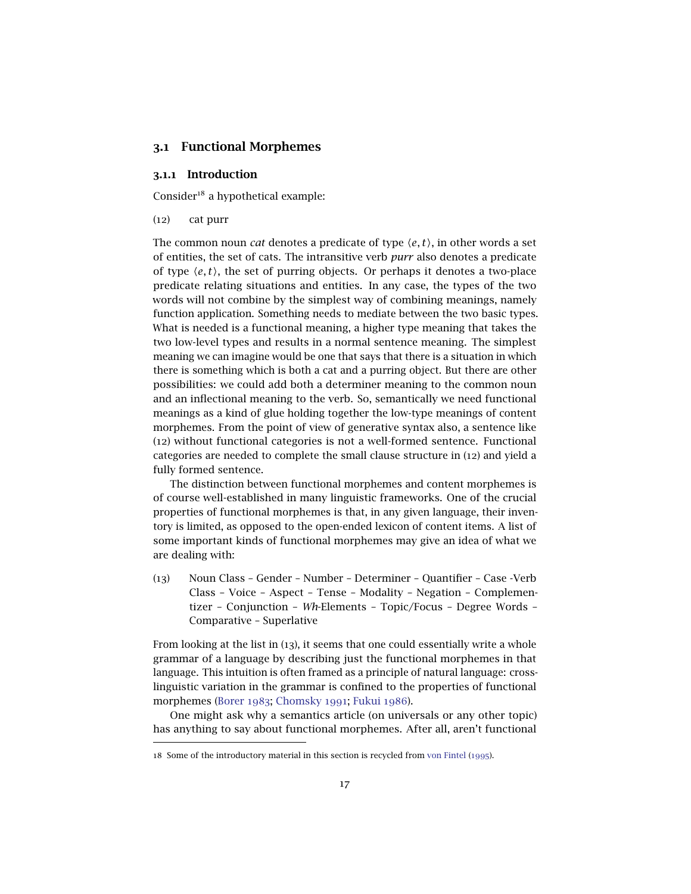## 3.1 Functional Morphemes

### 3.1.1 Introduction

Consider[18] a hypothetical example:

(12) cat purr

The common noun *cat* denotes a predicate of type $\langle e, t \rangle$, in other words a set of entities, the set of cats. The intransitive verb *purr* also denotes a predicate of type $\langle e, t \rangle$, the set of purring objects. Or perhaps it denotes a two-place predicate relating situations and entities. In any case, the types of the two words will not combine by the simplest way of combining meanings, namely function application. Something needs to mediate between the two basic types. What is needed is a functional meaning, a higher type meaning that takes the two low-level types and results in a normal sentence meaning. The simplest meaning we can imagine would be one that says that there is a situation in which there is something which is both a cat and a purring object. But there are other possibilities: we could add both a determiner meaning to the common noun and an inflectional meaning to the verb. So, semantically we need functional meanings as a kind of glue holding together the low-type meanings of content morphemes. From the point of view of generative syntax also, a sentence like (12) without functional categories is not a well-formed sentence. Functional categories are needed to complete the small clause structure in (12) and yield a fully formed sentence.

The distinction between functional morphemes and content morphemes is of course well-established in many linguistic frameworks. One of the crucial properties of functional morphemes is that, in any given language, their inventory is limited, as opposed to the open-ended lexicon of content items. A list of some important kinds of functional morphemes may give an idea of what we are dealing with:

(13) Noun Class – Gender – Number – Determiner – Quantifier – Case -Verb Class – Voice – Aspect – Tense – Modality – Negation – Complementizer – Conjunction – *Wh*-Elements – Topic/Focus – Degree Words – Comparative – Superlative

From looking at the list in (13), it seems that one could essentially write a whole grammar of a language by describing just the functional morphemes in that language. This intuition is often framed as a principle of natural language: cross-linguistic variation in the grammar is confined to the properties of functional morphemes (Borer 1983; Chomsky 1991; Fukui 1986).

One might ask why a semantics article (on universals or any other topic) has anything to say about functional morphemes. After all, aren't functional

---

18 Some of the introductory material in this section is recycled from von Fintel (1995).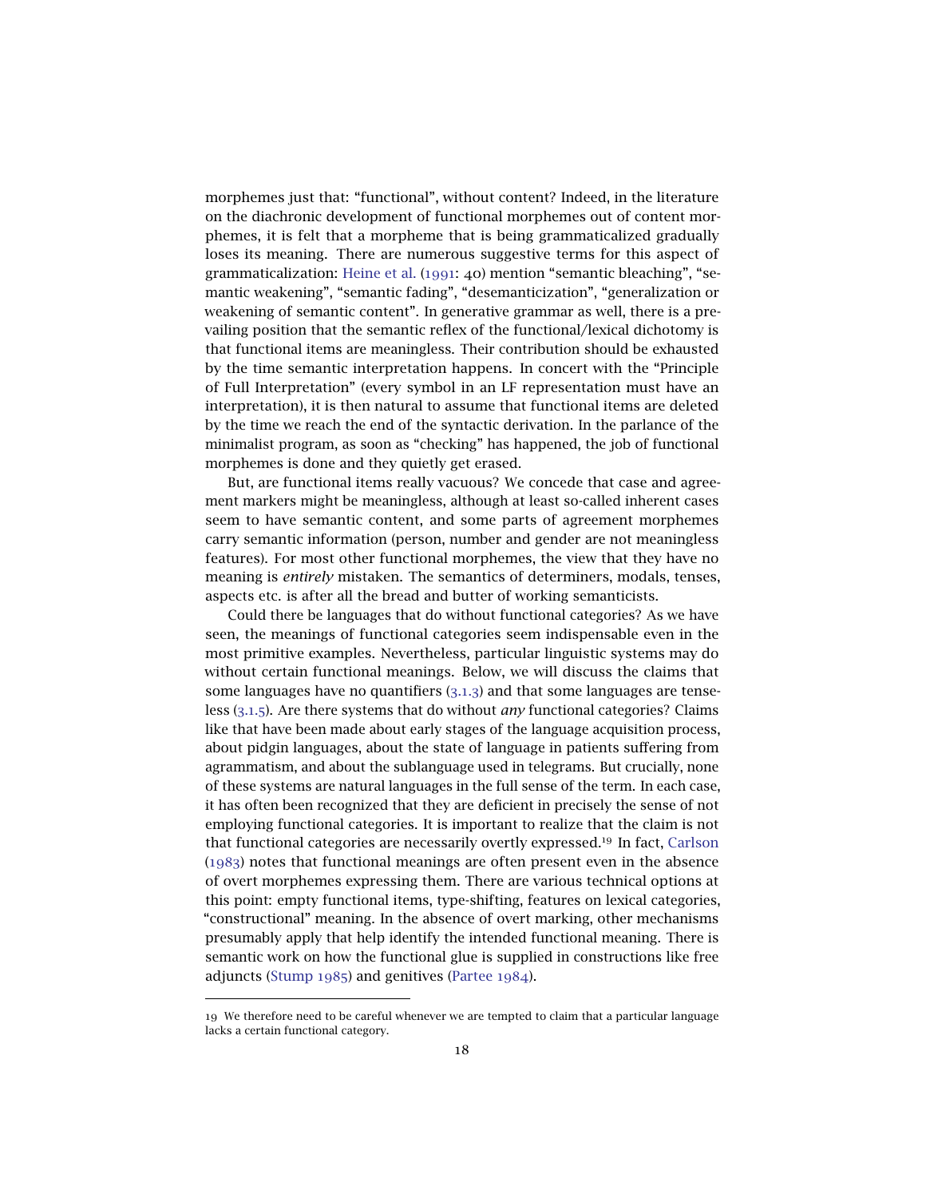morphemes just that: "functional", without content? Indeed, in the literature on the diachronic development of functional morphemes out of content morphemes, it is felt that a morpheme that is being grammaticalized gradually loses its meaning. There are numerous suggestive terms for this aspect of grammaticalization: Heine et al. (1991: 40) mention "semantic bleaching", "semantic weakening", "semantic fading", "desemanticization", "generalization or weakening of semantic content". In generative grammar as well, there is a prevailing position that the semantic reflex of the functional/lexical dichotomy is that functional items are meaningless. Their contribution should be exhausted by the time semantic interpretation happens. In concert with the "Principle of Full Interpretation" (every symbol in an LF representation must have an interpretation), it is then natural to assume that functional items are deleted by the time we reach the end of the syntactic derivation. In the parlance of the minimalist program, as soon as "checking" has happened, the job of functional morphemes is done and they quietly get erased.

But, are functional items really vacuous? We concede that case and agreement markers might be meaningless, although at least so-called inherent cases seem to have semantic content, and some parts of agreement morphemes carry semantic information (person, number and gender are not meaningless features). For most other functional morphemes, the view that they have no meaning is *entirely* mistaken. The semantics of determiners, modals, tenses, aspects etc. is after all the bread and butter of working semanticists.

Could there be languages that do without functional categories? As we have seen, the meanings of functional categories seem indispensable even in the most primitive examples. Nevertheless, particular linguistic systems may do without certain functional meanings. Below, we will discuss the claims that some languages have no quantifiers (3.1.3) and that some languages are tenseless (3.1.5). Are there systems that do without *any* functional categories? Claims like that have been made about early stages of the language acquisition process, about pidgin languages, about the state of language in patients suffering from agrammatism, and about the sublanguage used in telegrams. But crucially, none of these systems are natural languages in the full sense of the term. In each case, it has often been recognized that they are deficient in precisely the sense of not employing functional categories. It is important to realize that the claim is not that functional categories are necessarily overtly expressed.[19] In fact, Carlson (1983) notes that functional meanings are often present even in the absence of overt morphemes expressing them. There are various technical options at this point: empty functional items, type-shifting, features on lexical categories, "constructional" meaning. In the absence of overt marking, other mechanisms presumably apply that help identify the intended functional meaning. There is semantic work on how the functional glue is supplied in constructions like free adjuncts (Stump 1985) and genitives (Partee 1984).

---

19 We therefore need to be careful whenever we are tempted to claim that a particular language lacks a certain functional category.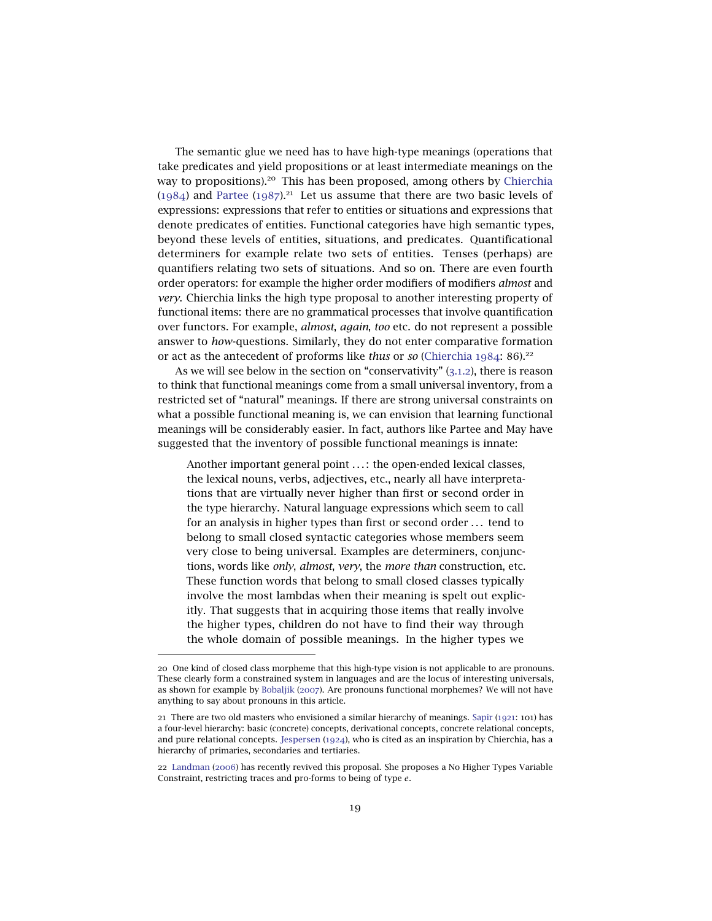The semantic glue we need has to have high-type meanings (operations that take predicates and yield propositions or at least intermediate meanings on the way to propositions).[20] This has been proposed, among others by Chierchia (1984) and Partee (1987).[21] Let us assume that there are two basic levels of expressions: expressions that refer to entities or situations and expressions that denote predicates of entities. Functional categories have high semantic types, beyond these levels of entities, situations, and predicates. Quantificational determiners for example relate two sets of entities. Tenses (perhaps) are quantifiers relating two sets of situations. And so on. There are even fourth order operators: for example the higher order modifiers of modifiers *almost* and *very*. Chierchia links the high type proposal to another interesting property of functional items: there are no grammatical processes that involve quantification over functors. For example, *almost*, *again*, *too* etc. do not represent a possible answer to *how*-questions. Similarly, they do not enter comparative formation or act as the antecedent of proforms like *thus* or *so* (Chierchia 1984: 86).[22]

As we will see below in the section on "conservativity" (3.1.2), there is reason to think that functional meanings come from a small universal inventory, from a restricted set of "natural" meanings. If there are strong universal constraints on what a possible functional meaning is, we can envision that learning functional meanings will be considerably easier. In fact, authors like Partee and May have suggested that the inventory of possible functional meanings is innate:

> Another important general point . . . : the open-ended lexical classes, the lexical nouns, verbs, adjectives, etc., nearly all have interpretations that are virtually never higher than first or second order in the type hierarchy. Natural language expressions which seem to call for an analysis in higher types than first or second order . . . tend to belong to small closed syntactic categories whose members seem very close to being universal. Examples are determiners, conjunctions, words like *only*, *almost*, *very*, the *more than* construction, etc. These function words that belong to small closed classes typically involve the most lambdas when their meaning is spelt out explicitly. That suggests that in acquiring those items that really involve the higher types, children do not have to find their way through the whole domain of possible meanings. In the higher types we

---

20 One kind of closed class morpheme that this high-type vision is not applicable to are pronouns. These clearly form a constrained system in languages and are the locus of interesting universals, as shown for example by Bobaljik (2007). Are pronouns functional morphemes? We will not have anything to say about pronouns in this article.

21 There are two old masters who envisioned a similar hierarchy of meanings. Sapir (1921: 101) has a four-level hierarchy: basic (concrete) concepts, derivational concepts, concrete relational concepts, and pure relational concepts. Jespersen (1924), who is cited as an inspiration by Chierchia, has a hierarchy of primaries, secondaries and tertiaries.

22 Landman (2006) has recently revived this proposal. She proposes a No Higher Types Variable Constraint, restricting traces and pro-forms to being of type *e*.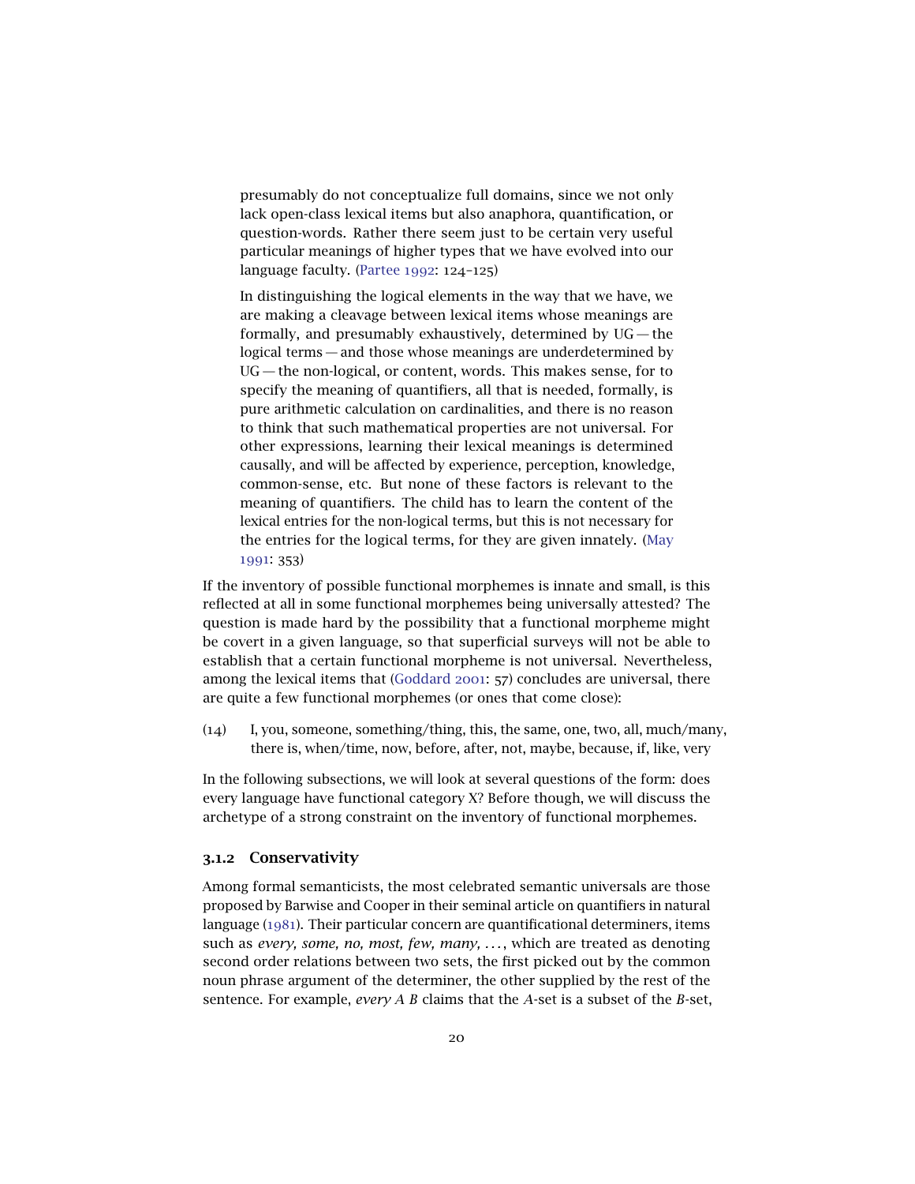> presumably do not conceptualize full domains, since we not only lack open-class lexical items but also anaphora, quantification, or question-words. Rather there seem just to be certain very useful particular meanings of higher types that we have evolved into our language faculty. (Partee 1992: 124–125)

> In distinguishing the logical elements in the way that we have, we are making a cleavage between lexical items whose meanings are formally, and presumably exhaustively, determined by UG — the logical terms — and those whose meanings are underdetermined by UG — the non-logical, or content, words. This makes sense, for to specify the meaning of quantifiers, all that is needed, formally, is pure arithmetic calculation on cardinalities, and there is no reason to think that such mathematical properties are not universal. For other expressions, learning their lexical meanings is determined causally, and will be affected by experience, perception, knowledge, common-sense, etc. But none of these factors is relevant to the meaning of quantifiers. The child has to learn the content of the lexical entries for the non-logical terms, but this is not necessary for the entries for the logical terms, for they are given innately. (May 1991: 353)

If the inventory of possible functional morphemes is innate and small, is this reflected at all in some functional morphemes being universally attested? The question is made hard by the possibility that a functional morpheme might be covert in a given language, so that superficial surveys will not be able to establish that a certain functional morpheme is not universal. Nevertheless, among the lexical items that (Goddard 2001: 57) concludes are universal, there are quite a few functional morphemes (or ones that come close):

(14) I, you, someone, something/thing, this, the same, one, two, all, much/many, there is, when/time, now, before, after, not, maybe, because, if, like, very

In the following subsections, we will look at several questions of the form: does every language have functional category X? Before though, we will discuss the archetype of a strong constraint on the inventory of functional morphemes.

### 3.1.2 Conservativity

Among formal semanticists, the most celebrated semantic universals are those proposed by Barwise and Cooper in their seminal article on quantifiers in natural language (1981). Their particular concern are quantificational determiners, items such as *every, some, no, most, few, many, ...*, which are treated as denoting second order relations between two sets, the first picked out by the common noun phrase argument of the determiner, the other supplied by the rest of the sentence. For example, *every A B* claims that the *A*-set is a subset of the *B*-set,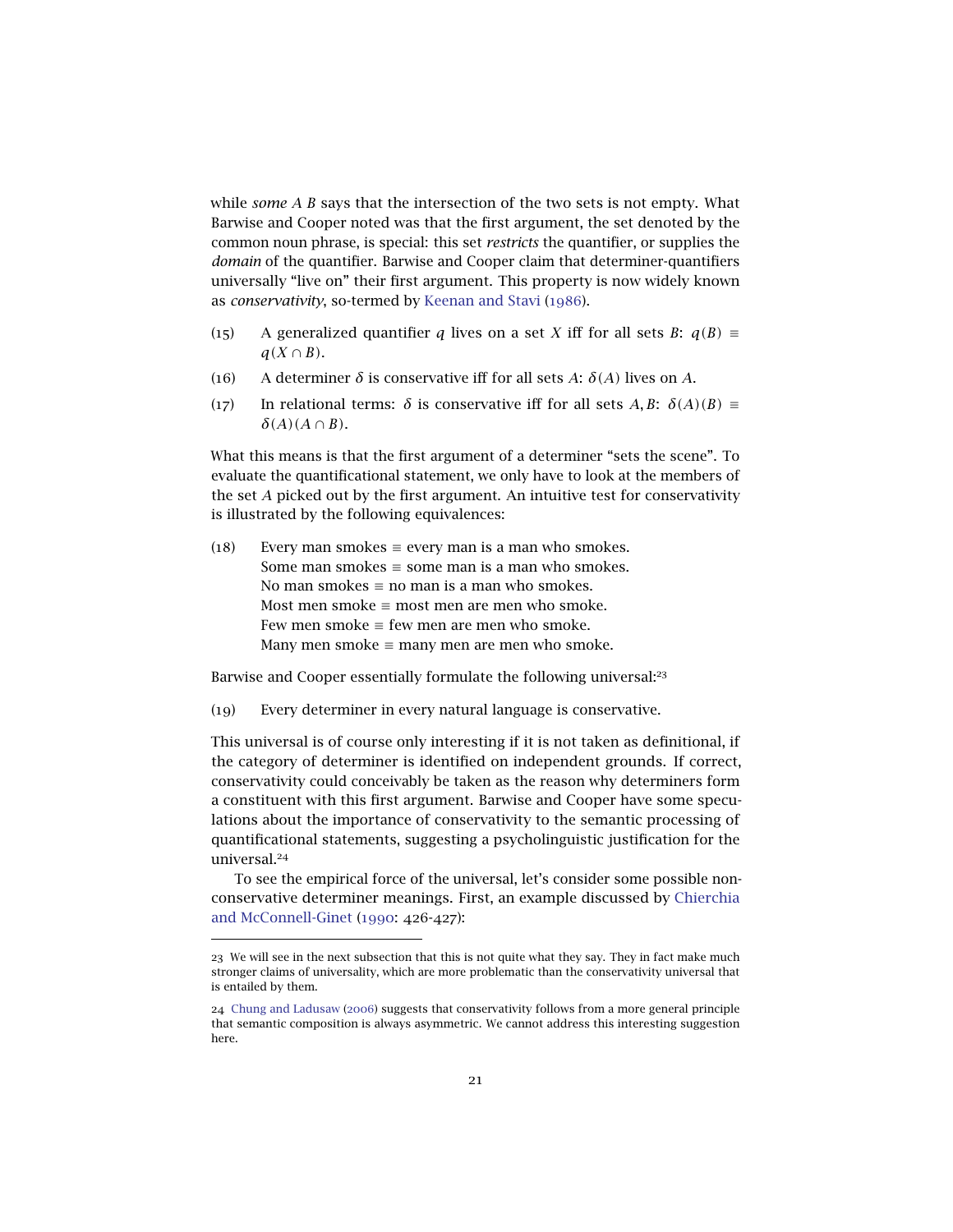while *some A B* says that the intersection of the two sets is not empty. What Barwise and Cooper noted was that the first argument, the set denoted by the common noun phrase, is special: this set *restricts* the quantifier, or supplies the *domain* of the quantifier. Barwise and Cooper claim that determiner-quantifiers universally "live on" their first argument. This property is now widely known as *conservativity*, so-termed by Keenan and Stavi (1986).

(15) A generalized quantifier $q$ lives on a set $X$ iff for all sets $B$: $q(B) \equiv q(X \cap B)$.

(16) A determiner $\delta$ is conservative iff for all sets $A$: $\delta(A)$ lives on $A$.

(17) In relational terms: $\delta$ is conservative iff for all sets $A, B$: $\delta(A)(B) \equiv \delta(A)(A \cap B)$.

What this means is that the first argument of a determiner "sets the scene". To evaluate the quantificational statement, we only have to look at the members of the set $A$ picked out by the first argument. An intuitive test for conservativity is illustrated by the following equivalences:

(18) Every man smokes ≡ every man is a man who smokes.
Some man smokes ≡ some man is a man who smokes.
No man smokes ≡ no man is a man who smokes.
Most men smoke ≡ most men are men who smoke.
Few men smoke ≡ few men are men who smoke.
Many men smoke ≡ many men are men who smoke.

Barwise and Cooper essentially formulate the following universal:[23]

(19) Every determiner in every natural language is conservative.

This universal is of course only interesting if it is not taken as definitional, if the category of determiner is identified on independent grounds. If correct, conservativity could conceivably be taken as the reason why determiners form a constituent with this first argument. Barwise and Cooper have some speculations about the importance of conservativity to the semantic processing of quantificational statements, suggesting a psycholinguistic justification for the universal.[24]

To see the empirical force of the universal, let's consider some possible non-conservative determiner meanings. First, an example discussed by Chierchia and McConnell-Ginet (1990: 426-427):

---

23 We will see in the next subsection that this is not quite what they say. They in fact make much stronger claims of universality, which are more problematic than the conservativity universal that is entailed by them.

24 Chung and Ladusaw (2006) suggests that conservativity follows from a more general principle that semantic composition is always asymmetric. We cannot address this interesting suggestion here.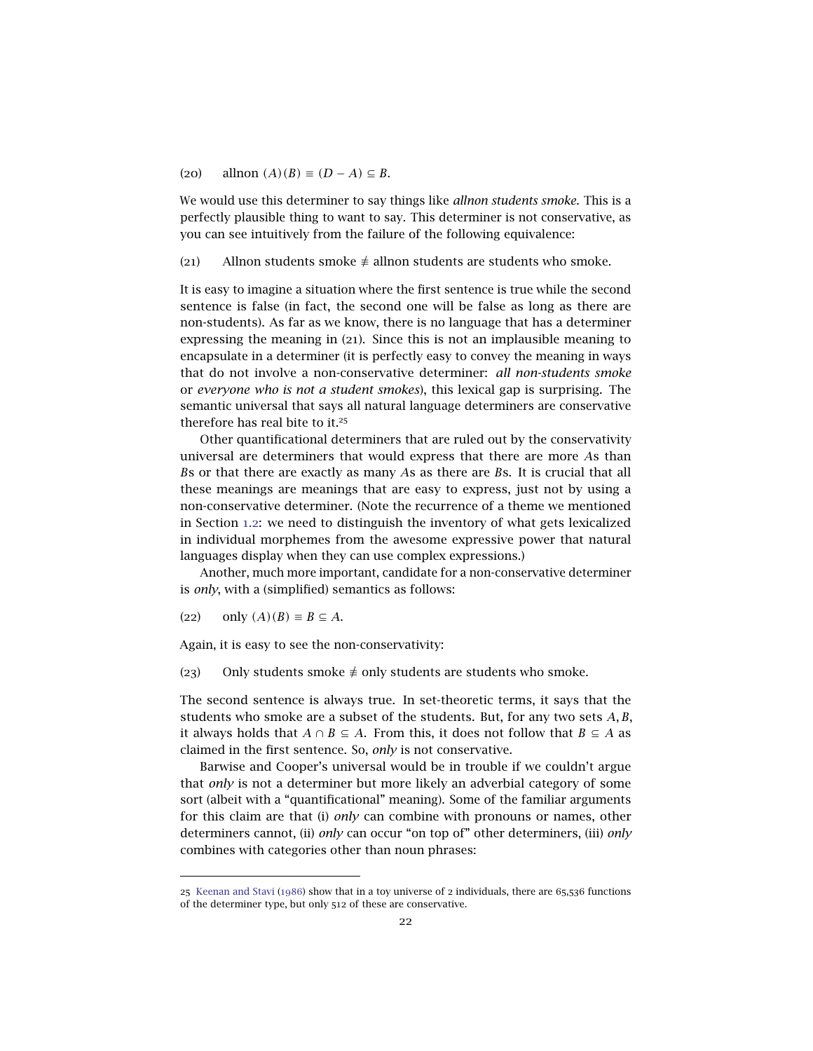(20) allnon $(A)(B) \equiv (D - A) \subseteq B$.

We would use this determiner to say things like *allnon students smoke.* This is a perfectly plausible thing to want to say. This determiner is not conservative, as you can see intuitively from the failure of the following equivalence:

(21) Allnon students smoke $\not\equiv$ allnon students are students who smoke.

It is easy to imagine a situation where the first sentence is true while the second sentence is false (in fact, the second one will be false as long as there are non-students). As far as we know, there is no language that has a determiner expressing the meaning in (21). Since this is not an implausible meaning to encapsulate in a determiner (it is perfectly easy to convey the meaning in ways that do not involve a non-conservative determiner: *all non-students smoke* or *everyone who is not a student smokes*), this lexical gap is surprising. The semantic universal that says all natural language determiners are conservative therefore has real bite to it.[25]

Other quantificational determiners that are ruled out by the conservativity universal are determiners that would express that there are more $A$s than $B$s or that there are exactly as many $A$s as there are $B$s. It is crucial that all these meanings are meanings that are easy to express, just not by using a non-conservative determiner. (Note the recurrence of a theme we mentioned in Section 1.2: we need to distinguish the inventory of what gets lexicalized in individual morphemes from the awesome expressive power that natural languages display when they can use complex expressions.)

Another, much more important, candidate for a non-conservative determiner is *only*, with a (simplified) semantics as follows:

(22) only $(A)(B) \equiv B \subseteq A$.

Again, it is easy to see the non-conservativity:

(23) Only students smoke $\not\equiv$ only students are students who smoke.

The second sentence is always true. In set-theoretic terms, it says that the students who smoke are a subset of the students. But, for any two sets $A, B$, it always holds that $A \cap B \subseteq A$. From this, it does not follow that $B \subseteq A$ as claimed in the first sentence. So, *only* is not conservative.

Barwise and Cooper's universal would be in trouble if we couldn't argue that *only* is not a determiner but more likely an adverbial category of some sort (albeit with a "quantificational" meaning). Some of the familiar arguments for this claim are that (i) *only* can combine with pronouns or names, other determiners cannot, (ii) *only* can occur "on top of" other determiners, (iii) *only* combines with categories other than noun phrases:

---

25 Keenan and Stavi (1986) show that in a toy universe of 2 individuals, there are 65,536 functions of the determiner type, but only 512 of these are conservative.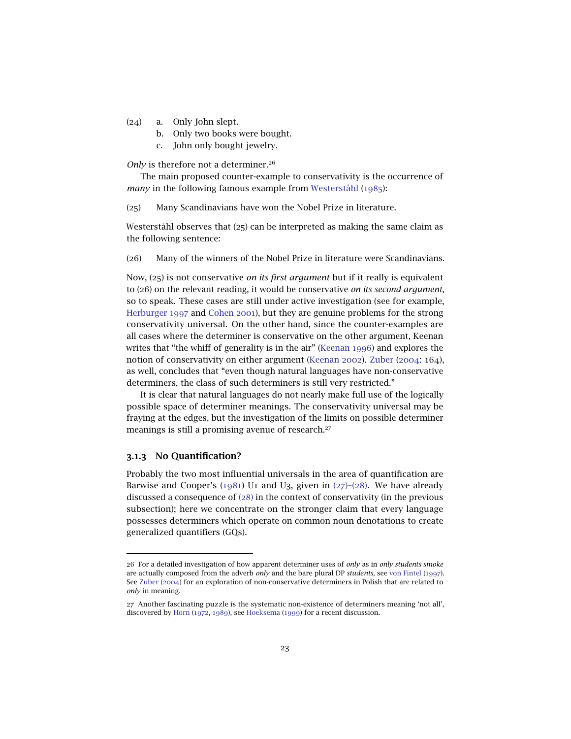(24) a. Only John slept.
  b. Only two books were bought.
  c. John only bought jewelry.

*Only* is therefore not a determiner.[26]

The main proposed counter-example to conservativity is the occurrence of *many* in the following famous example from Westerståhl (1985):

(25) Many Scandinavians have won the Nobel Prize in literature.

Westerståhl observes that (25) can be interpreted as making the same claim as the following sentence:

(26) Many of the winners of the Nobel Prize in literature were Scandinavians.

Now, (25) is not conservative *on its first argument* but if it really is equivalent to (26) on the relevant reading, it would be conservative *on its second argument*, so to speak. These cases are still under active investigation (see for example, Herburger 1997 and Cohen 2001), but they are genuine problems for the strong conservativity universal. On the other hand, since the counter-examples are all cases where the determiner is conservative on the other argument, Keenan writes that "the whiff of generality is in the air" (Keenan 1996) and explores the notion of conservativity on either argument (Keenan 2002). Zuber (2004: 164), as well, concludes that "even though natural languages have non-conservative determiners, the class of such determiners is still very restricted."

It is clear that natural languages do not nearly make full use of the logically possible space of determiner meanings. The conservativity universal may be fraying at the edges, but the investigation of the limits on possible determiner meanings is still a promising avenue of research.[27]

### 3.1.3 No Quantification?

Probably the two most influential universals in the area of quantification are Barwise and Cooper's (1981) U1 and U3, given in (27)–(28). We have already discussed a consequence of (28) in the context of conservativity (in the previous subsection); here we concentrate on the stronger claim that every language possesses determiners which operate on common noun denotations to create generalized quantifiers (GQs).

---

26 For a detailed investigation of how apparent determiner uses of *only* as in *only students smoke* are actually composed from the adverb *only* and the bare plural DP *students*, see von Fintel (1997). See Zuber (2004) for an exploration of non-conservative determiners in Polish that are related to *only* in meaning.

27 Another fascinating puzzle is the systematic non-existence of determiners meaning 'not all', discovered by Horn (1972, 1989), see Hoeksema (1999) for a recent discussion.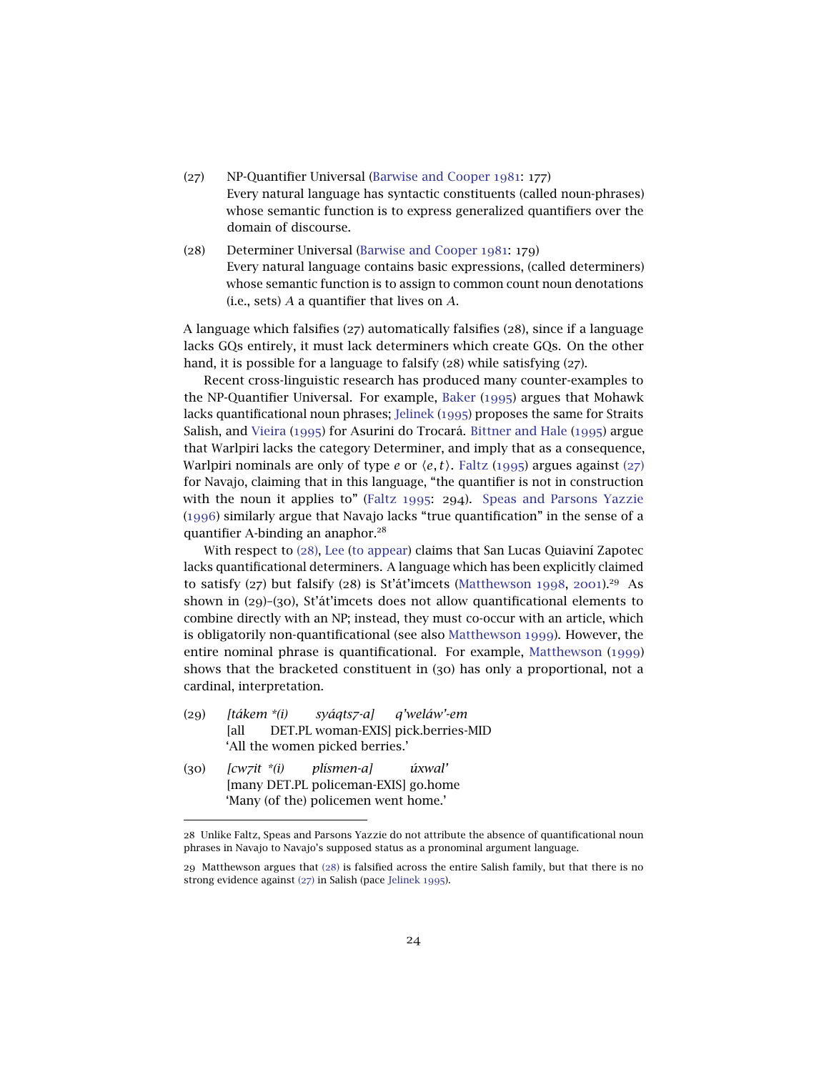(27) NP-Quantifier Universal (Barwise and Cooper 1981: 177)
Every natural language has syntactic constituents (called noun-phrases) whose semantic function is to express generalized quantifiers over the domain of discourse.

(28) Determiner Universal (Barwise and Cooper 1981: 179)
Every natural language contains basic expressions, (called determiners) whose semantic function is to assign to common count noun denotations (i.e., sets) $A$ a quantifier that lives on $A$.

A language which falsifies (27) automatically falsifies (28), since if a language lacks GQs entirely, it must lack determiners which create GQs. On the other hand, it is possible for a language to falsify (28) while satisfying (27).

Recent cross-linguistic research has produced many counter-examples to the NP-Quantifier Universal. For example, Baker (1995) argues that Mohawk lacks quantificational noun phrases; Jelinek (1995) proposes the same for Straits Salish, and Vieira (1995) for Asurini do Trocará. Bittner and Hale (1995) argue that Warlpiri lacks the category Determiner, and imply that as a consequence, Warlpiri nominals are only of type $e$ or $\langle e, t \rangle$. Faltz (1995) argues against (27) for Navajo, claiming that in this language, "the quantifier is not in construction with the noun it applies to" (Faltz 1995: 294). Speas and Parsons Yazzie (1996) similarly argue that Navajo lacks "true quantification" in the sense of a quantifier A-binding an anaphor.[28]

With respect to (28), Lee (to appear) claims that San Lucas Quiaviní Zapotec lacks quantificational determiners. A language which has been explicitly claimed to satisfy (27) but falsify (28) is St'át'imcets (Matthewson 1998, 2001).[29] As shown in (29)–(30), St'át'imcets does not allow quantificational elements to combine directly with an NP; instead, they must co-occur with an article, which is obligatorily non-quantificational (see also Matthewson 1999). However, the entire nominal phrase is quantificational. For example, Matthewson (1999) shows that the bracketed constituent in (30) has only a proportional, not a cardinal, interpretation.

(29) *[tákem \*(i) syáqts7-a] q'weláw'-em*
[all DET.PL woman-EXIS] pick.berries-MID
'All the women picked berries.'

(30) *[cw7it \*(i) plísmen-a] úxwal'*
[many DET.PL policeman-EXIS] go.home
'Many (of the) policemen went home.'

---

[28] Unlike Faltz, Speas and Parsons Yazzie do not attribute the absence of quantificational noun phrases in Navajo to Navajo's supposed status as a pronominal argument language.

[29] Matthewson argues that (28) is falsified across the entire Salish family, but that there is no strong evidence against (27) in Salish (pace Jelinek 1995).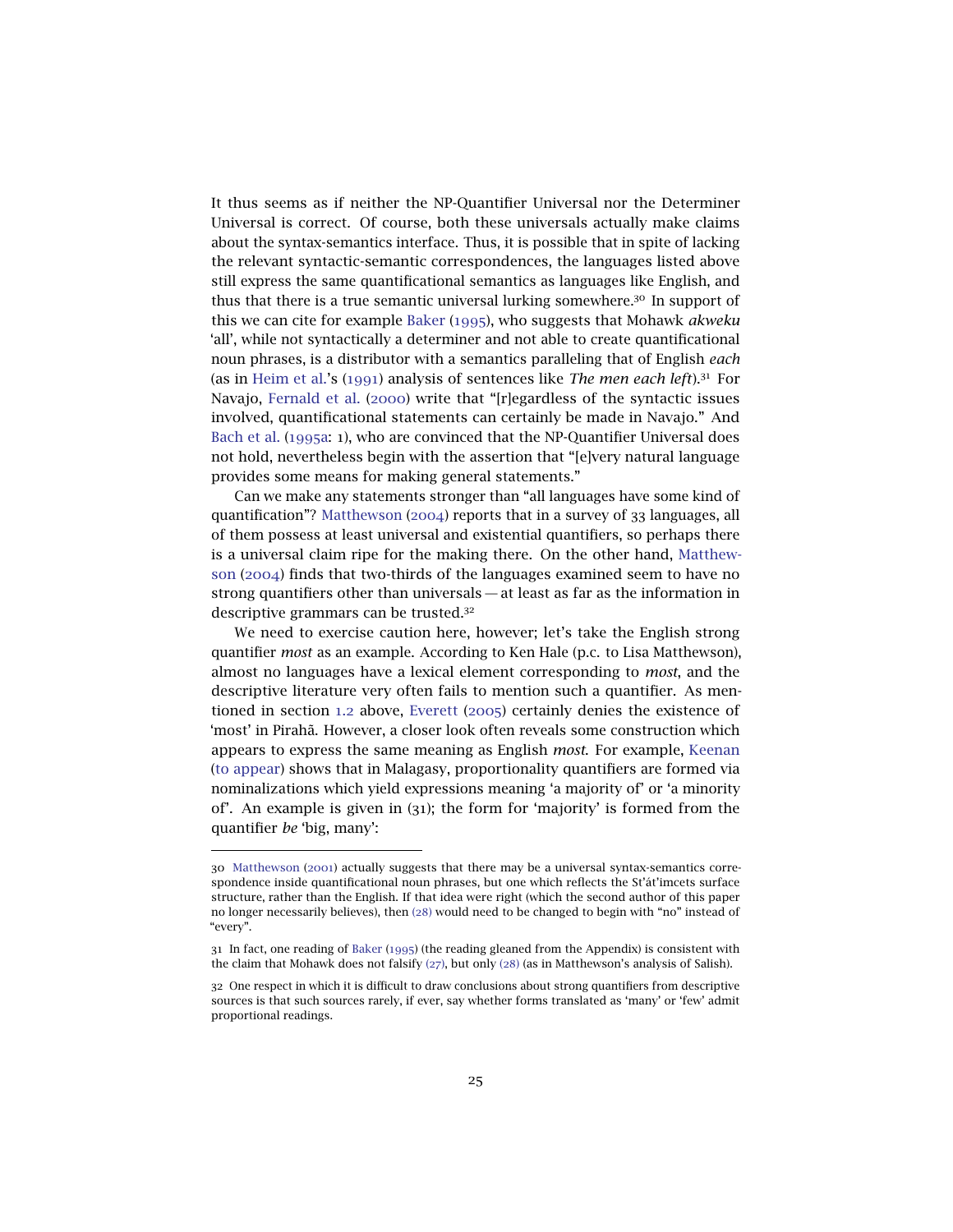It thus seems as if neither the NP-Quantifier Universal nor the Determiner Universal is correct. Of course, both these universals actually make claims about the syntax-semantics interface. Thus, it is possible that in spite of lacking the relevant syntactic-semantic correspondences, the languages listed above still express the same quantificational semantics as languages like English, and thus that there is a true semantic universal lurking somewhere.[30] In support of this we can cite for example Baker (1995), who suggests that Mohawk *akweku* 'all', while not syntactically a determiner and not able to create quantificational noun phrases, is a distributor with a semantics paralleling that of English *each* (as in Heim et al.'s (1991) analysis of sentences like *The men each left*).[31] For Navajo, Fernald et al. (2000) write that "[r]egardless of the syntactic issues involved, quantificational statements can certainly be made in Navajo." And Bach et al. (1995a: 1), who are convinced that the NP-Quantifier Universal does not hold, nevertheless begin with the assertion that "[e]very natural language provides some means for making general statements."

Can we make any statements stronger than "all languages have some kind of quantification"? Matthewson (2004) reports that in a survey of 33 languages, all of them possess at least universal and existential quantifiers, so perhaps there is a universal claim ripe for the making there. On the other hand, Matthewson (2004) finds that two-thirds of the languages examined seem to have no strong quantifiers other than universals — at least as far as the information in descriptive grammars can be trusted.[32]

We need to exercise caution here, however; let's take the English strong quantifier *most* as an example. According to Ken Hale (p.c. to Lisa Matthewson), almost no languages have a lexical element corresponding to *most*, and the descriptive literature very often fails to mention such a quantifier. As mentioned in section 1.2 above, Everett (2005) certainly denies the existence of 'most' in Pirahã. However, a closer look often reveals some construction which appears to express the same meaning as English *most*. For example, Keenan (to appear) shows that in Malagasy, proportionality quantifiers are formed via nominalizations which yield expressions meaning 'a majority of' or 'a minority of'. An example is given in (31); the form for 'majority' is formed from the quantifier *be* 'big, many':

---

30 Matthewson (2001) actually suggests that there may be a universal syntax-semantics correspondence inside quantificational noun phrases, but one which reflects the St'át'imcets surface structure, rather than the English. If that idea were right (which the second author of this paper no longer necessarily believes), then (28) would need to be changed to begin with "no" instead of "every".

31 In fact, one reading of Baker (1995) (the reading gleaned from the Appendix) is consistent with the claim that Mohawk does not falsify (27), but only (28) (as in Matthewson's analysis of Salish).

32 One respect in which it is difficult to draw conclusions about strong quantifiers from descriptive sources is that such sources rarely, if ever, say whether forms translated as 'many' or 'few' admit proportional readings.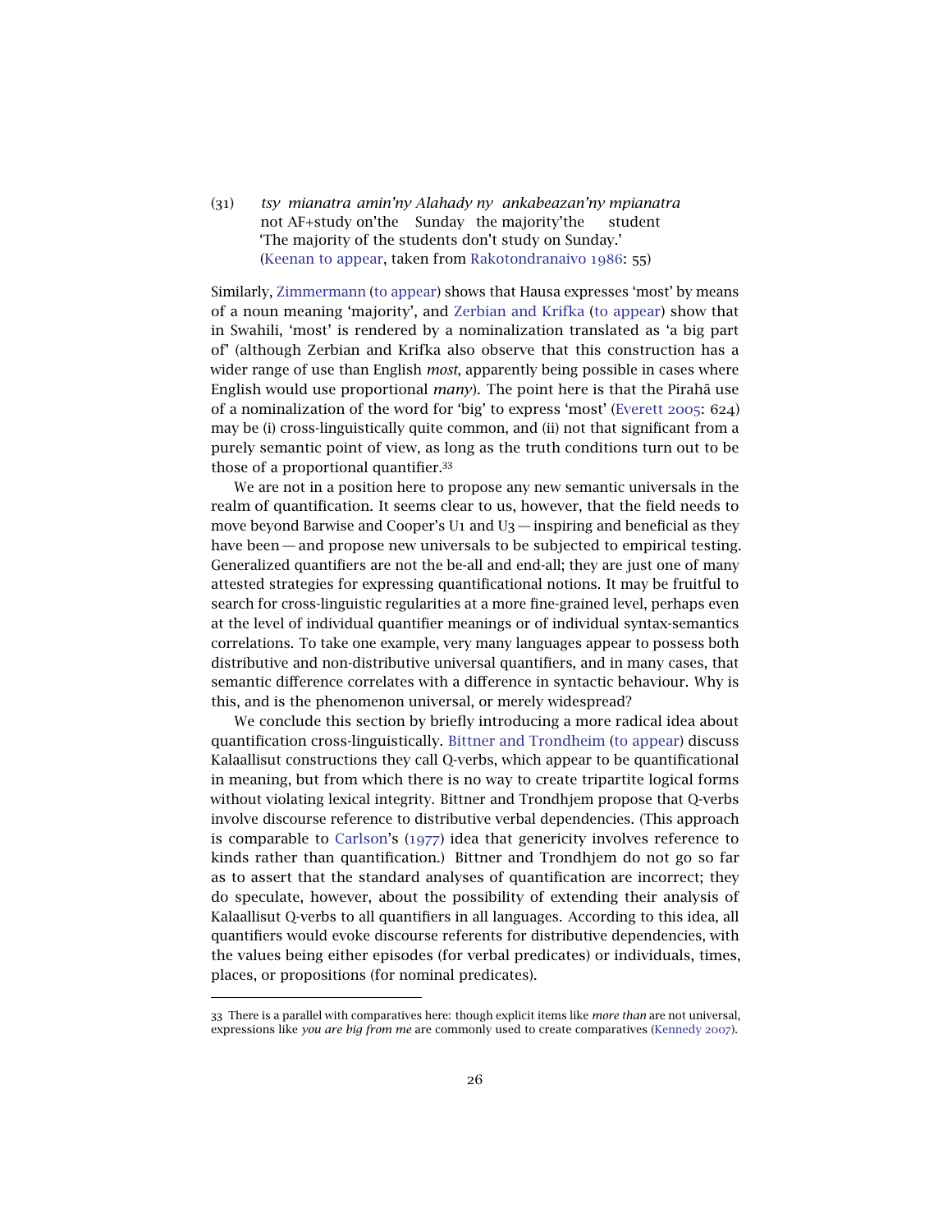(31) *tsy mianatra amin'ny Alahady ny ankabeazan'ny mpianatra*
not AF+study on'the Sunday the majority'the student
'The majority of the students don't study on Sunday.'
(Keenan to appear, taken from Rakotondranaivo 1986: 55)

Similarly, Zimmermann (to appear) shows that Hausa expresses 'most' by means of a noun meaning 'majority', and Zerbian and Krifka (to appear) show that in Swahili, 'most' is rendered by a nominalization translated as 'a big part of' (although Zerbian and Krifka also observe that this construction has a wider range of use than English *most*, apparently being possible in cases where English would use proportional *many*). The point here is that the Pirahã use of a nominalization of the word for 'big' to express 'most' (Everett 2005: 624) may be (i) cross-linguistically quite common, and (ii) not that significant from a purely semantic point of view, as long as the truth conditions turn out to be those of a proportional quantifier.[33]

We are not in a position here to propose any new semantic universals in the realm of quantification. It seems clear to us, however, that the field needs to move beyond Barwise and Cooper's U1 and U3 — inspiring and beneficial as they have been — and propose new universals to be subjected to empirical testing. Generalized quantifiers are not the be-all and end-all; they are just one of many attested strategies for expressing quantificational notions. It may be fruitful to search for cross-linguistic regularities at a more fine-grained level, perhaps even at the level of individual quantifier meanings or of individual syntax-semantics correlations. To take one example, very many languages appear to possess both distributive and non-distributive universal quantifiers, and in many cases, that semantic difference correlates with a difference in syntactic behaviour. Why is this, and is the phenomenon universal, or merely widespread?

We conclude this section by briefly introducing a more radical idea about quantification cross-linguistically. Bittner and Trondheim (to appear) discuss Kalaallisut constructions they call Q-verbs, which appear to be quantificational in meaning, but from which there is no way to create tripartite logical forms without violating lexical integrity. Bittner and Trondhjem propose that Q-verbs involve discourse reference to distributive verbal dependencies. (This approach is comparable to Carlson's (1977) idea that genericity involves reference to kinds rather than quantification.) Bittner and Trondhjem do not go so far as to assert that the standard analyses of quantification are incorrect; they do speculate, however, about the possibility of extending their analysis of Kalaallisut Q-verbs to all quantifiers in all languages. According to this idea, all quantifiers would evoke discourse referents for distributive dependencies, with the values being either episodes (for verbal predicates) or individuals, times, places, or propositions (for nominal predicates).

---

33 There is a parallel with comparatives here: though explicit items like *more than* are not universal, expressions like *you are big from me* are commonly used to create comparatives (Kennedy 2007).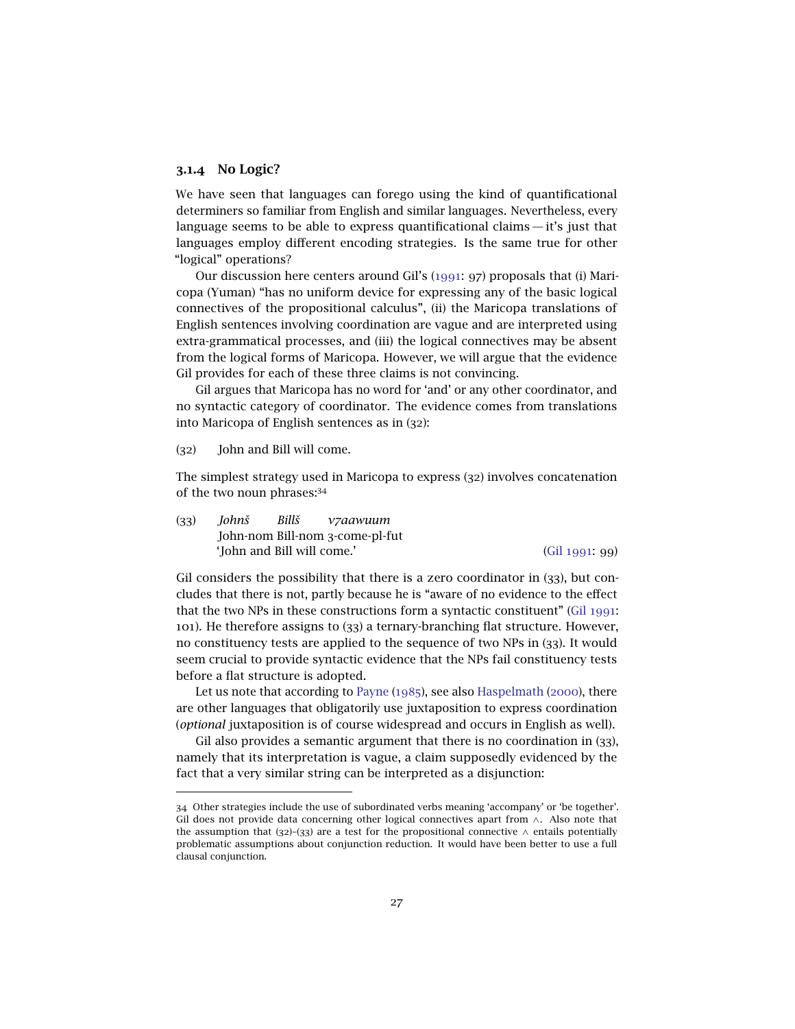### 3.1.4 No Logic?

We have seen that languages can forego using the kind of quantificational determiners so familiar from English and similar languages. Nevertheless, every language seems to be able to express quantificational claims — it's just that languages employ different encoding strategies. Is the same true for other "logical" operations?

Our discussion here centers around Gil's (1991: 97) proposals that (i) Maricopa (Yuman) "has no uniform device for expressing any of the basic logical connectives of the propositional calculus", (ii) the Maricopa translations of English sentences involving coordination are vague and are interpreted using extra-grammatical processes, and (iii) the logical connectives may be absent from the logical forms of Maricopa. However, we will argue that the evidence Gil provides for each of these three claims is not convincing.

Gil argues that Maricopa has no word for 'and' or any other coordinator, and no syntactic category of coordinator. The evidence comes from translations into Maricopa of English sentences as in (32):

(32) John and Bill will come.

The simplest strategy used in Maricopa to express (32) involves concatenation of the two noun phrases:[34]

(33) *Johnš Billš v7aawuum*
John-nom Bill-nom 3-come-pl-fut
'John and Bill will come.' (Gil 1991: 99)

Gil considers the possibility that there is a zero coordinator in (33), but concludes that there is not, partly because he is "aware of no evidence to the effect that the two NPs in these constructions form a syntactic constituent" (Gil 1991: 101). He therefore assigns to (33) a ternary-branching flat structure. However, no constituency tests are applied to the sequence of two NPs in (33). It would seem crucial to provide syntactic evidence that the NPs fail constituency tests before a flat structure is adopted.

Let us note that according to Payne (1985), see also Haspelmath (2000), there are other languages that obligatorily use juxtaposition to express coordination (*optional* juxtaposition is of course widespread and occurs in English as well).

Gil also provides a semantic argument that there is no coordination in (33), namely that its interpretation is vague, a claim supposedly evidenced by the fact that a very similar string can be interpreted as a disjunction:

---

34 Other strategies include the use of subordinated verbs meaning 'accompany' or 'be together'. Gil does not provide data concerning other logical connectives apart from $\wedge$. Also note that the assumption that (32)–(33) are a test for the propositional connective $\wedge$ entails potentially problematic assumptions about conjunction reduction. It would have been better to use a full clausal conjunction.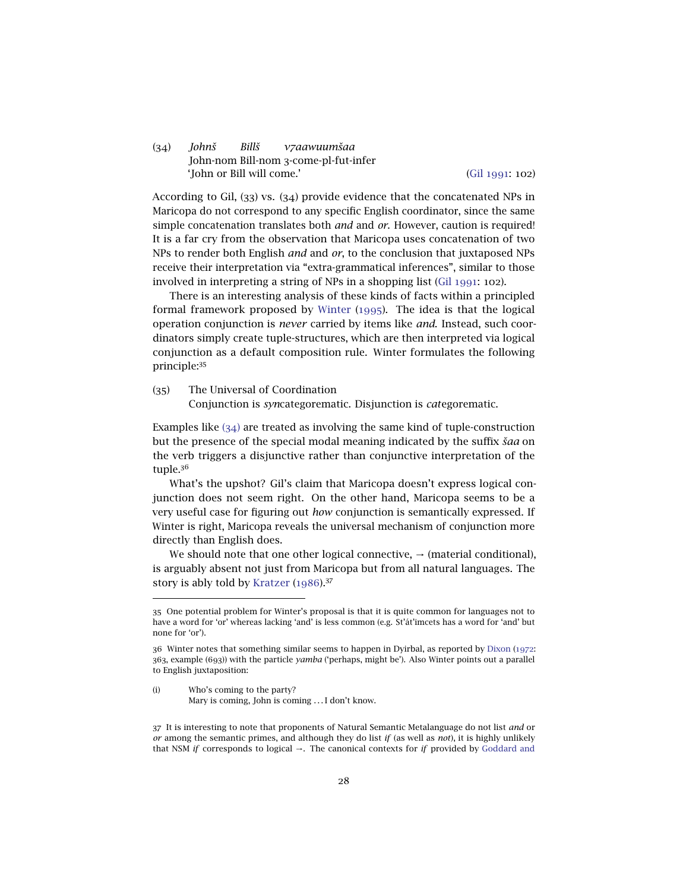(34) *Johnš Billš v7aawuumšaa*
John-nom Bill-nom 3-come-pl-fut-infer
'John or Bill will come.' (Gil 1991: 102)

According to Gil, (33) vs. (34) provide evidence that the concatenated NPs in Maricopa do not correspond to any specific English coordinator, since the same simple concatenation translates both *and* and *or*. However, caution is required! It is a far cry from the observation that Maricopa uses concatenation of two NPs to render both English *and* and *or*, to the conclusion that juxtaposed NPs receive their interpretation via "extra-grammatical inferences", similar to those involved in interpreting a string of NPs in a shopping list (Gil 1991: 102).

There is an interesting analysis of these kinds of facts within a principled formal framework proposed by Winter (1995). The idea is that the logical operation conjunction is *never* carried by items like *and*. Instead, such coordinators simply create tuple-structures, which are then interpreted via logical conjunction as a default composition rule. Winter formulates the following principle:[35]

(35) The Universal of Coordination
Conjunction is *syn*categorematic. Disjunction is *cat*egorematic.

Examples like (34) are treated as involving the same kind of tuple-construction but the presence of the special modal meaning indicated by the suffix *šaa* on the verb triggers a disjunctive rather than conjunctive interpretation of the tuple.[36]

What's the upshot? Gil's claim that Maricopa doesn't express logical conjunction does not seem right. On the other hand, Maricopa seems to be a very useful case for figuring out *how* conjunction is semantically expressed. If Winter is right, Maricopa reveals the universal mechanism of conjunction more directly than English does.

We should note that one other logical connective, → (material conditional), is arguably absent not just from Maricopa but from all natural languages. The story is ably told by Kratzer (1986).[37]

---

35 One potential problem for Winter's proposal is that it is quite common for languages not to have a word for 'or' whereas lacking 'and' is less common (e.g. St'át'imcets has a word for 'and' but none for 'or').

36 Winter notes that something similar seems to happen in Dyirbal, as reported by Dixon (1972: 363, example (693)) with the particle *yamba* ('perhaps, might be'). Also Winter points out a parallel to English juxtaposition:

(i) Who's coming to the party?
Mary is coming, John is coming . . . I don't know.

37 It is interesting to note that proponents of Natural Semantic Metalanguage do not list *and* or *or* among the semantic primes, and although they do list *if* (as well as *not*), it is highly unlikely that NSM *if* corresponds to logical →. The canonical contexts for *if* provided by Goddard and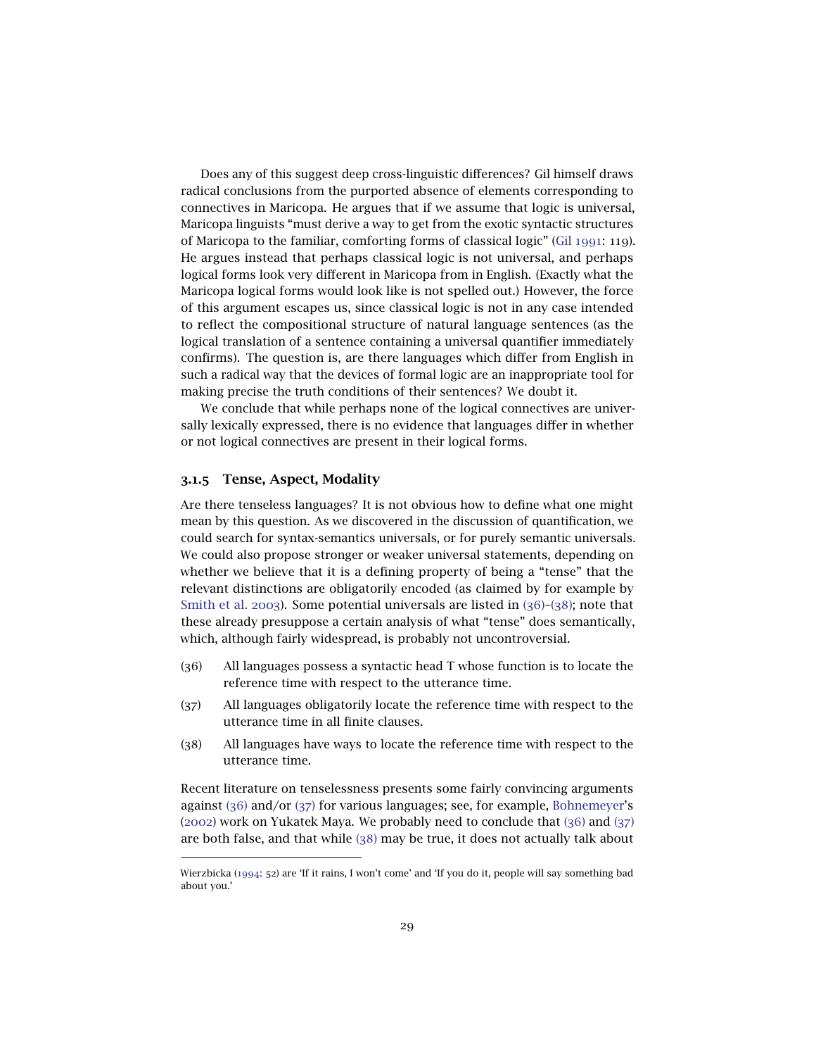Does any of this suggest deep cross-linguistic differences? Gil himself draws radical conclusions from the purported absence of elements corresponding to connectives in Maricopa. He argues that if we assume that logic is universal, Maricopa linguists "must derive a way to get from the exotic syntactic structures of Maricopa to the familiar, comforting forms of classical logic" (Gil 1991: 119). He argues instead that perhaps classical logic is not universal, and perhaps logical forms look very different in Maricopa from in English. (Exactly what the Maricopa logical forms would look like is not spelled out.) However, the force of this argument escapes us, since classical logic is not in any case intended to reflect the compositional structure of natural language sentences (as the logical translation of a sentence containing a universal quantifier immediately confirms). The question is, are there languages which differ from English in such a radical way that the devices of formal logic are an inappropriate tool for making precise the truth conditions of their sentences? We doubt it.

We conclude that while perhaps none of the logical connectives are universally lexically expressed, there is no evidence that languages differ in whether or not logical connectives are present in their logical forms.

### 3.1.5 Tense, Aspect, Modality

Are there tenseless languages? It is not obvious how to define what one might mean by this question. As we discovered in the discussion of quantification, we could search for syntax-semantics universals, or for purely semantic universals. We could also propose stronger or weaker universal statements, depending on whether we believe that it is a defining property of being a "tense" that the relevant distinctions are obligatorily encoded (as claimed by for example by Smith et al. 2003). Some potential universals are listed in (36)–(38); note that these already presuppose a certain analysis of what "tense" does semantically, which, although fairly widespread, is probably not uncontroversial.

(36) All languages possess a syntactic head T whose function is to locate the reference time with respect to the utterance time.

(37) All languages obligatorily locate the reference time with respect to the utterance time in all finite clauses.

(38) All languages have ways to locate the reference time with respect to the utterance time.

Recent literature on tenselessness presents some fairly convincing arguments against (36) and/or (37) for various languages; see, for example, Bohnemeyer's (2002) work on Yukatek Maya. We probably need to conclude that (36) and (37) are both false, and that while (38) may be true, it does not actually talk about

Wierzbicka (1994: 52) are 'If it rains, I won't come' and 'If you do it, people will say something bad about you.'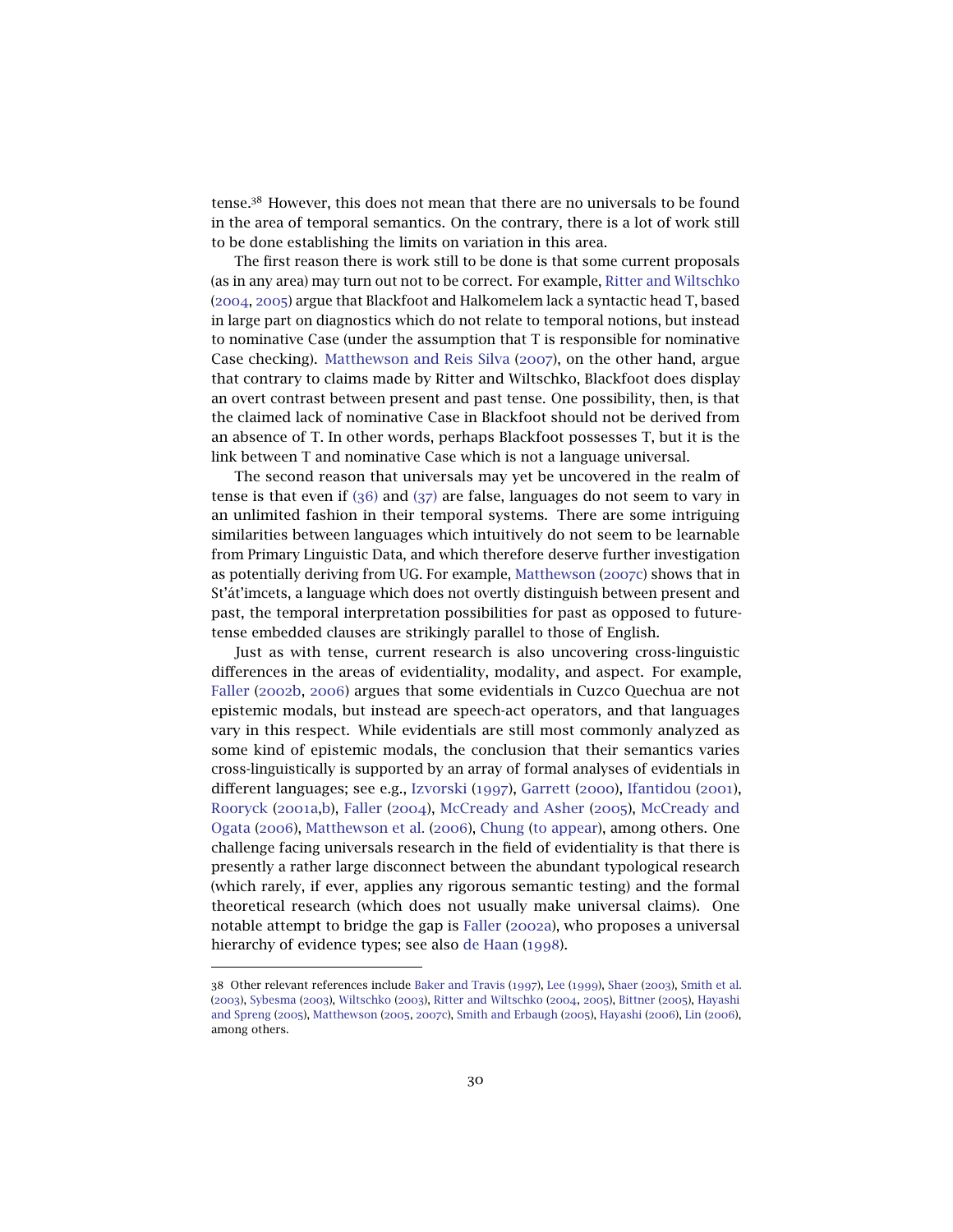tense.[38] However, this does not mean that there are no universals to be found in the area of temporal semantics. On the contrary, there is a lot of work still to be done establishing the limits on variation in this area.

The first reason there is work still to be done is that some current proposals (as in any area) may turn out not to be correct. For example, Ritter and Wiltschko (2004, 2005) argue that Blackfoot and Halkomelem lack a syntactic head T, based in large part on diagnostics which do not relate to temporal notions, but instead to nominative Case (under the assumption that T is responsible for nominative Case checking). Matthewson and Reis Silva (2007), on the other hand, argue that contrary to claims made by Ritter and Wiltschko, Blackfoot does display an overt contrast between present and past tense. One possibility, then, is that the claimed lack of nominative Case in Blackfoot should not be derived from an absence of T. In other words, perhaps Blackfoot possesses T, but it is the link between T and nominative Case which is not a language universal.

The second reason that universals may yet be uncovered in the realm of tense is that even if (36) and (37) are false, languages do not seem to vary in an unlimited fashion in their temporal systems. There are some intriguing similarities between languages which intuitively do not seem to be learnable from Primary Linguistic Data, and which therefore deserve further investigation as potentially deriving from UG. For example, Matthewson (2007c) shows that in St'át'imcets, a language which does not overtly distinguish between present and past, the temporal interpretation possibilities for past as opposed to future-tense embedded clauses are strikingly parallel to those of English.

Just as with tense, current research is also uncovering cross-linguistic differences in the areas of evidentiality, modality, and aspect. For example, Faller (2002b, 2006) argues that some evidentials in Cuzco Quechua are not epistemic modals, but instead are speech-act operators, and that languages vary in this respect. While evidentials are still most commonly analyzed as some kind of epistemic modals, the conclusion that their semantics varies cross-linguistically is supported by an array of formal analyses of evidentials in different languages; see e.g., Izvorski (1997), Garrett (2000), Ifantidou (2001), Rooryck (2001a,b), Faller (2004), McCready and Asher (2005), McCready and Ogata (2006), Matthewson et al. (2006), Chung (to appear), among others. One challenge facing universals research in the field of evidentiality is that there is presently a rather large disconnect between the abundant typological research (which rarely, if ever, applies any rigorous semantic testing) and the formal theoretical research (which does not usually make universal claims). One notable attempt to bridge the gap is Faller (2002a), who proposes a universal hierarchy of evidence types; see also de Haan (1998).

---

38 Other relevant references include Baker and Travis (1997), Lee (1999), Shaer (2003), Smith et al. (2003), Sybesma (2003), Wiltschko (2003), Ritter and Wiltschko (2004, 2005), Bittner (2005), Hayashi and Spreng (2005), Matthewson (2005, 2007c), Smith and Erbaugh (2005), Hayashi (2006), Lin (2006), among others.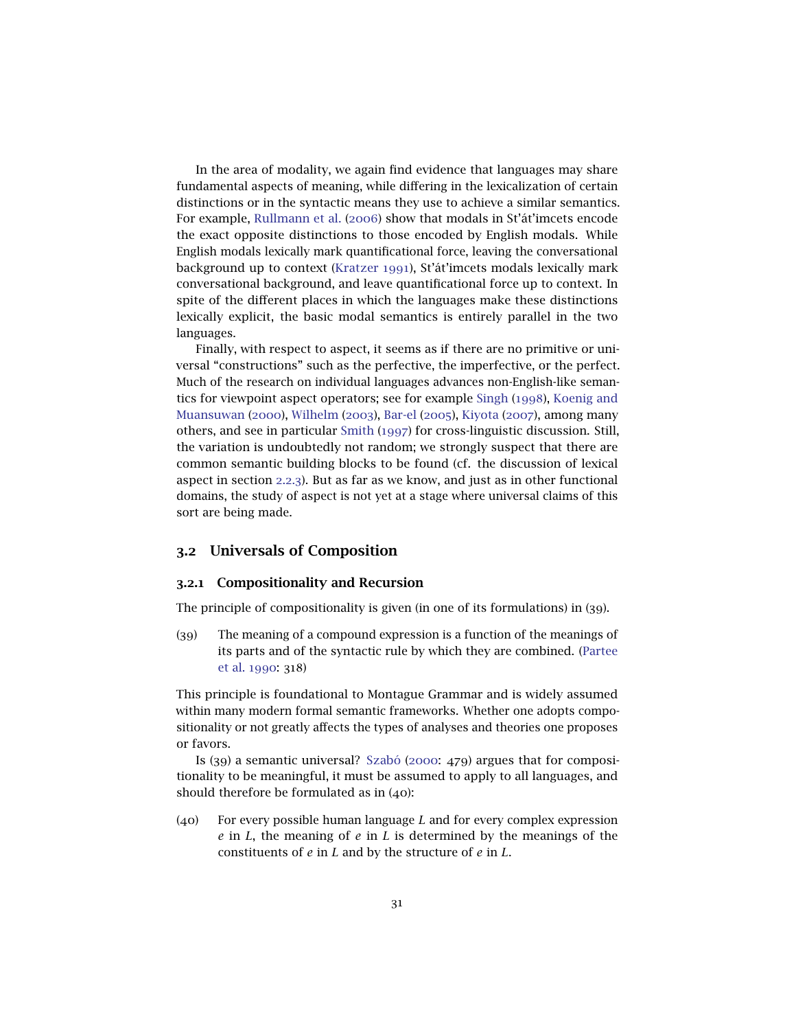In the area of modality, we again find evidence that languages may share fundamental aspects of meaning, while differing in the lexicalization of certain distinctions or in the syntactic means they use to achieve a similar semantics. For example, Rullmann et al. (2006) show that modals in St'át'imcets encode the exact opposite distinctions to those encoded by English modals. While English modals lexically mark quantificational force, leaving the conversational background up to context (Kratzer 1991), St'át'imcets modals lexically mark conversational background, and leave quantificational force up to context. In spite of the different places in which the languages make these distinctions lexically explicit, the basic modal semantics is entirely parallel in the two languages.

Finally, with respect to aspect, it seems as if there are no primitive or universal "constructions" such as the perfective, the imperfective, or the perfect. Much of the research on individual languages advances non-English-like semantics for viewpoint aspect operators; see for example Singh (1998), Koenig and Muansuwan (2000), Wilhelm (2003), Bar-el (2005), Kiyota (2007), among many others, and see in particular Smith (1997) for cross-linguistic discussion. Still, the variation is undoubtedly not random; we strongly suspect that there are common semantic building blocks to be found (cf. the discussion of lexical aspect in section 2.2.3). But as far as we know, and just as in other functional domains, the study of aspect is not yet at a stage where universal claims of this sort are being made.

## 3.2 Universals of Composition

### 3.2.1 Compositionality and Recursion

The principle of compositionality is given (in one of its formulations) in (39).

(39) The meaning of a compound expression is a function of the meanings of its parts and of the syntactic rule by which they are combined. (Partee et al. 1990: 318)

This principle is foundational to Montague Grammar and is widely assumed within many modern formal semantic frameworks. Whether one adopts compositionality or not greatly affects the types of analyses and theories one proposes or favors.

Is (39) a semantic universal? Szabó (2000: 479) argues that for compositionality to be meaningful, it must be assumed to apply to all languages, and should therefore be formulated as in (40):

(40) For every possible human language *L* and for every complex expression *e* in *L*, the meaning of *e* in *L* is determined by the meanings of the constituents of *e* in *L* and by the structure of *e* in *L*.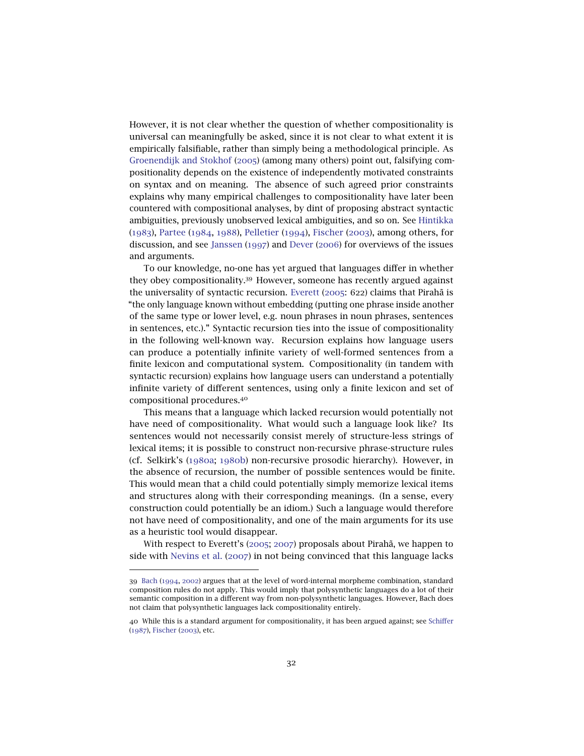However, it is not clear whether the question of whether compositionality is universal can meaningfully be asked, since it is not clear to what extent it is empirically falsifiable, rather than simply being a methodological principle. As Groenendijk and Stokhof (2005) (among many others) point out, falsifying compositionality depends on the existence of independently motivated constraints on syntax and on meaning. The absence of such agreed prior constraints explains why many empirical challenges to compositionality have later been countered with compositional analyses, by dint of proposing abstract syntactic ambiguities, previously unobserved lexical ambiguities, and so on. See Hintikka (1983), Partee (1984, 1988), Pelletier (1994), Fischer (2003), among others, for discussion, and see Janssen (1997) and Dever (2006) for overviews of the issues and arguments.

To our knowledge, no-one has yet argued that languages differ in whether they obey compositionality.[39] However, someone has recently argued against the universality of syntactic recursion. Everett (2005: 622) claims that Pirahã is "the only language known without embedding (putting one phrase inside another of the same type or lower level, e.g. noun phrases in noun phrases, sentences in sentences, etc.)." Syntactic recursion ties into the issue of compositionality in the following well-known way. Recursion explains how language users can produce a potentially infinite variety of well-formed sentences from a finite lexicon and computational system. Compositionality (in tandem with syntactic recursion) explains how language users can understand a potentially infinite variety of different sentences, using only a finite lexicon and set of compositional procedures.[40]

This means that a language which lacked recursion would potentially not have need of compositionality. What would such a language look like? Its sentences would not necessarily consist merely of structure-less strings of lexical items; it is possible to construct non-recursive phrase-structure rules (cf. Selkirk's (1980a; 1980b) non-recursive prosodic hierarchy). However, in the absence of recursion, the number of possible sentences would be finite. This would mean that a child could potentially simply memorize lexical items and structures along with their corresponding meanings. (In a sense, every construction could potentially be an idiom.) Such a language would therefore not have need of compositionality, and one of the main arguments for its use as a heuristic tool would disappear.

With respect to Everett's (2005; 2007) proposals about Pirahã, we happen to side with Nevins et al. (2007) in not being convinced that this language lacks

---

39 Bach (1994, 2002) argues that at the level of word-internal morpheme combination, standard composition rules do not apply. This would imply that polysynthetic languages do a lot of their semantic composition in a different way from non-polysynthetic languages. However, Bach does not claim that polysynthetic languages lack compositionality entirely.

40 While this is a standard argument for compositionality, it has been argued against; see Schiffer (1987), Fischer (2003), etc.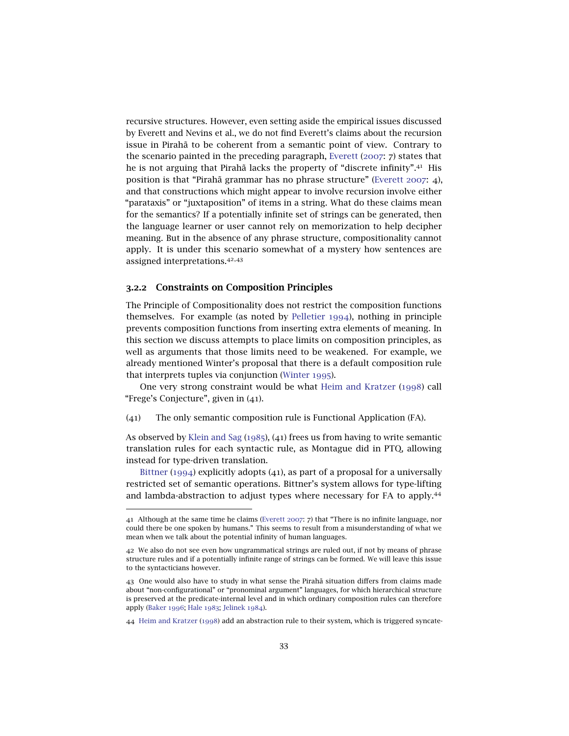recursive structures. However, even setting aside the empirical issues discussed by Everett and Nevins et al., we do not find Everett's claims about the recursion issue in Pirahã to be coherent from a semantic point of view. Contrary to the scenario painted in the preceding paragraph, Everett (2007: 7) states that he is not arguing that Pirahã lacks the property of "discrete infinity".[41] His position is that "Pirahã grammar has no phrase structure" (Everett 2007: 4), and that constructions which might appear to involve recursion involve either "parataxis" or "juxtaposition" of items in a string. What do these claims mean for the semantics? If a potentially infinite set of strings can be generated, then the language learner or user cannot rely on memorization to help decipher meaning. But in the absence of any phrase structure, compositionality cannot apply. It is under this scenario somewhat of a mystery how sentences are assigned interpretations.[42,43]

### 3.2.2 Constraints on Composition Principles

The Principle of Compositionality does not restrict the composition functions themselves. For example (as noted by Pelletier 1994), nothing in principle prevents composition functions from inserting extra elements of meaning. In this section we discuss attempts to place limits on composition principles, as well as arguments that those limits need to be weakened. For example, we already mentioned Winter's proposal that there is a default composition rule that interprets tuples via conjunction (Winter 1995).

One very strong constraint would be what Heim and Kratzer (1998) call "Frege's Conjecture", given in (41).

(41) The only semantic composition rule is Functional Application (FA).

As observed by Klein and Sag (1985), (41) frees us from having to write semantic translation rules for each syntactic rule, as Montague did in PTQ, allowing instead for type-driven translation.

Bittner (1994) explicitly adopts (41), as part of a proposal for a universally restricted set of semantic operations. Bittner's system allows for type-lifting and lambda-abstraction to adjust types where necessary for FA to apply.[44]

---

41 Although at the same time he claims (Everett 2007: 7) that "There is no infinite language, nor could there be one spoken by humans." This seems to result from a misunderstanding of what we mean when we talk about the potential infinity of human languages.

42 We also do not see even how ungrammatical strings are ruled out, if not by means of phrase structure rules and if a potentially infinite range of strings can be formed. We will leave this issue to the syntacticians however.

43 One would also have to study in what sense the Pirahã situation differs from claims made about "non-configurational" or "pronominal argument" languages, for which hierarchical structure is preserved at the predicate-internal level and in which ordinary composition rules can therefore apply (Baker 1996; Hale 1983; Jelinek 1984).

44 Heim and Kratzer (1998) add an abstraction rule to their system, which is triggered syncate-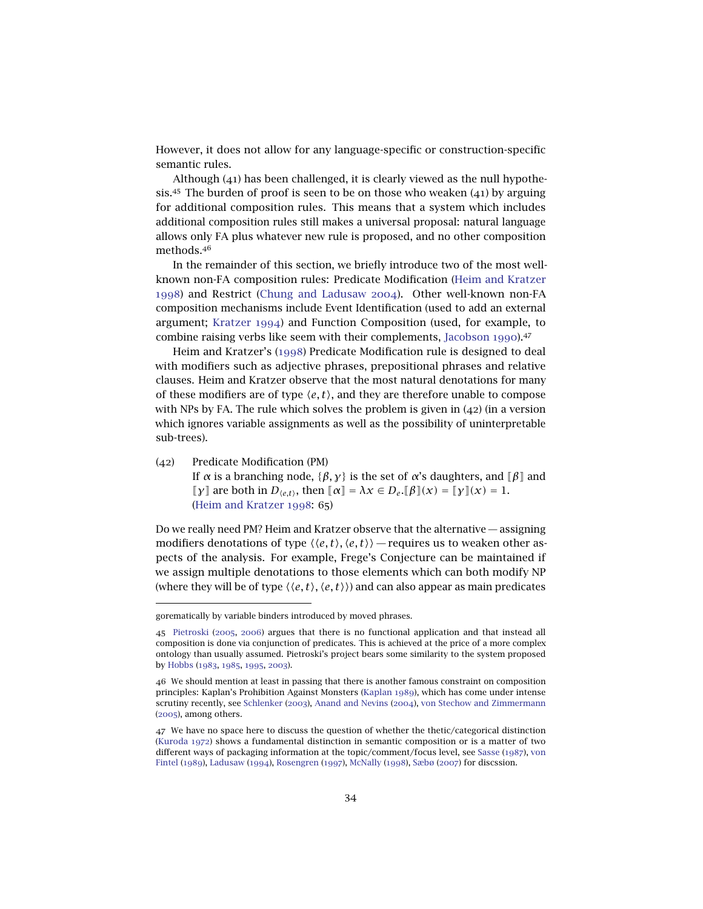However, it does not allow for any language-specific or construction-specific semantic rules.

Although (41) has been challenged, it is clearly viewed as the null hypothesis.[45] The burden of proof is seen to be on those who weaken (41) by arguing for additional composition rules. This means that a system which includes additional composition rules still makes a universal proposal: natural language allows only FA plus whatever new rule is proposed, and no other composition methods.[46]

In the remainder of this section, we briefly introduce two of the most well-known non-FA composition rules: Predicate Modification (Heim and Kratzer 1998) and Restrict (Chung and Ladusaw 2004). Other well-known non-FA composition mechanisms include Event Identification (used to add an external argument; Kratzer 1994) and Function Composition (used, for example, to combine raising verbs like seem with their complements, Jacobson 1990).[47]

Heim and Kratzer's (1998) Predicate Modification rule is designed to deal with modifiers such as adjective phrases, prepositional phrases and relative clauses. Heim and Kratzer observe that the most natural denotations for many of these modifiers are of type $\langle e, t\rangle$, and they are therefore unable to compose with NPs by FA. The rule which solves the problem is given in (42) (in a version which ignores variable assignments as well as the possibility of uninterpretable sub-trees).

(42) Predicate Modification (PM)
If $\alpha$ is a branching node, $\{\beta, \gamma\}$ is the set of $\alpha$'s daughters, and $[\![\beta]\!]$ and $[\![\gamma]\!]$ are both in $D_{\langle e,t\rangle}$, then $[\![\alpha]\!] = \lambda x \in D_e.[\![\beta]\!](x) = [\![\gamma]\!](x) = 1$.
(Heim and Kratzer 1998: 65)

Do we really need PM? Heim and Kratzer observe that the alternative — assigning modifiers denotations of type $\langle\langle e, t\rangle, \langle e, t\rangle\rangle$ — requires us to weaken other aspects of the analysis. For example, Frege's Conjecture can be maintained if we assign multiple denotations to those elements which can both modify NP (where they will be of type $\langle\langle e, t\rangle, \langle e, t\rangle\rangle$) and can also appear as main predicates

---

gorematically by variable binders introduced by moved phrases.

45 Pietroski (2005, 2006) argues that there is no functional application and that instead all composition is done via conjunction of predicates. This is achieved at the price of a more complex ontology than usually assumed. Pietroski's project bears some similarity to the system proposed by Hobbs (1983, 1985, 1995, 2003).

46 We should mention at least in passing that there is another famous constraint on composition principles: Kaplan's Prohibition Against Monsters (Kaplan 1989), which has come under intense scrutiny recently, see Schlenker (2003), Anand and Nevins (2004), von Stechow and Zimmermann (2005), among others.

47 We have no space here to discuss the question of whether the thetic/categorical distinction (Kuroda 1972) shows a fundamental distinction in semantic composition or is a matter of two different ways of packaging information at the topic/comment/focus level, see Sasse (1987), von Fintel (1989), Ladusaw (1994), Rosengren (1997), McNally (1998), Sæbø (2007) for discssion.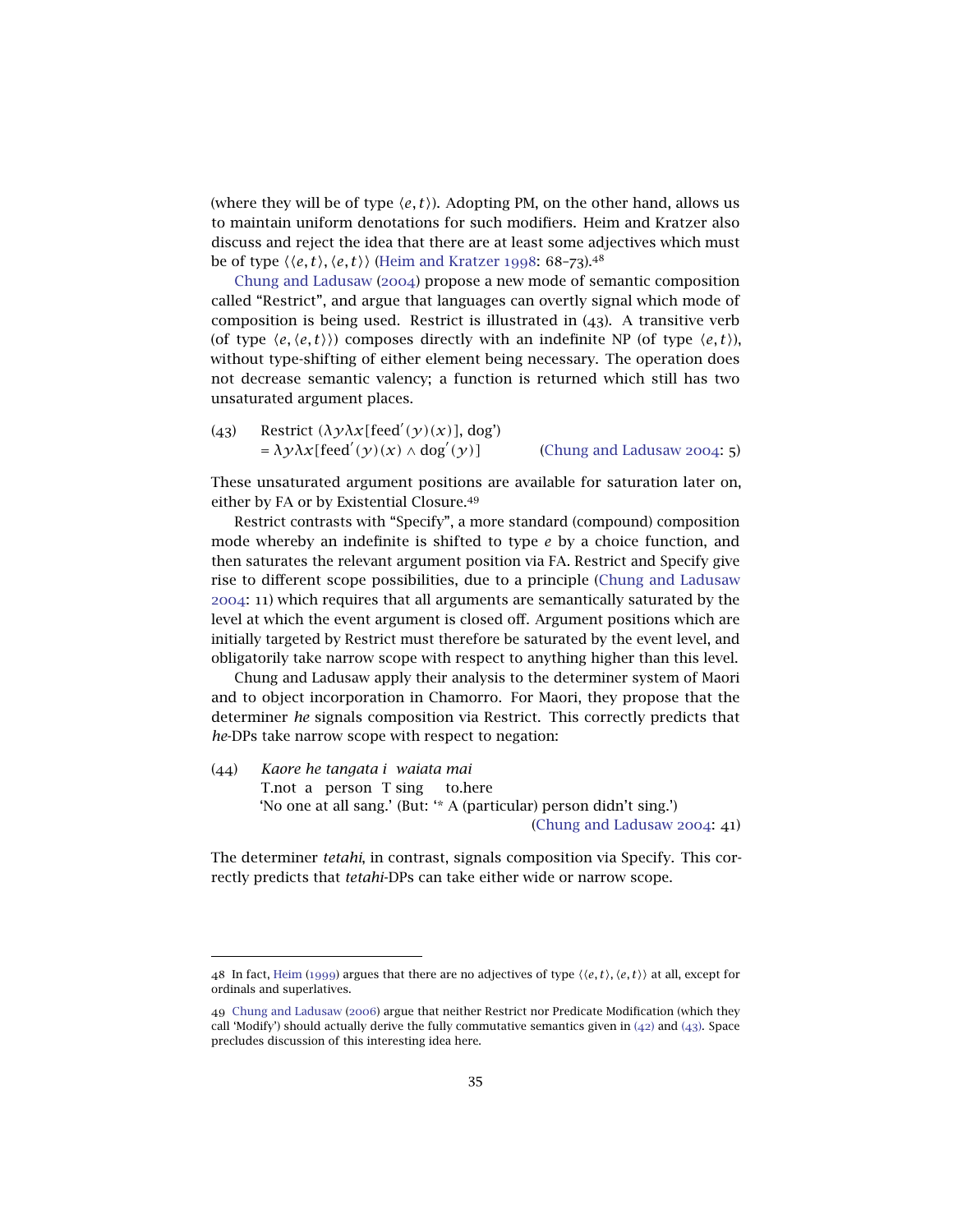(where they will be of type $\langle e, t\rangle$). Adopting PM, on the other hand, allows us to maintain uniform denotations for such modifiers. Heim and Kratzer also discuss and reject the idea that there are at least some adjectives which must be of type $\langle\langle e, t\rangle, \langle e, t\rangle\rangle$ (Heim and Kratzer 1998: 68–73).[48]

Chung and Ladusaw (2004) propose a new mode of semantic composition called "Restrict", and argue that languages can overtly signal which mode of composition is being used. Restrict is illustrated in (43). A transitive verb (of type $\langle e, \langle e, t\rangle\rangle$) composes directly with an indefinite NP (of type $\langle e, t\rangle$), without type-shifting of either element being necessary. The operation does not decrease semantic valency; a function is returned which still has two unsaturated argument places.

(43) Restrict $(\lambda y \lambda x[\text{feed}'(y)(x)], \text{dog}')$
$= \lambda y \lambda x[\text{feed}'(y)(x) \wedge \text{dog}'(y)]$ (Chung and Ladusaw 2004: 5)

These unsaturated argument positions are available for saturation later on, either by FA or by Existential Closure.[49]

Restrict contrasts with "Specify", a more standard (compound) composition mode whereby an indefinite is shifted to type $e$ by a choice function, and then saturates the relevant argument position via FA. Restrict and Specify give rise to different scope possibilities, due to a principle (Chung and Ladusaw 2004: 11) which requires that all arguments are semantically saturated by the level at which the event argument is closed off. Argument positions which are initially targeted by Restrict must therefore be saturated by the event level, and obligatorily take narrow scope with respect to anything higher than this level.

Chung and Ladusaw apply their analysis to the determiner system of Maori and to object incorporation in Chamorro. For Maori, they propose that the determiner *he* signals composition via Restrict. This correctly predicts that *he*-DPs take narrow scope with respect to negation:

(44) *Kaore he tangata i waiata mai*
T.not a person T sing to.here
'No one at all sang.' (But: '* A (particular) person didn't sing.')
(Chung and Ladusaw 2004: 41)

The determiner *tetahi*, in contrast, signals composition via Specify. This correctly predicts that *tetahi*-DPs can take either wide or narrow scope.

---

48 In fact, Heim (1999) argues that there are no adjectives of type $\langle\langle e, t\rangle, \langle e, t\rangle\rangle$ at all, except for ordinals and superlatives.

49 Chung and Ladusaw (2006) argue that neither Restrict nor Predicate Modification (which they call 'Modify') should actually derive the fully commutative semantics given in (42) and (43). Space precludes discussion of this interesting idea here.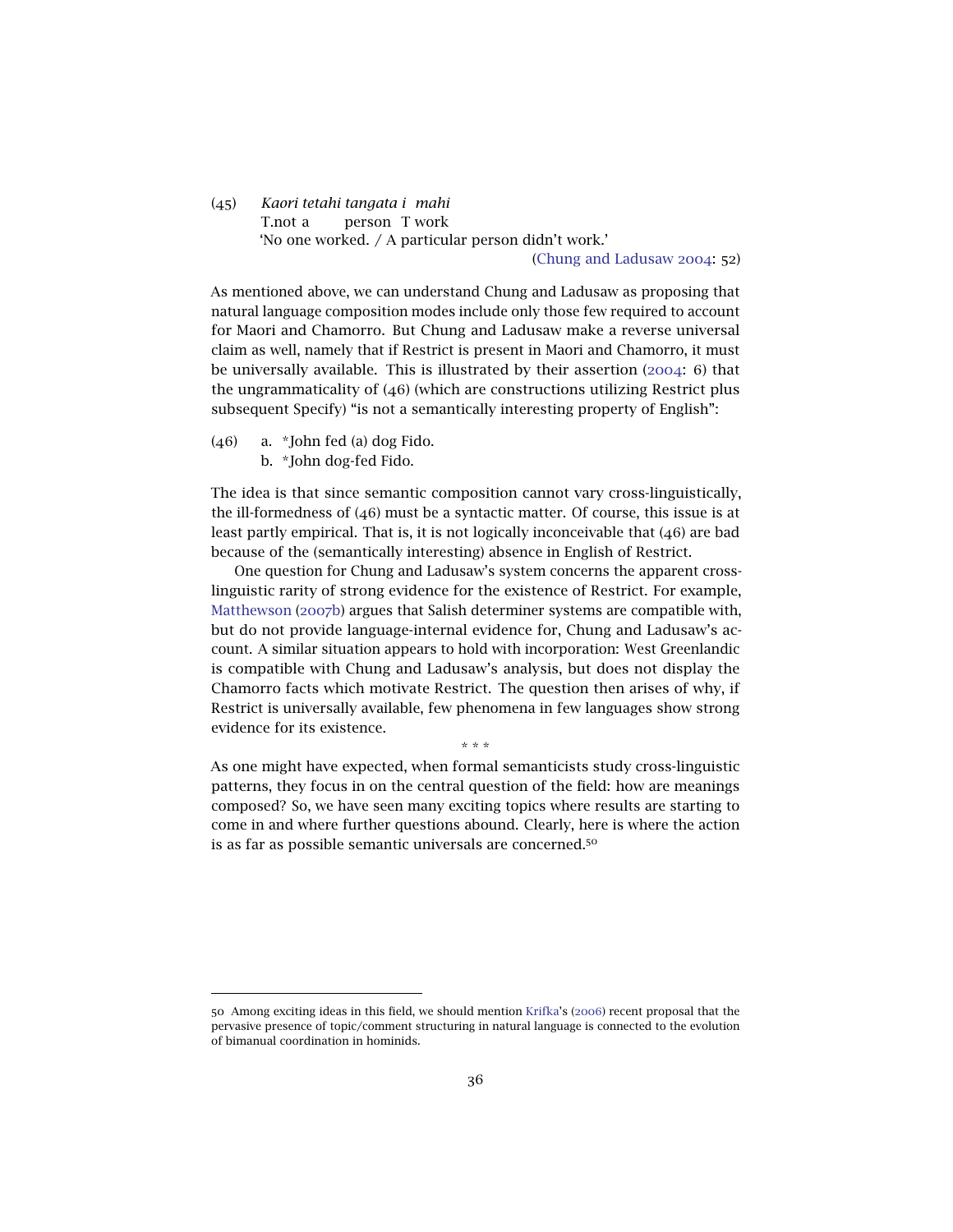(45) *Kaori tetahi tangata i mahi*
T.not a person T work
'No one worked. / A particular person didn't work.'
(Chung and Ladusaw 2004: 52)

As mentioned above, we can understand Chung and Ladusaw as proposing that natural language composition modes include only those few required to account for Maori and Chamorro. But Chung and Ladusaw make a reverse universal claim as well, namely that if Restrict is present in Maori and Chamorro, it must be universally available. This is illustrated by their assertion (2004: 6) that the ungrammaticality of (46) (which are constructions utilizing Restrict plus subsequent Specify) "is not a semantically interesting property of English":

(46) a. *John fed (a) dog Fido.
b. *John dog-fed Fido.

The idea is that since semantic composition cannot vary cross-linguistically, the ill-formedness of (46) must be a syntactic matter. Of course, this issue is at least partly empirical. That is, it is not logically inconceivable that (46) are bad because of the (semantically interesting) absence in English of Restrict.

One question for Chung and Ladusaw's system concerns the apparent cross-linguistic rarity of strong evidence for the existence of Restrict. For example, Matthewson (2007b) argues that Salish determiner systems are compatible with, but do not provide language-internal evidence for, Chung and Ladusaw's account. A similar situation appears to hold with incorporation: West Greenlandic is compatible with Chung and Ladusaw's analysis, but does not display the Chamorro facts which motivate Restrict. The question then arises of why, if Restrict is universally available, few phenomena in few languages show strong evidence for its existence.

\* \* \*

As one might have expected, when formal semanticists study cross-linguistic patterns, they focus in on the central question of the field: how are meanings composed? So, we have seen many exciting topics where results are starting to come in and where further questions abound. Clearly, here is where the action is as far as possible semantic universals are concerned.[50]

---

50 Among exciting ideas in this field, we should mention Krifka's (2006) recent proposal that the pervasive presence of topic/comment structuring in natural language is connected to the evolution of bimanual coordination in hominids.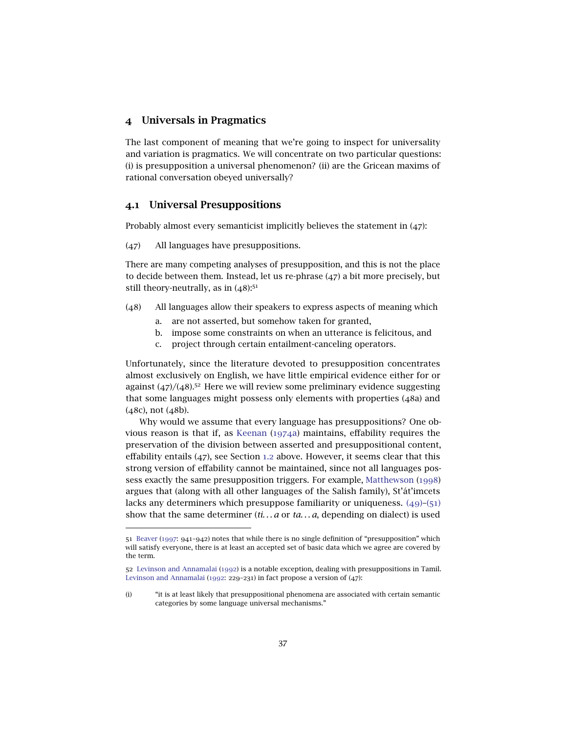# 4 Universals in Pragmatics

The last component of meaning that we're going to inspect for universality and variation is pragmatics. We will concentrate on two particular questions: (i) is presupposition a universal phenomenon? (ii) are the Gricean maxims of rational conversation obeyed universally?

## 4.1 Universal Presuppositions

Probably almost every semanticist implicitly believes the statement in (47):

(47) All languages have presuppositions.

There are many competing analyses of presupposition, and this is not the place to decide between them. Instead, let us re-phrase (47) a bit more precisely, but still theory-neutrally, as in (48):[51]

(48) All languages allow their speakers to express aspects of meaning which
  a. are not asserted, but somehow taken for granted,
  b. impose some constraints on when an utterance is felicitous, and
  c. project through certain entailment-canceling operators.

Unfortunately, since the literature devoted to presupposition concentrates almost exclusively on English, we have little empirical evidence either for or against (47)/(48).[52] Here we will review some preliminary evidence suggesting that some languages might possess only elements with properties (48a) and (48c), not (48b).

Why would we assume that every language has presuppositions? One obvious reason is that if, as Keenan (1974a) maintains, effability requires the preservation of the division between asserted and presuppositional content, effability entails (47), see Section 1.2 above. However, it seems clear that this strong version of effability cannot be maintained, since not all languages possess exactly the same presupposition triggers. For example, Matthewson (1998) argues that (along with all other languages of the Salish family), St'át'imcets lacks any determiners which presuppose familiarity or uniqueness. (49)–(51) show that the same determiner (*ti. . . a* or *ta. . . a*, depending on dialect) is used

---

51 Beaver (1997: 941–942) notes that while there is no single definition of "presupposition" which will satisfy everyone, there is at least an accepted set of basic data which we agree are covered by the term.

52 Levinson and Annamalai (1992) is a notable exception, dealing with presuppositions in Tamil. Levinson and Annamalai (1992: 229–231) in fact propose a version of (47):

(i) "it is at least likely that presuppositional phenomena are associated with certain semantic categories by some language universal mechanisms."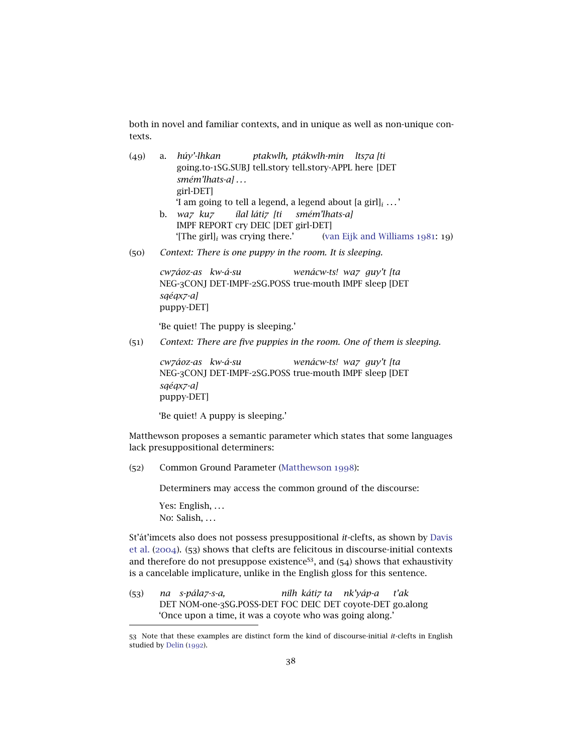both in novel and familiar contexts, and in unique as well as non-unique contexts.

(49) a. *húy'-lhkan ptakwlh, ptákwlh-min lts7a [ti smém'lhats-a] . . .*
going.to-1SG.SUBJ tell.story tell.story-APPL here [DET girl-DET]
'I am going to tell a legend, a legend about [a girl]$_i$ . . . '

b. *wa7 ku7 ílal láti7 [ti smém'lhats-a]*
IMPF REPORT cry DEIC [DET girl-DET]
'[The girl]$_i$ was crying there.' (van Eijk and Williams 1981: 19)

(50) *Context: There is one puppy in the room. It is sleeping.*

*cw7áoz-as kw-á-su wenácw-ts! wa7 guy't [ta sqéqx7-a]*
NEG-3CONJ DET-IMPF-2SG.POSS true-mouth IMPF sleep [DET puppy-DET]

'Be quiet! The puppy is sleeping.'

(51) *Context: There are five puppies in the room. One of them is sleeping.*

*cw7áoz-as kw-á-su wenácw-ts! wa7 guy't [ta sqéqx7-a]*
NEG-3CONJ DET-IMPF-2SG.POSS true-mouth IMPF sleep [DET puppy-DET]

'Be quiet! A puppy is sleeping.'

Matthewson proposes a semantic parameter which states that some languages lack presuppositional determiners:

(52) Common Ground Parameter (Matthewson 1998):

Determiners may access the common ground of the discourse:

Yes: English, . . .
No: Salish, . . .

St'át'imcets also does not possess presuppositional *it*-clefts, as shown by Davis et al. (2004). (53) shows that clefts are felicitous in discourse-initial contexts and therefore do not presuppose existence[53], and (54) shows that exhaustivity is a cancelable implicature, unlike in the English gloss for this sentence.

(53) *na s-pála7-s-a, nilh káti7 ta nk'yáp-a t'ak*
DET NOM-one-3SG.POSS-DET FOC DEIC DET coyote-DET go.along
'Once upon a time, it was a coyote who was going along.'

53 Note that these examples are distinct form the kind of discourse-initial *it*-clefts in English studied by Delin (1992).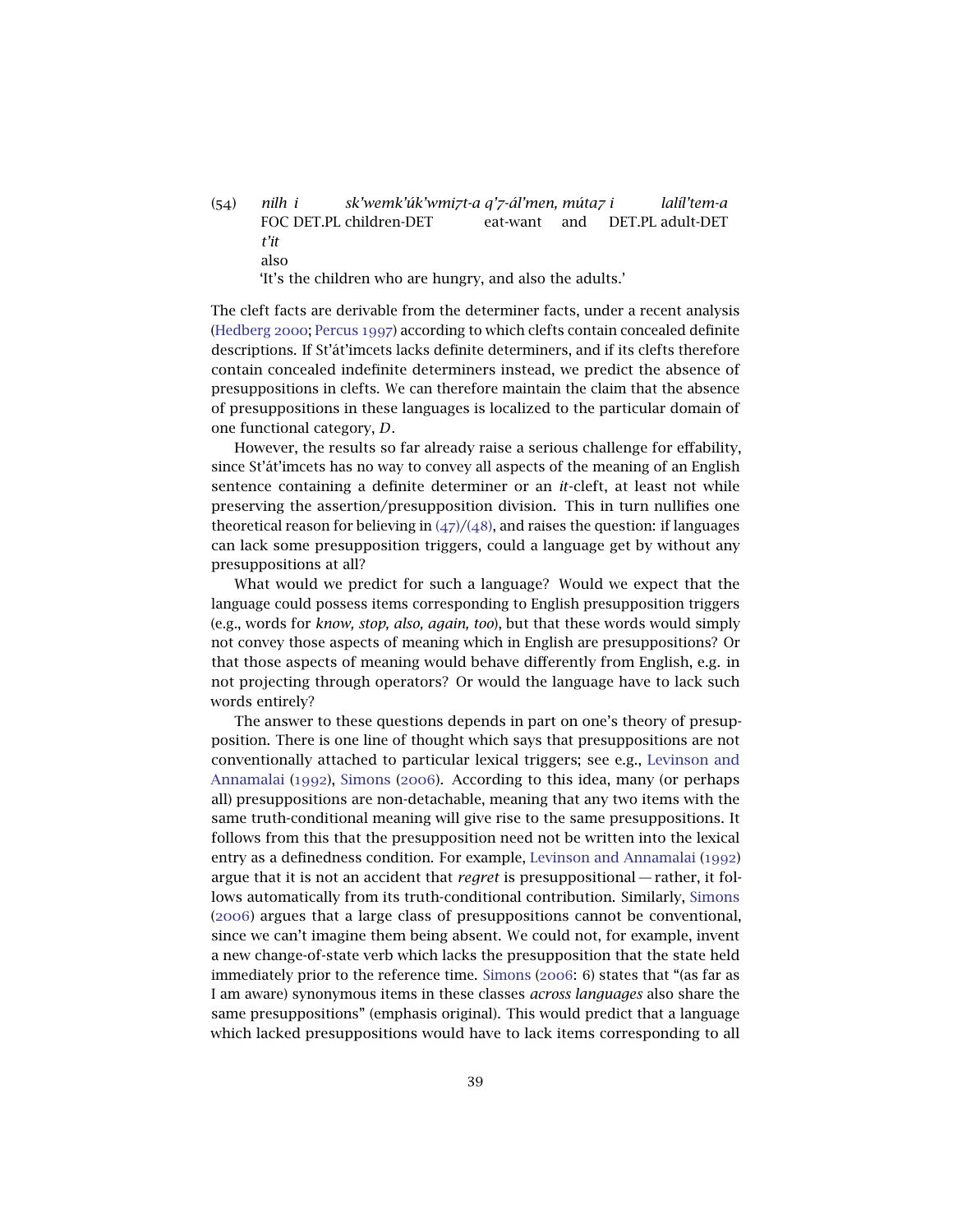(54) *nilh i sk'wemk'úk'wmi7t-a q'7-ál'men, múta7 i lalíl'tem-a t'it*
FOC DET.PL children-DET eat-want and DET.PL adult-DET also
'It's the children who are hungry, and also the adults.'

The cleft facts are derivable from the determiner facts, under a recent analysis (Hedberg 2000; Percus 1997) according to which clefts contain concealed definite descriptions. If St'át'imcets lacks definite determiners, and if its clefts therefore contain concealed indefinite determiners instead, we predict the absence of presuppositions in clefts. We can therefore maintain the claim that the absence of presuppositions in these languages is localized to the particular domain of one functional category, *D*.

However, the results so far already raise a serious challenge for effability, since St'át'imcets has no way to convey all aspects of the meaning of an English sentence containing a definite determiner or an *it*-cleft, at least not while preserving the assertion/presupposition division. This in turn nullifies one theoretical reason for believing in (47)/(48), and raises the question: if languages can lack some presupposition triggers, could a language get by without any presuppositions at all?

What would we predict for such a language? Would we expect that the language could possess items corresponding to English presupposition triggers (e.g., words for *know, stop, also, again, too*), but that these words would simply not convey those aspects of meaning which in English are presuppositions? Or that those aspects of meaning would behave differently from English, e.g. in not projecting through operators? Or would the language have to lack such words entirely?

The answer to these questions depends in part on one's theory of presupposition. There is one line of thought which says that presuppositions are not conventionally attached to particular lexical triggers; see e.g., Levinson and Annamalai (1992), Simons (2006). According to this idea, many (or perhaps all) presuppositions are non-detachable, meaning that any two items with the same truth-conditional meaning will give rise to the same presuppositions. It follows from this that the presupposition need not be written into the lexical entry as a definedness condition. For example, Levinson and Annamalai (1992) argue that it is not an accident that *regret* is presuppositional — rather, it follows automatically from its truth-conditional contribution. Similarly, Simons (2006) argues that a large class of presuppositions cannot be conventional, since we can't imagine them being absent. We could not, for example, invent a new change-of-state verb which lacks the presupposition that the state held immediately prior to the reference time. Simons (2006: 6) states that "(as far as I am aware) synonymous items in these classes *across languages* also share the same presuppositions" (emphasis original). This would predict that a language which lacked presuppositions would have to lack items corresponding to all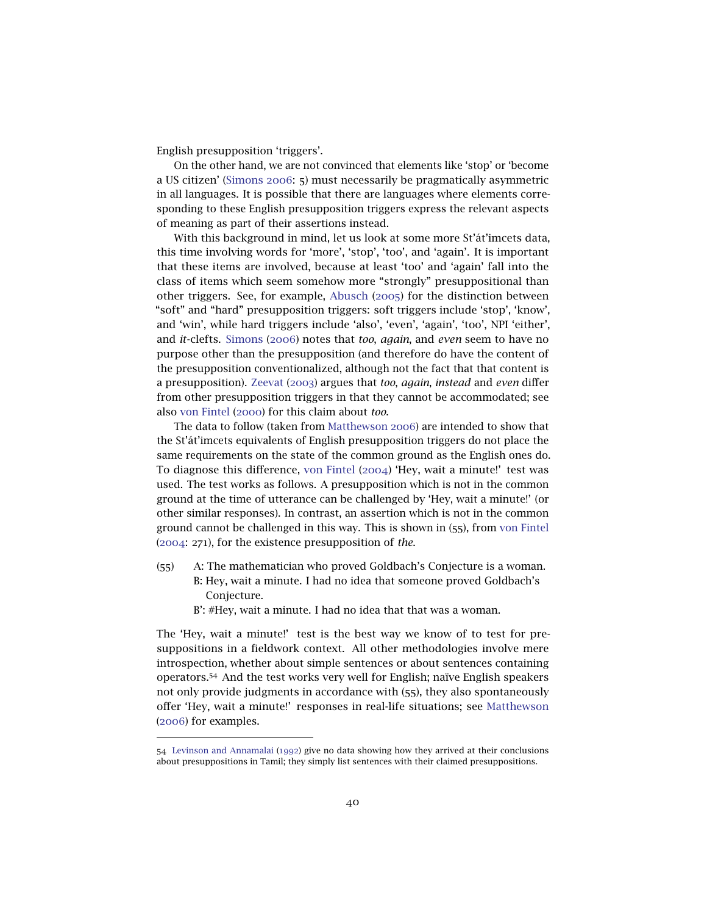English presupposition 'triggers'.

On the other hand, we are not convinced that elements like 'stop' or 'become a US citizen' (Simons 2006: 5) must necessarily be pragmatically asymmetric in all languages. It is possible that there are languages where elements corresponding to these English presupposition triggers express the relevant aspects of meaning as part of their assertions instead.

With this background in mind, let us look at some more St'át'imcets data, this time involving words for 'more', 'stop', 'too', and 'again'. It is important that these items are involved, because at least 'too' and 'again' fall into the class of items which seem somehow more "strongly" presuppositional than other triggers. See, for example, Abusch (2005) for the distinction between "soft" and "hard" presupposition triggers: soft triggers include 'stop', 'know', and 'win', while hard triggers include 'also', 'even', 'again', 'too', NPI 'either', and *it*-clefts. Simons (2006) notes that *too*, *again*, and *even* seem to have no purpose other than the presupposition (and therefore do have the content of the presupposition conventionalized, although not the fact that that content is a presupposition). Zeevat (2003) argues that *too*, *again*, *instead* and *even* differ from other presupposition triggers in that they cannot be accommodated; see also von Fintel (2000) for this claim about *too*.

The data to follow (taken from Matthewson 2006) are intended to show that the St'át'imcets equivalents of English presupposition triggers do not place the same requirements on the state of the common ground as the English ones do. To diagnose this difference, von Fintel (2004) 'Hey, wait a minute!' test was used. The test works as follows. A presupposition which is not in the common ground at the time of utterance can be challenged by 'Hey, wait a minute!' (or other similar responses). In contrast, an assertion which is not in the common ground cannot be challenged in this way. This is shown in (55), from von Fintel (2004: 271), for the existence presupposition of *the*.

(55) A: The mathematician who proved Goldbach's Conjecture is a woman.
B: Hey, wait a minute. I had no idea that someone proved Goldbach's Conjecture.
B': #Hey, wait a minute. I had no idea that that was a woman.

The 'Hey, wait a minute!' test is the best way we know of to test for presuppositions in a fieldwork context. All other methodologies involve mere introspection, whether about simple sentences or about sentences containing operators.[54] And the test works very well for English; naïve English speakers not only provide judgments in accordance with (55), they also spontaneously offer 'Hey, wait a minute!' responses in real-life situations; see Matthewson (2006) for examples.

54 Levinson and Annamalai (1992) give no data showing how they arrived at their conclusions about presuppositions in Tamil; they simply list sentences with their claimed presuppositions.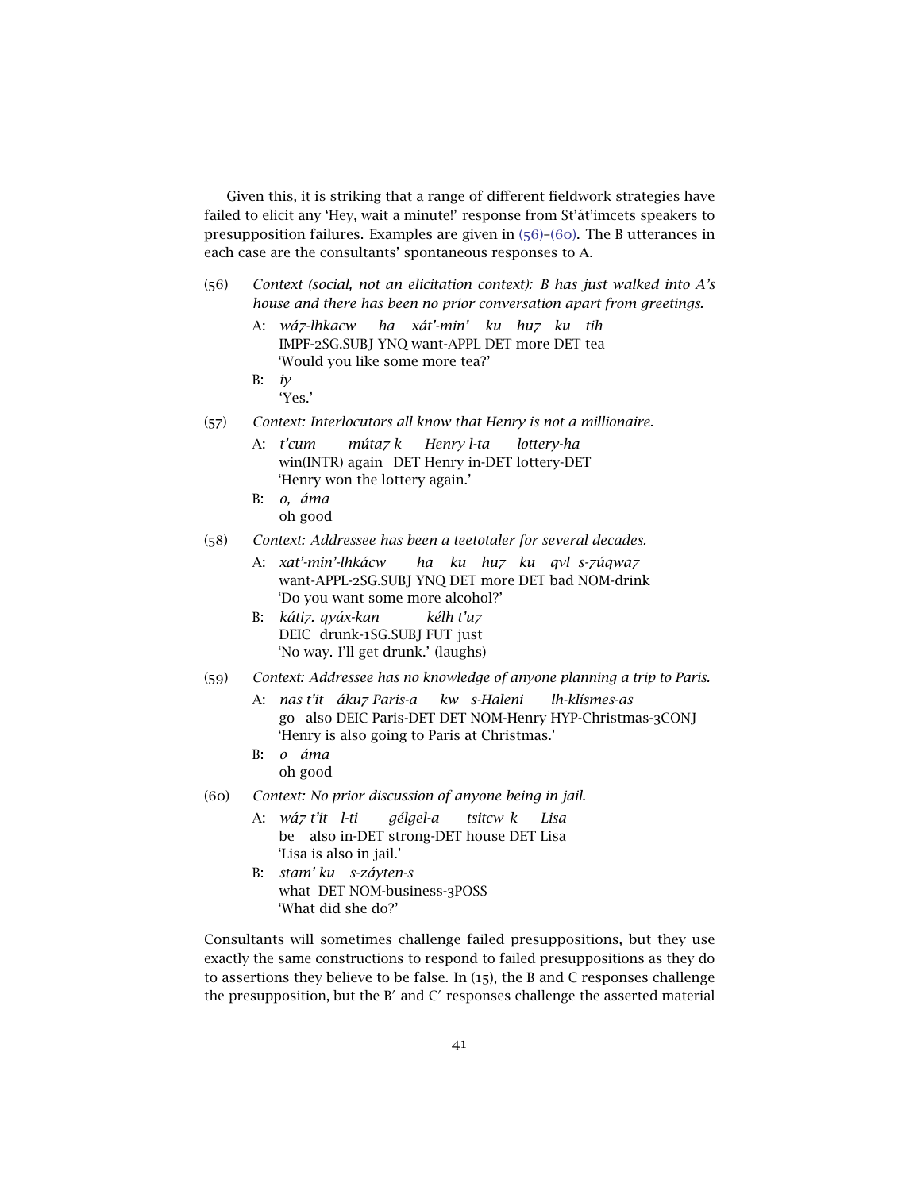Given this, it is striking that a range of different fieldwork strategies have failed to elicit any 'Hey, wait a minute!' response from St'át'imcets speakers to presupposition failures. Examples are given in (56)–(60). The B utterances in each case are the consultants' spontaneous responses to A.

(56) *Context (social, not an elicitation context): B has just walked into A's house and there has been no prior conversation apart from greetings.*

A: *wá7-lhkacw ha xát'-min' ku hu7 ku tih*
IMPF-2SG.SUBJ YNQ want-APPL DET more DET tea
'Would you like some more tea?'

B: *iy*
'Yes.'

(57) *Context: Interlocutors all know that Henry is not a millionaire.*

A: *t'cum múta7 k Henry l-ta lottery-ha*
win(INTR) again DET Henry in-DET lottery-DET
'Henry won the lottery again.'

B: *o, áma*
oh good

(58) *Context: Addressee has been a teetotaler for several decades.*

A: *xat'-min'-lhkácw ha ku hu7 ku qvl s-7úqwa7*
want-APPL-2SG.SUBJ YNQ DET more DET bad NOM-drink
'Do you want some more alcohol?'

B: *káti7. qyáx-kan kélh t'u7*
DEIC drunk-1SG.SUBJ FUT just
'No way. I'll get drunk.' (laughs)

(59) *Context: Addressee has no knowledge of anyone planning a trip to Paris.*

A: *nas t'it áku7 Paris-a kw s-Haleni lh-klísmes-as*
go also DEIC Paris-DET DET NOM-Henry HYP-Christmas-3CONJ
'Henry is also going to Paris at Christmas.'

B: *o áma*
oh good

(60) *Context: No prior discussion of anyone being in jail.*

A: *wá7 t'it l-ti gélgel-a tsitcw k Lisa*
be also in-DET strong-DET house DET Lisa
'Lisa is also in jail.'

B: *stam' ku s-záyten-s*
what DET NOM-business-3POSS
'What did she do?'

Consultants will sometimes challenge failed presuppositions, but they use exactly the same constructions to respond to failed presuppositions as they do to assertions they believe to be false. In (15), the B and C responses challenge the presupposition, but the B′ and C′ responses challenge the asserted material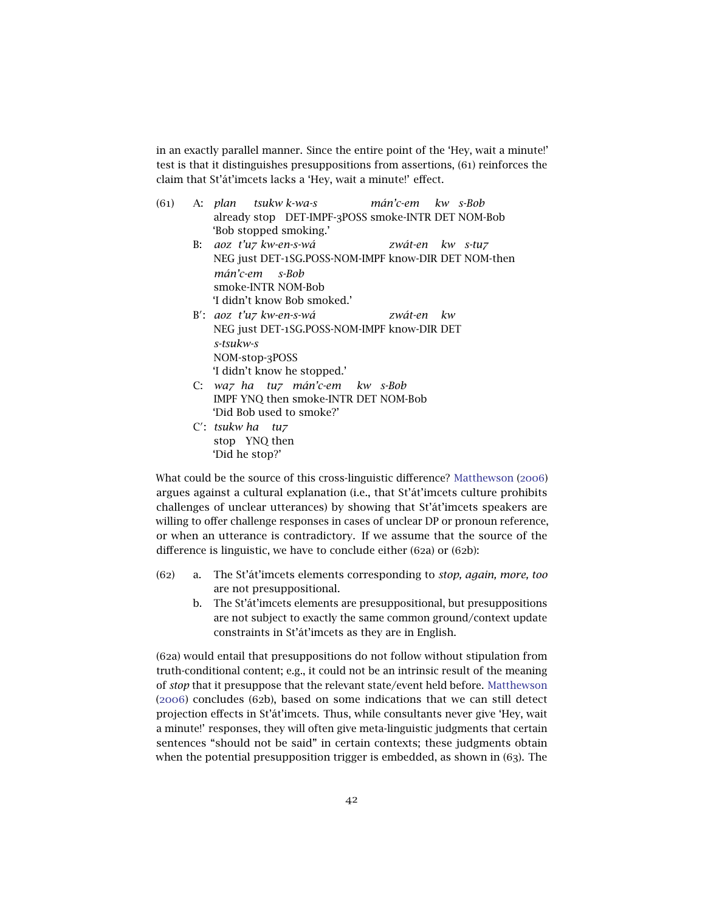in an exactly parallel manner. Since the entire point of the 'Hey, wait a minute!' test is that it distinguishes presuppositions from assertions, (61) reinforces the claim that St'át'imcets lacks a 'Hey, wait a minute!' effect.

(61)
A: *plan tsukw k-wa-s mán'c-em kw s-Bob*
already stop DET-IMPF-3POSS smoke-INTR DET NOM-Bob
'Bob stopped smoking.'

B: *aoz t'u7 kw-en-s-wá zwát-en kw s-tu7 mán'c-em s-Bob*
NEG just DET-1SG.POSS-NOM-IMPF know-DIR DET NOM-then smoke-INTR NOM-Bob
'I didn't know Bob smoked.'

B′: *aoz t'u7 kw-en-s-wá zwát-en kw s-tsukw-s*
NEG just DET-1SG.POSS-NOM-IMPF know-DIR DET NOM-stop-3POSS
'I didn't know he stopped.'

C: *wa7 ha tu7 mán'c-em kw s-Bob*
IMPF YNQ then smoke-INTR DET NOM-Bob
'Did Bob used to smoke?'

C′: *tsukw ha tu7*
stop YNQ then
'Did he stop?'

What could be the source of this cross-linguistic difference? Matthewson (2006) argues against a cultural explanation (i.e., that St'át'imcets culture prohibits challenges of unclear utterances) by showing that St'át'imcets speakers are willing to offer challenge responses in cases of unclear DP or pronoun reference, or when an utterance is contradictory. If we assume that the source of the difference is linguistic, we have to conclude either (62a) or (62b):

(62)
a. The St'át'imcets elements corresponding to *stop, again, more, too* are not presuppositional.
b. The St'át'imcets elements are presuppositional, but presuppositions are not subject to exactly the same common ground/context update constraints in St'át'imcets as they are in English.

(62a) would entail that presuppositions do not follow without stipulation from truth-conditional content; e.g., it could not be an intrinsic result of the meaning of *stop* that it presuppose that the relevant state/event held before. Matthewson (2006) concludes (62b), based on some indications that we can still detect projection effects in St'át'imcets. Thus, while consultants never give 'Hey, wait a minute!' responses, they will often give meta-linguistic judgments that certain sentences "should not be said" in certain contexts; these judgments obtain when the potential presupposition trigger is embedded, as shown in (63). The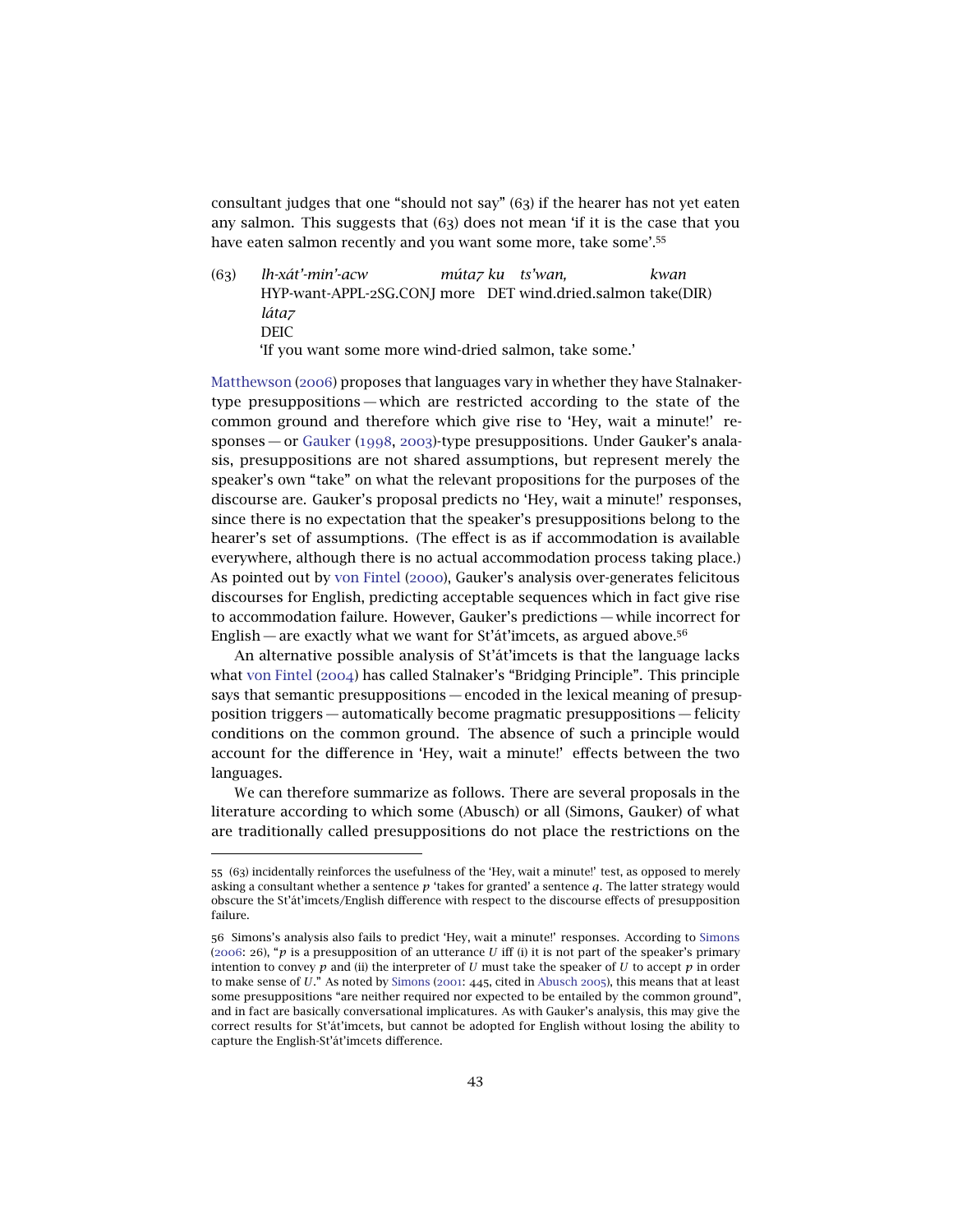consultant judges that one "should not say" (63) if the hearer has not yet eaten any salmon. This suggests that (63) does not mean 'if it is the case that you have eaten salmon recently and you want some more, take some'.[55]

(63) *lh-xát'-min'-acw* *múta7 ku* *ts'wan,* *kwan* *láta7*
HYP-want-APPL-2SG.CONJ more DET wind.dried.salmon take(DIR) DEIC
'If you want some more wind-dried salmon, take some.'

Matthewson (2006) proposes that languages vary in whether they have Stalnaker-type presuppositions — which are restricted according to the state of the common ground and therefore which give rise to 'Hey, wait a minute!' responses — or Gauker (1998, 2003)-type presuppositions. Under Gauker's analasis, presuppositions are not shared assumptions, but represent merely the speaker's own "take" on what the relevant propositions for the purposes of the discourse are. Gauker's proposal predicts no 'Hey, wait a minute!' responses, since there is no expectation that the speaker's presuppositions belong to the hearer's set of assumptions. (The effect is as if accommodation is available everywhere, although there is no actual accommodation process taking place.) As pointed out by von Fintel (2000), Gauker's analysis over-generates felicitous discourses for English, predicting acceptable sequences which in fact give rise to accommodation failure. However, Gauker's predictions — while incorrect for English — are exactly what we want for St'át'imcets, as argued above.[56]

An alternative possible analysis of St'át'imcets is that the language lacks what von Fintel (2004) has called Stalnaker's "Bridging Principle". This principle says that semantic presuppositions — encoded in the lexical meaning of presupposition triggers — automatically become pragmatic presuppositions — felicity conditions on the common ground. The absence of such a principle would account for the difference in 'Hey, wait a minute!' effects between the two languages.

We can therefore summarize as follows. There are several proposals in the literature according to which some (Abusch) or all (Simons, Gauker) of what are traditionally called presuppositions do not place the restrictions on the

---

55 (63) incidentally reinforces the usefulness of the 'Hey, wait a minute!' test, as opposed to merely asking a consultant whether a sentence $p$ 'takes for granted' a sentence $q$. The latter strategy would obscure the St'át'imcets/English difference with respect to the discourse effects of presupposition failure.

56 Simons's analysis also fails to predict 'Hey, wait a minute!' responses. According to Simons (2006: 26), "$p$ is a presupposition of an utterance $U$ iff (i) it is not part of the speaker's primary intention to convey $p$ and (ii) the interpreter of $U$ must take the speaker of $U$ to accept $p$ in order to make sense of $U$." As noted by Simons (2001: 445, cited in Abusch 2005), this means that at least some presuppositions "are neither required nor expected to be entailed by the common ground", and in fact are basically conversational implicatures. As with Gauker's analysis, this may give the correct results for St'át'imcets, but cannot be adopted for English without losing the ability to capture the English-St'át'imcets difference.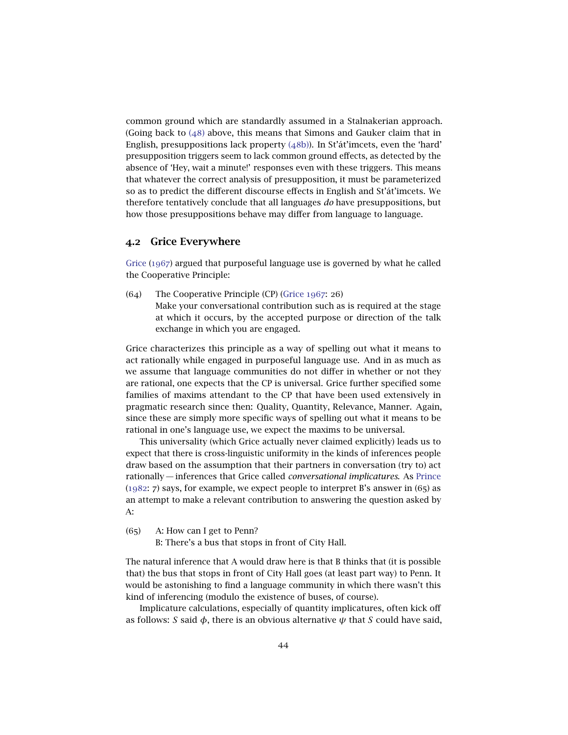common ground which are standardly assumed in a Stalnakerian approach. (Going back to (48) above, this means that Simons and Gauker claim that in English, presuppositions lack property (48b)). In St'át'imcets, even the 'hard' presupposition triggers seem to lack common ground effects, as detected by the absence of 'Hey, wait a minute!' responses even with these triggers. This means that whatever the correct analysis of presupposition, it must be parameterized so as to predict the different discourse effects in English and St'át'imcets. We therefore tentatively conclude that all languages *do* have presuppositions, but how those presuppositions behave may differ from language to language.

## 4.2 Grice Everywhere

Grice (1967) argued that purposeful language use is governed by what he called the Cooperative Principle:

(64) The Cooperative Principle (CP) (Grice 1967: 26)
Make your conversational contribution such as is required at the stage at which it occurs, by the accepted purpose or direction of the talk exchange in which you are engaged.

Grice characterizes this principle as a way of spelling out what it means to act rationally while engaged in purposeful language use. And in as much as we assume that language communities do not differ in whether or not they are rational, one expects that the CP is universal. Grice further specified some families of maxims attendant to the CP that have been used extensively in pragmatic research since then: Quality, Quantity, Relevance, Manner. Again, since these are simply more specific ways of spelling out what it means to be rational in one's language use, we expect the maxims to be universal.

This universality (which Grice actually never claimed explicitly) leads us to expect that there is cross-linguistic uniformity in the kinds of inferences people draw based on the assumption that their partners in conversation (try to) act rationally — inferences that Grice called *conversational implicatures*. As Prince (1982: 7) says, for example, we expect people to interpret B's answer in (65) as an attempt to make a relevant contribution to answering the question asked by A:

(65) A: How can I get to Penn?
B: There's a bus that stops in front of City Hall.

The natural inference that A would draw here is that B thinks that (it is possible that) the bus that stops in front of City Hall goes (at least part way) to Penn. It would be astonishing to find a language community in which there wasn't this kind of inferencing (modulo the existence of buses, of course).

Implicature calculations, especially of quantity implicatures, often kick off as follows: $S$ said $\phi$, there is an obvious alternative $\psi$ that $S$ could have said,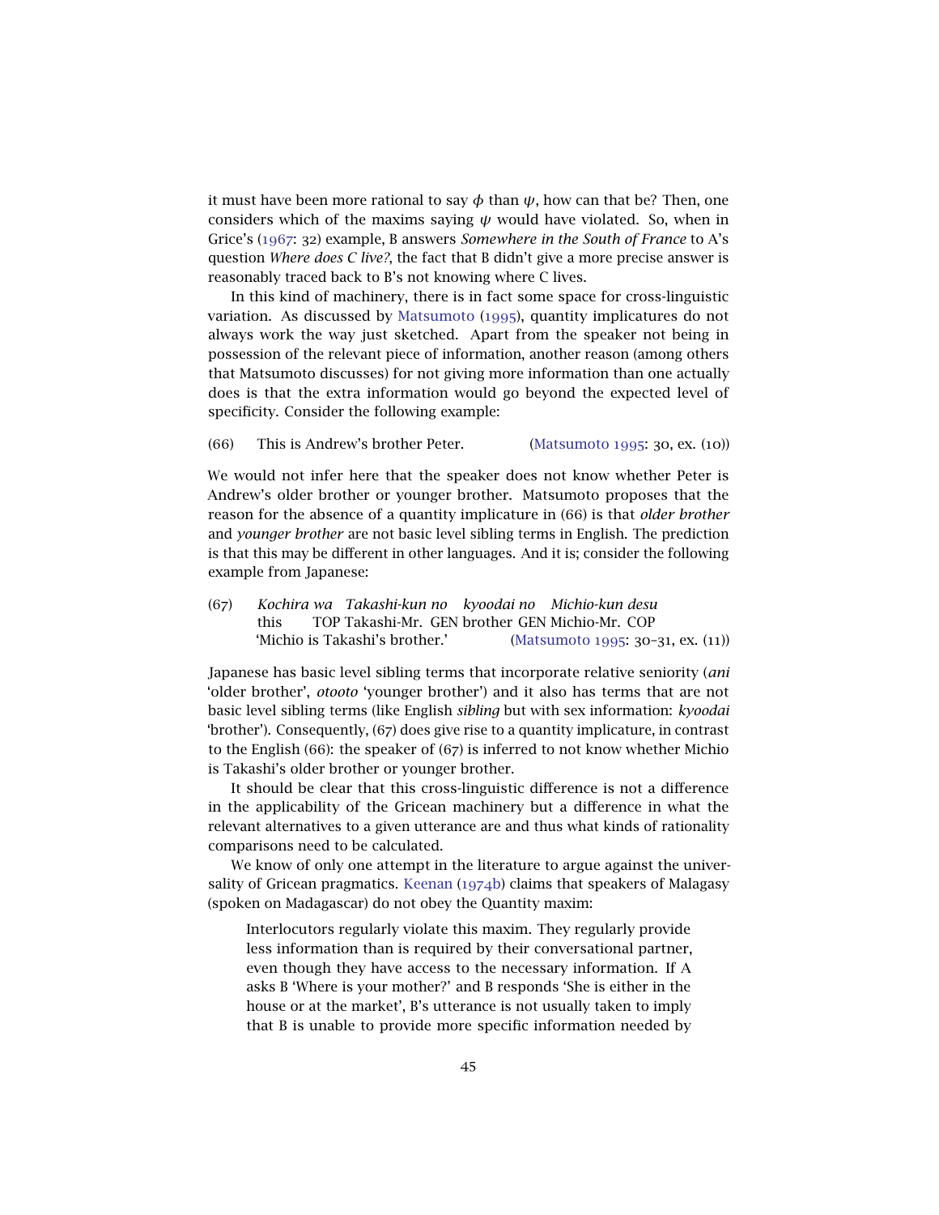it must have been more rational to say $\phi$ than $\psi$, how can that be? Then, one considers which of the maxims saying $\psi$ would have violated. So, when in Grice's (1967: 32) example, B answers *Somewhere in the South of France* to A's question *Where does C live?*, the fact that B didn't give a more precise answer is reasonably traced back to B's not knowing where C lives.

In this kind of machinery, there is in fact some space for cross-linguistic variation. As discussed by Matsumoto (1995), quantity implicatures do not always work the way just sketched. Apart from the speaker not being in possession of the relevant piece of information, another reason (among others that Matsumoto discusses) for not giving more information than one actually does is that the extra information would go beyond the expected level of specificity. Consider the following example:

(66) This is Andrew's brother Peter. (Matsumoto 1995: 30, ex. (10))

We would not infer here that the speaker does not know whether Peter is Andrew's older brother or younger brother. Matsumoto proposes that the reason for the absence of a quantity implicature in (66) is that *older brother* and *younger brother* are not basic level sibling terms in English. The prediction is that this may be different in other languages. And it is; consider the following example from Japanese:

(67) *Kochira wa Takashi-kun no kyoodai no Michio-kun desu*
this TOP Takashi-Mr. GEN brother GEN Michio-Mr. COP
'Michio is Takashi's brother.' (Matsumoto 1995: 30–31, ex. (11))

Japanese has basic level sibling terms that incorporate relative seniority (*ani* 'older brother', *otooto* 'younger brother') and it also has terms that are not basic level sibling terms (like English *sibling* but with sex information: *kyoodai* 'brother'). Consequently, (67) does give rise to a quantity implicature, in contrast to the English (66): the speaker of (67) is inferred to not know whether Michio is Takashi's older brother or younger brother.

It should be clear that this cross-linguistic difference is not a difference in the applicability of the Gricean machinery but a difference in what the relevant alternatives to a given utterance are and thus what kinds of rationality comparisons need to be calculated.

We know of only one attempt in the literature to argue against the universality of Gricean pragmatics. Keenan (1974b) claims that speakers of Malagasy (spoken on Madagascar) do not obey the Quantity maxim:

> Interlocutors regularly violate this maxim. They regularly provide less information than is required by their conversational partner, even though they have access to the necessary information. If A asks B 'Where is your mother?' and B responds 'She is either in the house or at the market', B's utterance is not usually taken to imply that B is unable to provide more specific information needed by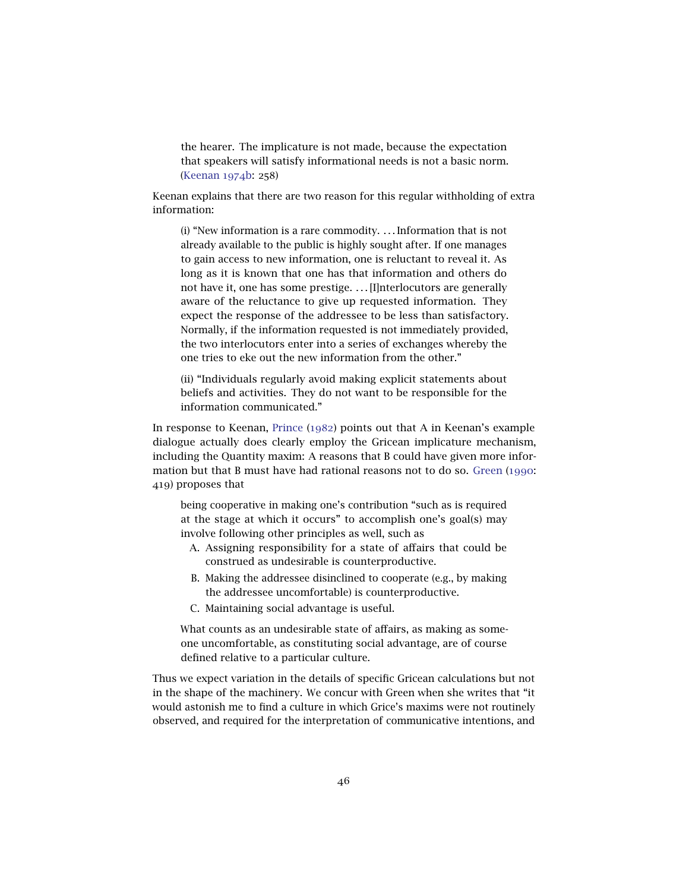> the hearer. The implicature is not made, because the expectation that speakers will satisfy informational needs is not a basic norm. (Keenan 1974b: 258)

Keenan explains that there are two reason for this regular withholding of extra information:

> (i) "New information is a rare commodity. . . . Information that is not already available to the public is highly sought after. If one manages to gain access to new information, one is reluctant to reveal it. As long as it is known that one has that information and others do not have it, one has some prestige. . . . [I]nterlocutors are generally aware of the reluctance to give up requested information. They expect the response of the addressee to be less than satisfactory. Normally, if the information requested is not immediately provided, the two interlocutors enter into a series of exchanges whereby the one tries to eke out the new information from the other."
>
> (ii) "Individuals regularly avoid making explicit statements about beliefs and activities. They do not want to be responsible for the information communicated."

In response to Keenan, Prince (1982) points out that A in Keenan's example dialogue actually does clearly employ the Gricean implicature mechanism, including the Quantity maxim: A reasons that B could have given more information but that B must have had rational reasons not to do so. Green (1990: 419) proposes that

> being cooperative in making one's contribution "such as is required at the stage at which it occurs" to accomplish one's goal(s) may involve following other principles as well, such as
>
> A. Assigning responsibility for a state of affairs that could be construed as undesirable is counterproductive.
> B. Making the addressee disinclined to cooperate (e.g., by making the addressee uncomfortable) is counterproductive.
> C. Maintaining social advantage is useful.
>
> What counts as an undesirable state of affairs, as making as someone uncomfortable, as constituting social advantage, are of course defined relative to a particular culture.

Thus we expect variation in the details of specific Gricean calculations but not in the shape of the machinery. We concur with Green when she writes that "it would astonish me to find a culture in which Grice's maxims were not routinely observed, and required for the interpretation of communicative intentions, and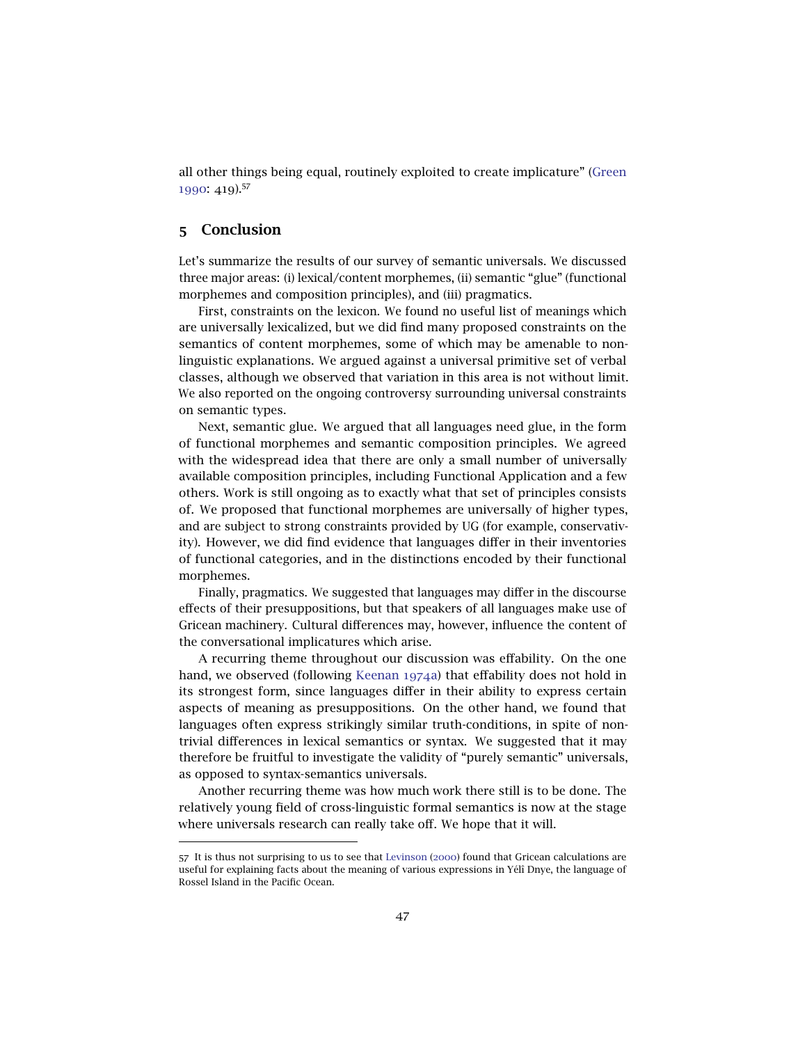all other things being equal, routinely exploited to create implicature" (Green 1990: 419).[57]

## 5 Conclusion

Let's summarize the results of our survey of semantic universals. We discussed three major areas: (i) lexical/content morphemes, (ii) semantic "glue" (functional morphemes and composition principles), and (iii) pragmatics.

First, constraints on the lexicon. We found no useful list of meanings which are universally lexicalized, but we did find many proposed constraints on the semantics of content morphemes, some of which may be amenable to non-linguistic explanations. We argued against a universal primitive set of verbal classes, although we observed that variation in this area is not without limit. We also reported on the ongoing controversy surrounding universal constraints on semantic types.

Next, semantic glue. We argued that all languages need glue, in the form of functional morphemes and semantic composition principles. We agreed with the widespread idea that there are only a small number of universally available composition principles, including Functional Application and a few others. Work is still ongoing as to exactly what that set of principles consists of. We proposed that functional morphemes are universally of higher types, and are subject to strong constraints provided by UG (for example, conservativity). However, we did find evidence that languages differ in their inventories of functional categories, and in the distinctions encoded by their functional morphemes.

Finally, pragmatics. We suggested that languages may differ in the discourse effects of their presuppositions, but that speakers of all languages make use of Gricean machinery. Cultural differences may, however, influence the content of the conversational implicatures which arise.

A recurring theme throughout our discussion was effability. On the one hand, we observed (following Keenan 1974a) that effability does not hold in its strongest form, since languages differ in their ability to express certain aspects of meaning as presuppositions. On the other hand, we found that languages often express strikingly similar truth-conditions, in spite of non-trivial differences in lexical semantics or syntax. We suggested that it may therefore be fruitful to investigate the validity of "purely semantic" universals, as opposed to syntax-semantics universals.

Another recurring theme was how much work there still is to be done. The relatively young field of cross-linguistic formal semantics is now at the stage where universals research can really take off. We hope that it will.

---

57 It is thus not surprising to us to see that Levinson (2000) found that Gricean calculations are useful for explaining facts about the meaning of various expressions in Yélî Dnye, the language of Rossel Island in the Pacific Ocean.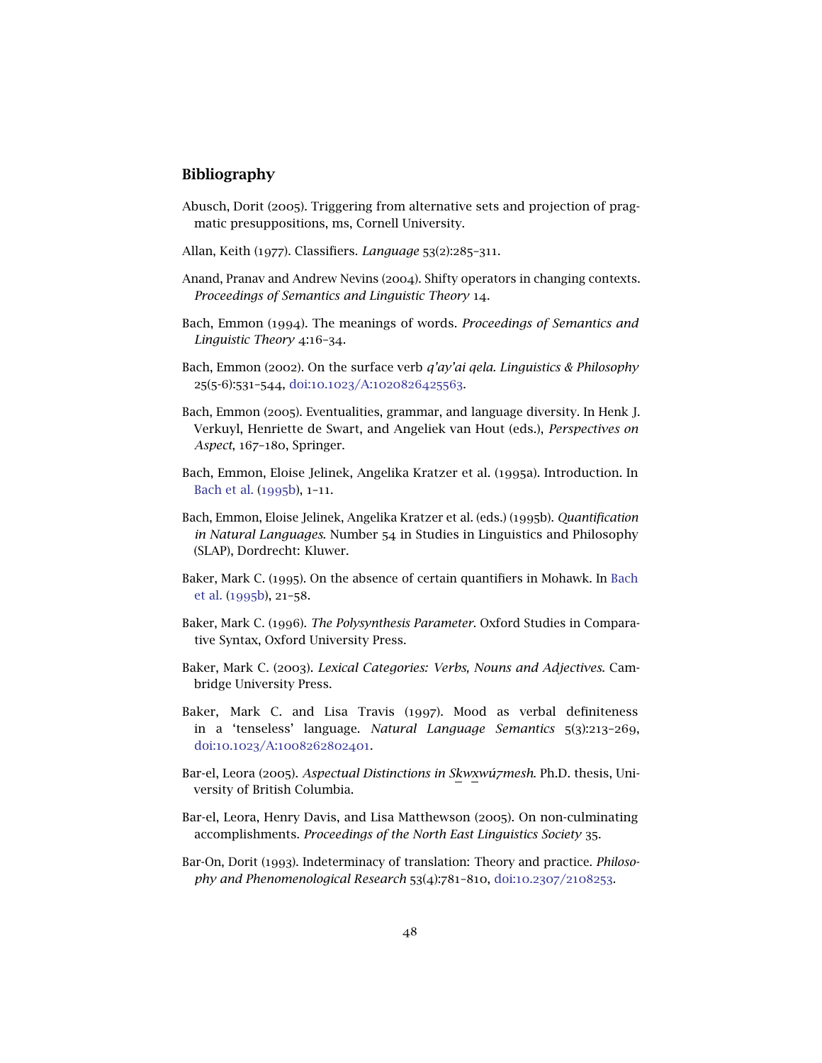## Bibliography

Abusch, Dorit (2005). Triggering from alternative sets and projection of pragmatic presuppositions, ms, Cornell University.

Allan, Keith (1977). Classifiers. *Language* 53(2):285–311.

Anand, Pranav and Andrew Nevins (2004). Shifty operators in changing contexts. *Proceedings of Semantics and Linguistic Theory* 14.

Bach, Emmon (1994). The meanings of words. *Proceedings of Semantics and Linguistic Theory* 4:16–34.

Bach, Emmon (2002). On the surface verb *q'ay'ai qela*. *Linguistics & Philosophy* 25(5-6):531–544, doi:10.1023/A:1020826425563.

Bach, Emmon (2005). Eventualities, grammar, and language diversity. In Henk J. Verkuyl, Henriette de Swart, and Angeliek van Hout (eds.), *Perspectives on Aspect*, 167–180, Springer.

Bach, Emmon, Eloise Jelinek, Angelika Kratzer et al. (1995a). Introduction. In Bach et al. (1995b), 1–11.

Bach, Emmon, Eloise Jelinek, Angelika Kratzer et al. (eds.) (1995b). *Quantification in Natural Languages*. Number 54 in Studies in Linguistics and Philosophy (SLAP), Dordrecht: Kluwer.

Baker, Mark C. (1995). On the absence of certain quantifiers in Mohawk. In Bach et al. (1995b), 21–58.

Baker, Mark C. (1996). *The Polysynthesis Parameter*. Oxford Studies in Comparative Syntax, Oxford University Press.

Baker, Mark C. (2003). *Lexical Categories: Verbs, Nouns and Adjectives*. Cambridge University Press.

Baker, Mark C. and Lisa Travis (1997). Mood as verbal definiteness in a 'tenseless' language. *Natural Language Semantics* 5(3):213–269, doi:10.1023/A:1008262802401.

Bar-el, Leora (2005). *Aspectual Distinctions in Sḵwx̱wú7mesh*. Ph.D. thesis, University of British Columbia.

Bar-el, Leora, Henry Davis, and Lisa Matthewson (2005). On non-culminating accomplishments. *Proceedings of the North East Linguistics Society* 35.

Bar-On, Dorit (1993). Indeterminacy of translation: Theory and practice. *Philosophy and Phenomenological Research* 53(4):781–810, doi:10.2307/2108253.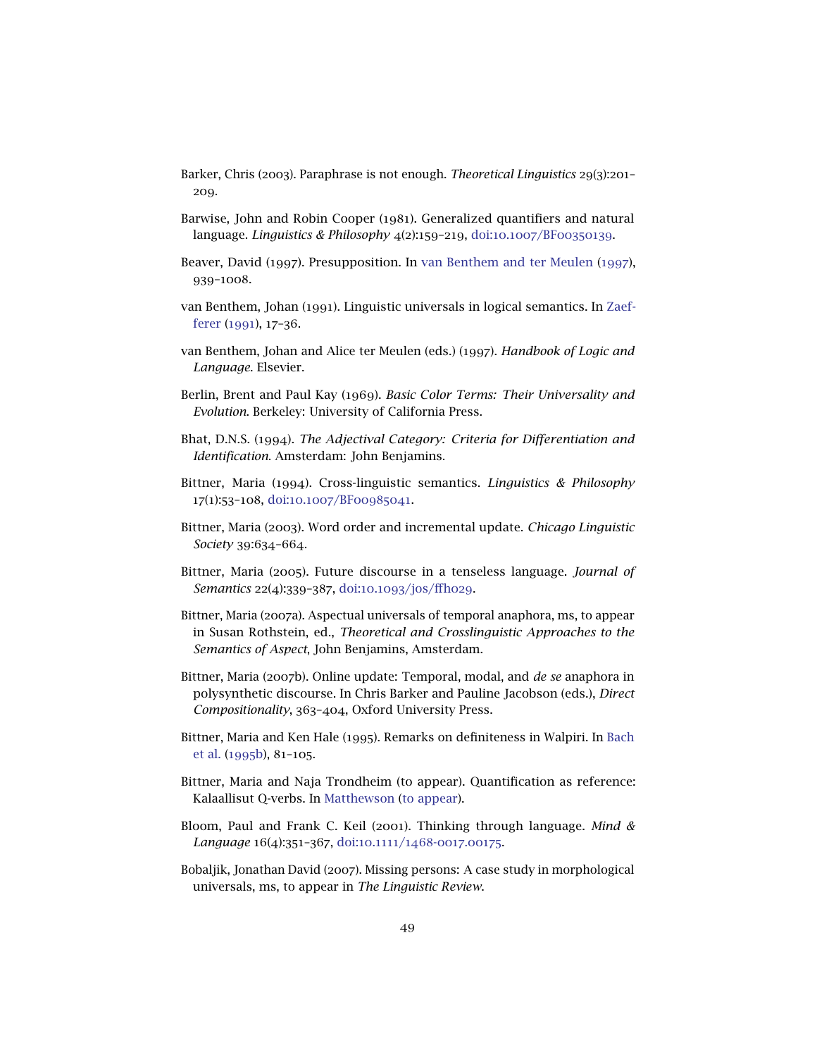Barker, Chris (2003). Paraphrase is not enough. *Theoretical Linguistics* 29(3):201–209.

Barwise, John and Robin Cooper (1981). Generalized quantifiers and natural language. *Linguistics & Philosophy* 4(2):159–219, doi:10.1007/BF00350139.

Beaver, David (1997). Presupposition. In van Benthem and ter Meulen (1997), 939–1008.

van Benthem, Johan (1991). Linguistic universals in logical semantics. In Zaefferer (1991), 17–36.

van Benthem, Johan and Alice ter Meulen (eds.) (1997). *Handbook of Logic and Language*. Elsevier.

Berlin, Brent and Paul Kay (1969). *Basic Color Terms: Their Universality and Evolution*. Berkeley: University of California Press.

Bhat, D.N.S. (1994). *The Adjectival Category: Criteria for Differentiation and Identification*. Amsterdam: John Benjamins.

Bittner, Maria (1994). Cross-linguistic semantics. *Linguistics & Philosophy* 17(1):53–108, doi:10.1007/BF00985041.

Bittner, Maria (2003). Word order and incremental update. *Chicago Linguistic Society* 39:634–664.

Bittner, Maria (2005). Future discourse in a tenseless language. *Journal of Semantics* 22(4):339–387, doi:10.1093/jos/ffh029.

Bittner, Maria (2007a). Aspectual universals of temporal anaphora, ms, to appear in Susan Rothstein, ed., *Theoretical and Crosslinguistic Approaches to the Semantics of Aspect*, John Benjamins, Amsterdam.

Bittner, Maria (2007b). Online update: Temporal, modal, and *de se* anaphora in polysynthetic discourse. In Chris Barker and Pauline Jacobson (eds.), *Direct Compositionality*, 363–404, Oxford University Press.

Bittner, Maria and Ken Hale (1995). Remarks on definiteness in Walpiri. In Bach et al. (1995b), 81–105.

Bittner, Maria and Naja Trondheim (to appear). Quantification as reference: Kalaallisut Q-verbs. In Matthewson (to appear).

Bloom, Paul and Frank C. Keil (2001). Thinking through language. *Mind & Language* 16(4):351–367, doi:10.1111/1468-0017.00175.

Bobaljik, Jonathan David (2007). Missing persons: A case study in morphological universals, ms, to appear in *The Linguistic Review*.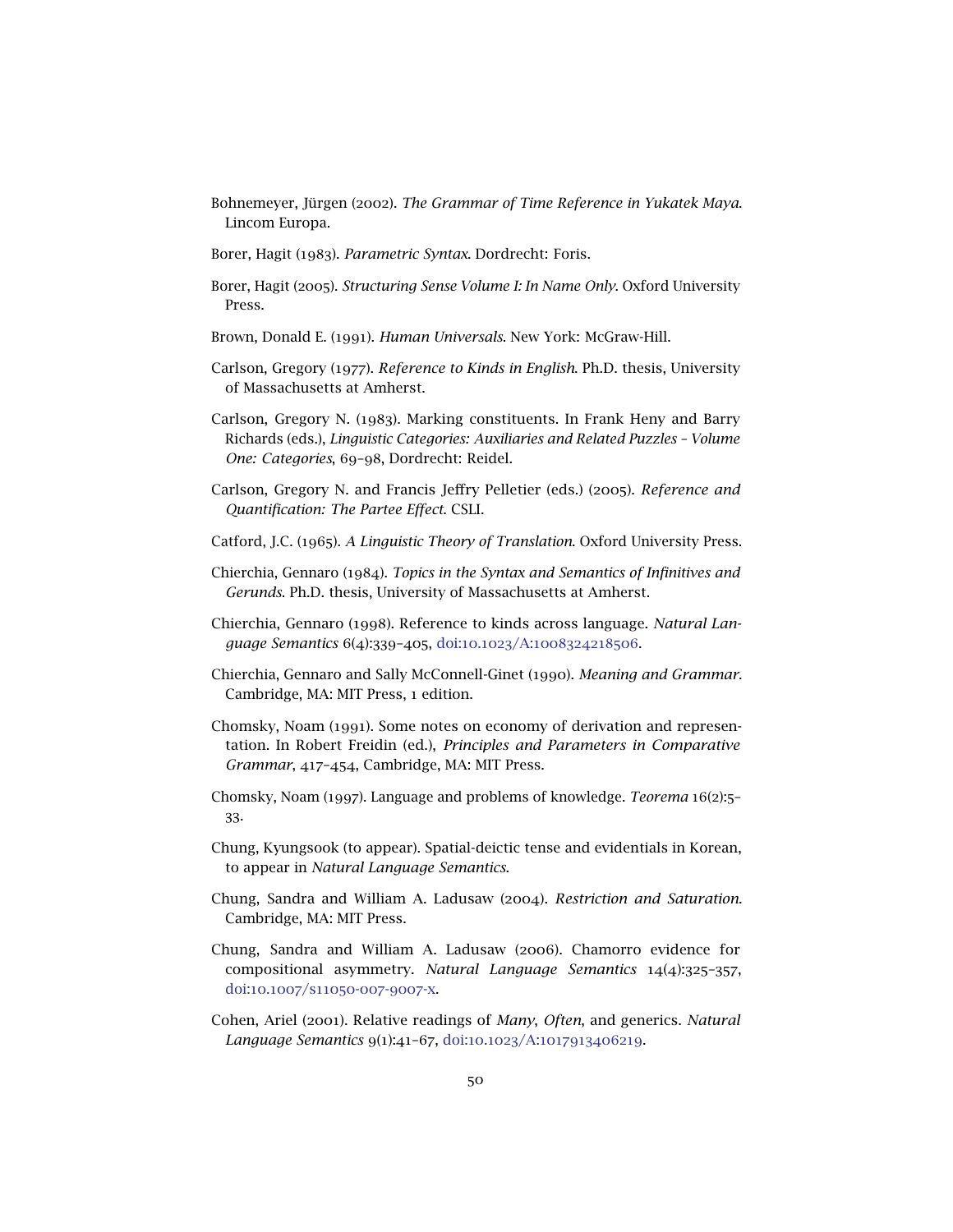Bohnemeyer, Jürgen (2002). *The Grammar of Time Reference in Yukatek Maya*. Lincom Europa.

Borer, Hagit (1983). *Parametric Syntax*. Dordrecht: Foris.

Borer, Hagit (2005). *Structuring Sense Volume I: In Name Only*. Oxford University Press.

Brown, Donald E. (1991). *Human Universals*. New York: McGraw-Hill.

Carlson, Gregory (1977). *Reference to Kinds in English*. Ph.D. thesis, University of Massachusetts at Amherst.

Carlson, Gregory N. (1983). Marking constituents. In Frank Heny and Barry Richards (eds.), *Linguistic Categories: Auxiliaries and Related Puzzles – Volume One: Categories*, 69–98, Dordrecht: Reidel.

Carlson, Gregory N. and Francis Jeffry Pelletier (eds.) (2005). *Reference and Quantification: The Partee Effect*. CSLI.

Catford, J.C. (1965). *A Linguistic Theory of Translation*. Oxford University Press.

Chierchia, Gennaro (1984). *Topics in the Syntax and Semantics of Infinitives and Gerunds*. Ph.D. thesis, University of Massachusetts at Amherst.

Chierchia, Gennaro (1998). Reference to kinds across language. *Natural Language Semantics* 6(4):339–405, doi:10.1023/A:1008324218506.

Chierchia, Gennaro and Sally McConnell-Ginet (1990). *Meaning and Grammar*. Cambridge, MA: MIT Press, 1 edition.

Chomsky, Noam (1991). Some notes on economy of derivation and representation. In Robert Freidin (ed.), *Principles and Parameters in Comparative Grammar*, 417–454, Cambridge, MA: MIT Press.

Chomsky, Noam (1997). Language and problems of knowledge. *Teorema* 16(2):5–33.

Chung, Kyungsook (to appear). Spatial-deictic tense and evidentials in Korean, to appear in *Natural Language Semantics*.

Chung, Sandra and William A. Ladusaw (2004). *Restriction and Saturation*. Cambridge, MA: MIT Press.

Chung, Sandra and William A. Ladusaw (2006). Chamorro evidence for compositional asymmetry. *Natural Language Semantics* 14(4):325–357, doi:10.1007/s11050-007-9007-x.

Cohen, Ariel (2001). Relative readings of *Many*, *Often*, and generics. *Natural Language Semantics* 9(1):41–67, doi:10.1023/A:1017913406219.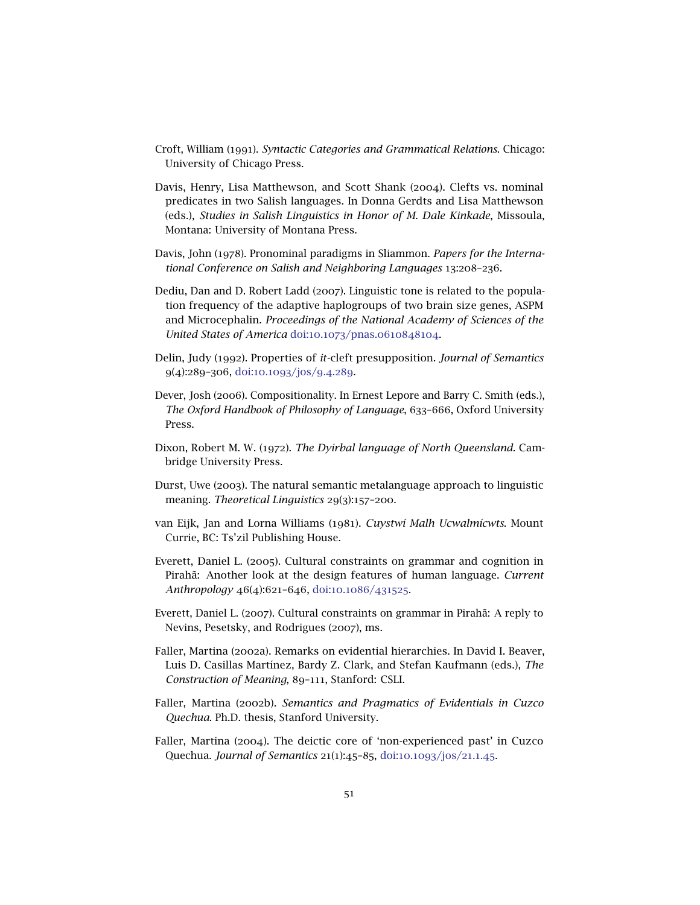Croft, William (1991). *Syntactic Categories and Grammatical Relations*. Chicago: University of Chicago Press.

Davis, Henry, Lisa Matthewson, and Scott Shank (2004). Clefts vs. nominal predicates in two Salish languages. In Donna Gerdts and Lisa Matthewson (eds.), *Studies in Salish Linguistics in Honor of M. Dale Kinkade*, Missoula, Montana: University of Montana Press.

Davis, John (1978). Pronominal paradigms in Sliammon. *Papers for the International Conference on Salish and Neighboring Languages* 13:208–236.

Dediu, Dan and D. Robert Ladd (2007). Linguistic tone is related to the population frequency of the adaptive haplogroups of two brain size genes, ASPM and Microcephalin. *Proceedings of the National Academy of Sciences of the United States of America* doi:10.1073/pnas.0610848104.

Delin, Judy (1992). Properties of *it*-cleft presupposition. *Journal of Semantics* 9(4):289–306, doi:10.1093/jos/9.4.289.

Dever, Josh (2006). Compositionality. In Ernest Lepore and Barry C. Smith (eds.), *The Oxford Handbook of Philosophy of Language*, 633–666, Oxford University Press.

Dixon, Robert M. W. (1972). *The Dyirbal language of North Queensland*. Cambridge University Press.

Durst, Uwe (2003). The natural semantic metalanguage approach to linguistic meaning. *Theoretical Linguistics* 29(3):157–200.

van Eijk, Jan and Lorna Williams (1981). *Cuystwí Malh Ucwalmícwts*. Mount Currie, BC: Ts'zil Publishing House.

Everett, Daniel L. (2005). Cultural constraints on grammar and cognition in Pirahã: Another look at the design features of human language. *Current Anthropology* 46(4):621–646, doi:10.1086/431525.

Everett, Daniel L. (2007). Cultural constraints on grammar in Pirahã: A reply to Nevins, Pesetsky, and Rodrigues (2007), ms.

Faller, Martina (2002a). Remarks on evidential hierarchies. In David I. Beaver, Luis D. Casillas Martínez, Bardy Z. Clark, and Stefan Kaufmann (eds.), *The Construction of Meaning*, 89–111, Stanford: CSLI.

Faller, Martina (2002b). *Semantics and Pragmatics of Evidentials in Cuzco Quechua*. Ph.D. thesis, Stanford University.

Faller, Martina (2004). The deictic core of 'non-experienced past' in Cuzco Quechua. *Journal of Semantics* 21(1):45–85, doi:10.1093/jos/21.1.45.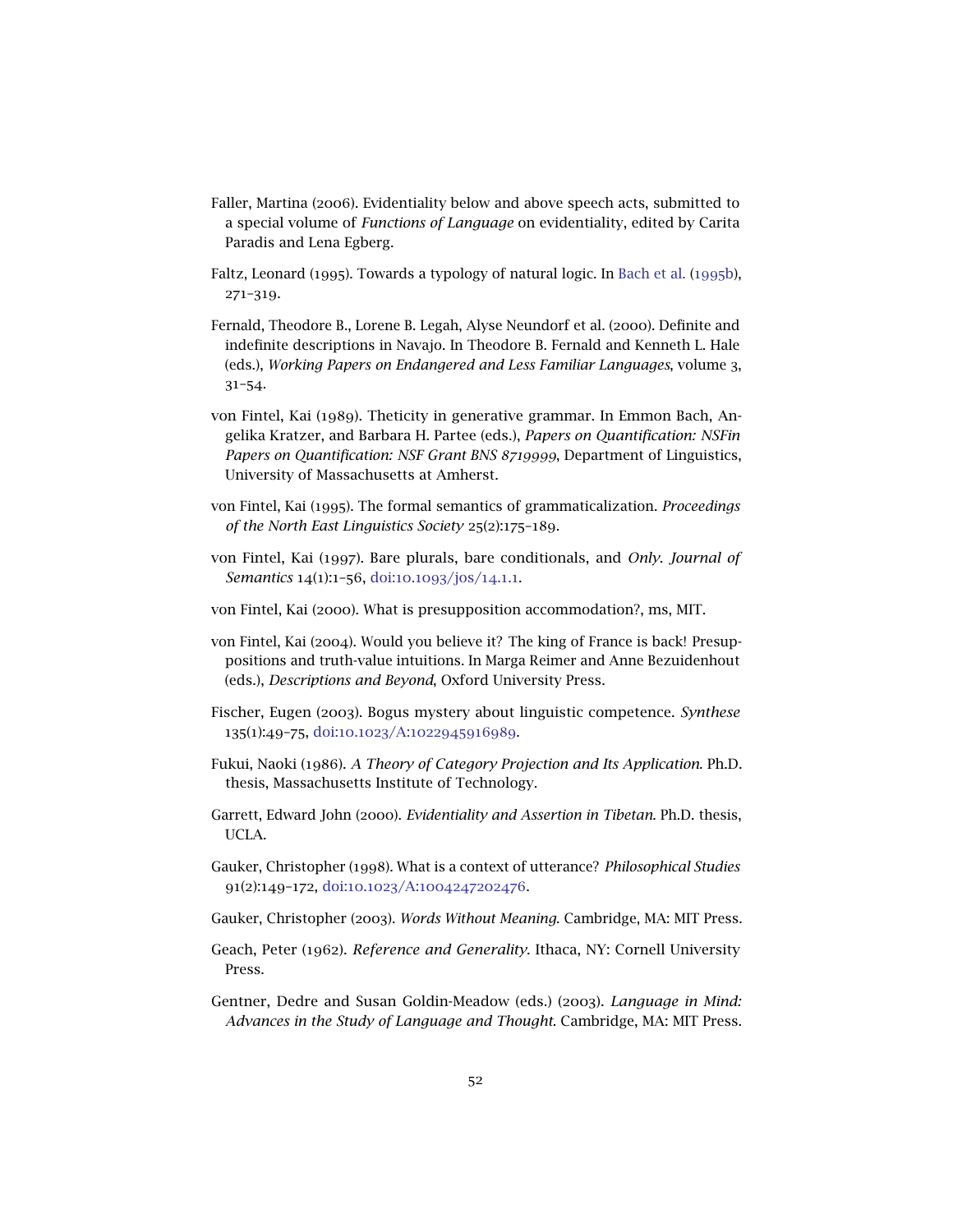Faller, Martina (2006). Evidentiality below and above speech acts, submitted to a special volume of *Functions of Language* on evidentiality, edited by Carita Paradis and Lena Egberg.

Faltz, Leonard (1995). Towards a typology of natural logic. In Bach et al. (1995b), 271–319.

Fernald, Theodore B., Lorene B. Legah, Alyse Neundorf et al. (2000). Definite and indefinite descriptions in Navajo. In Theodore B. Fernald and Kenneth L. Hale (eds.), *Working Papers on Endangered and Less Familiar Languages*, volume 3, 31–54.

von Fintel, Kai (1989). Theticity in generative grammar. In Emmon Bach, Angelika Kratzer, and Barbara H. Partee (eds.), *Papers on Quantification: NSFin Papers on Quantification: NSF Grant BNS 8719999*, Department of Linguistics, University of Massachusetts at Amherst.

von Fintel, Kai (1995). The formal semantics of grammaticalization. *Proceedings of the North East Linguistics Society* 25(2):175–189.

von Fintel, Kai (1997). Bare plurals, bare conditionals, and *Only*. *Journal of Semantics* 14(1):1–56, doi:10.1093/jos/14.1.1.

von Fintel, Kai (2000). What is presupposition accommodation?, ms, MIT.

von Fintel, Kai (2004). Would you believe it? The king of France is back! Presuppositions and truth-value intuitions. In Marga Reimer and Anne Bezuidenhout (eds.), *Descriptions and Beyond*, Oxford University Press.

Fischer, Eugen (2003). Bogus mystery about linguistic competence. *Synthese* 135(1):49–75, doi:10.1023/A:1022945916989.

Fukui, Naoki (1986). *A Theory of Category Projection and Its Application*. Ph.D. thesis, Massachusetts Institute of Technology.

Garrett, Edward John (2000). *Evidentiality and Assertion in Tibetan*. Ph.D. thesis, UCLA.

Gauker, Christopher (1998). What is a context of utterance? *Philosophical Studies* 91(2):149–172, doi:10.1023/A:1004247202476.

Gauker, Christopher (2003). *Words Without Meaning*. Cambridge, MA: MIT Press.

Geach, Peter (1962). *Reference and Generality*. Ithaca, NY: Cornell University Press.

Gentner, Dedre and Susan Goldin-Meadow (eds.) (2003). *Language in Mind: Advances in the Study of Language and Thought*. Cambridge, MA: MIT Press.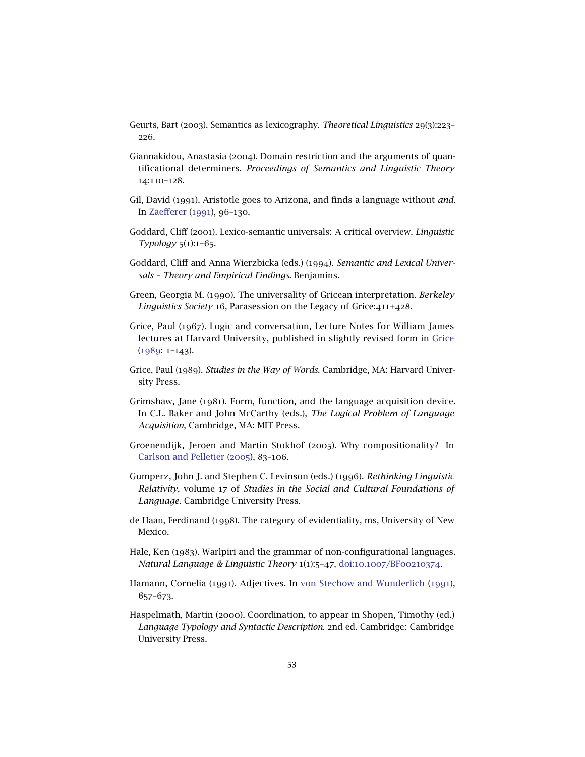Geurts, Bart (2003). Semantics as lexicography. *Theoretical Linguistics* 29(3):223–226.

Giannakidou, Anastasia (2004). Domain restriction and the arguments of quantificational determiners. *Proceedings of Semantics and Linguistic Theory* 14:110–128.

Gil, David (1991). Aristotle goes to Arizona, and finds a language without *and*. In Zaefferer (1991), 96–130.

Goddard, Cliff (2001). Lexico-semantic universals: A critical overview. *Linguistic Typology* 5(1):1–65.

Goddard, Cliff and Anna Wierzbicka (eds.) (1994). *Semantic and Lexical Universals – Theory and Empirical Findings*. Benjamins.

Green, Georgia M. (1990). The universality of Gricean interpretation. *Berkeley Linguistics Society* 16, Parasession on the Legacy of Grice:411+428.

Grice, Paul (1967). Logic and conversation, Lecture Notes for William James lectures at Harvard University, published in slightly revised form in Grice (1989: 1–143).

Grice, Paul (1989). *Studies in the Way of Words*. Cambridge, MA: Harvard University Press.

Grimshaw, Jane (1981). Form, function, and the language acquisition device. In C.L. Baker and John McCarthy (eds.), *The Logical Problem of Language Acquisition*, Cambridge, MA: MIT Press.

Groenendijk, Jeroen and Martin Stokhof (2005). Why compositionality? In Carlson and Pelletier (2005), 83–106.

Gumperz, John J. and Stephen C. Levinson (eds.) (1996). *Rethinking Linguistic Relativity*, volume 17 of *Studies in the Social and Cultural Foundations of Language*. Cambridge University Press.

de Haan, Ferdinand (1998). The category of evidentiality, ms, University of New Mexico.

Hale, Ken (1983). Walrpiri and the grammar of non-configurational languages. *Natural Language & Linguistic Theory* 1(1):5–47, doi:10.1007/BF00210374.

Hamann, Cornelia (1991). Adjectives. In von Stechow and Wunderlich (1991), 657–673.

Haspelmath, Martin (2000). Coordination, to appear in Shopen, Timothy (ed.) *Language Typology and Syntactic Description*. 2nd ed. Cambridge: Cambridge University Press.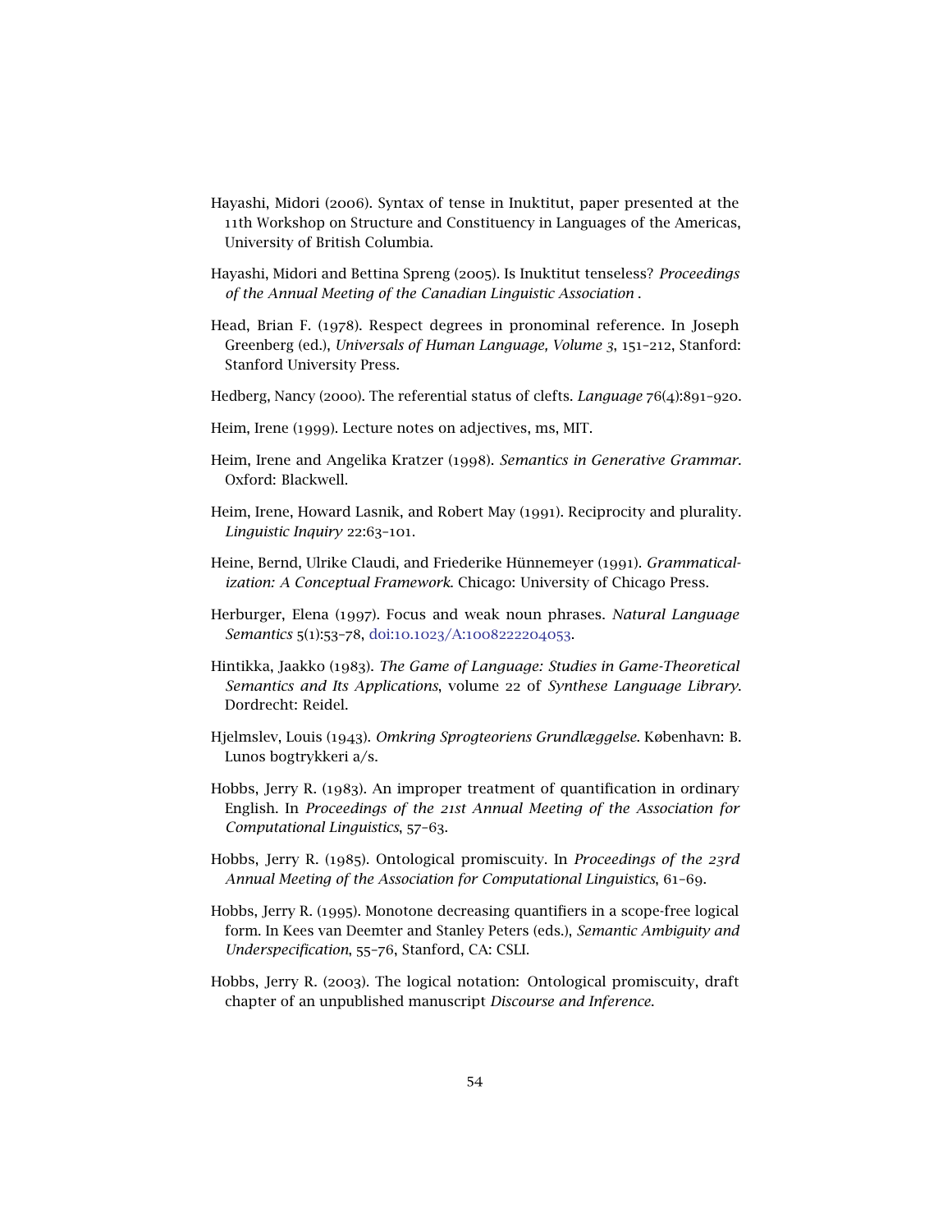Hayashi, Midori (2006). Syntax of tense in Inuktitut, paper presented at the 11th Workshop on Structure and Constituency in Languages of the Americas, University of British Columbia.

Hayashi, Midori and Bettina Spreng (2005). Is Inuktitut tenseless? *Proceedings of the Annual Meeting of the Canadian Linguistic Association* .

Head, Brian F. (1978). Respect degrees in pronominal reference. In Joseph Greenberg (ed.), *Universals of Human Language, Volume 3*, 151–212, Stanford: Stanford University Press.

Hedberg, Nancy (2000). The referential status of clefts. *Language* 76(4):891–920.

Heim, Irene (1999). Lecture notes on adjectives, ms, MIT.

Heim, Irene and Angelika Kratzer (1998). *Semantics in Generative Grammar*. Oxford: Blackwell.

Heim, Irene, Howard Lasnik, and Robert May (1991). Reciprocity and plurality. *Linguistic Inquiry* 22:63–101.

Heine, Bernd, Ulrike Claudi, and Friederike Hünnemeyer (1991). *Grammaticalization: A Conceptual Framework*. Chicago: University of Chicago Press.

Herburger, Elena (1997). Focus and weak noun phrases. *Natural Language Semantics* 5(1):53–78, doi:10.1023/A:1008222204053.

Hintikka, Jaakko (1983). *The Game of Language: Studies in Game-Theoretical Semantics and Its Applications*, volume 22 of *Synthese Language Library*. Dordrecht: Reidel.

Hjelmslev, Louis (1943). *Omkring Sprogteoriens Grundlæggelse*. København: B. Lunos bogtrykkeri a/s.

Hobbs, Jerry R. (1983). An improper treatment of quantification in ordinary English. In *Proceedings of the 21st Annual Meeting of the Association for Computational Linguistics*, 57–63.

Hobbs, Jerry R. (1985). Ontological promiscuity. In *Proceedings of the 23rd Annual Meeting of the Association for Computational Linguistics*, 61–69.

Hobbs, Jerry R. (1995). Monotone decreasing quantifiers in a scope-free logical form. In Kees van Deemter and Stanley Peters (eds.), *Semantic Ambiguity and Underspecification*, 55–76, Stanford, CA: CSLI.

Hobbs, Jerry R. (2003). The logical notation: Ontological promiscuity, draft chapter of an unpublished manuscript *Discourse and Inference*.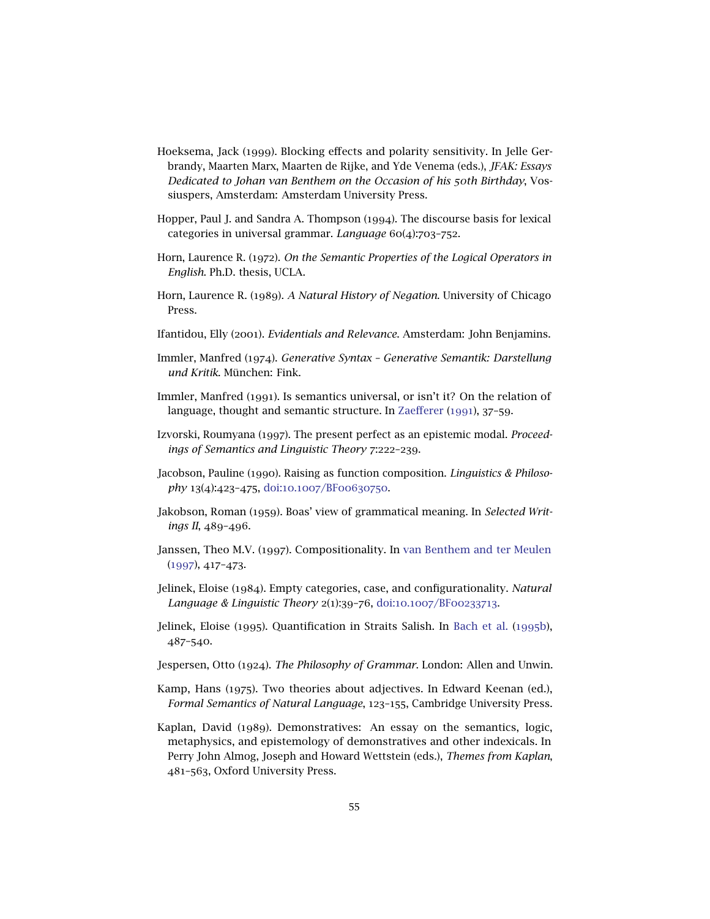Hoeksema, Jack (1999). Blocking effects and polarity sensitivity. In Jelle Gerbrandy, Maarten Marx, Maarten de Rijke, and Yde Venema (eds.), *JFAK: Essays Dedicated to Johan van Benthem on the Occasion of his 50th Birthday*, Vossiuspers, Amsterdam: Amsterdam University Press.

Hopper, Paul J. and Sandra A. Thompson (1994). The discourse basis for lexical categories in universal grammar. *Language* 60(4):703–752.

Horn, Laurence R. (1972). *On the Semantic Properties of the Logical Operators in English*. Ph.D. thesis, UCLA.

Horn, Laurence R. (1989). *A Natural History of Negation*. University of Chicago Press.

Ifantidou, Elly (2001). *Evidentials and Relevance*. Amsterdam: John Benjamins.

Immler, Manfred (1974). *Generative Syntax – Generative Semantik: Darstellung und Kritik*. München: Fink.

Immler, Manfred (1991). Is semantics universal, or isn't it? On the relation of language, thought and semantic structure. In Zaefferer (1991), 37–59.

Izvorski, Roumyana (1997). The present perfect as an epistemic modal. *Proceedings of Semantics and Linguistic Theory* 7:222–239.

Jacobson, Pauline (1990). Raising as function composition. *Linguistics & Philosophy* 13(4):423–475, doi:10.1007/BF00630750.

Jakobson, Roman (1959). Boas' view of grammatical meaning. In *Selected Writings II*, 489–496.

Janssen, Theo M.V. (1997). Compositionality. In van Benthem and ter Meulen (1997), 417–473.

Jelinek, Eloise (1984). Empty categories, case, and configurationality. *Natural Language & Linguistic Theory* 2(1):39–76, doi:10.1007/BF00233713.

Jelinek, Eloise (1995). Quantification in Straits Salish. In Bach et al. (1995b), 487–540.

Jespersen, Otto (1924). *The Philosophy of Grammar*. London: Allen and Unwin.

Kamp, Hans (1975). Two theories about adjectives. In Edward Keenan (ed.), *Formal Semantics of Natural Language*, 123–155, Cambridge University Press.

Kaplan, David (1989). Demonstratives: An essay on the semantics, logic, metaphysics, and epistemology of demonstratives and other indexicals. In Perry John Almog, Joseph and Howard Wettstein (eds.), *Themes from Kaplan*, 481–563, Oxford University Press.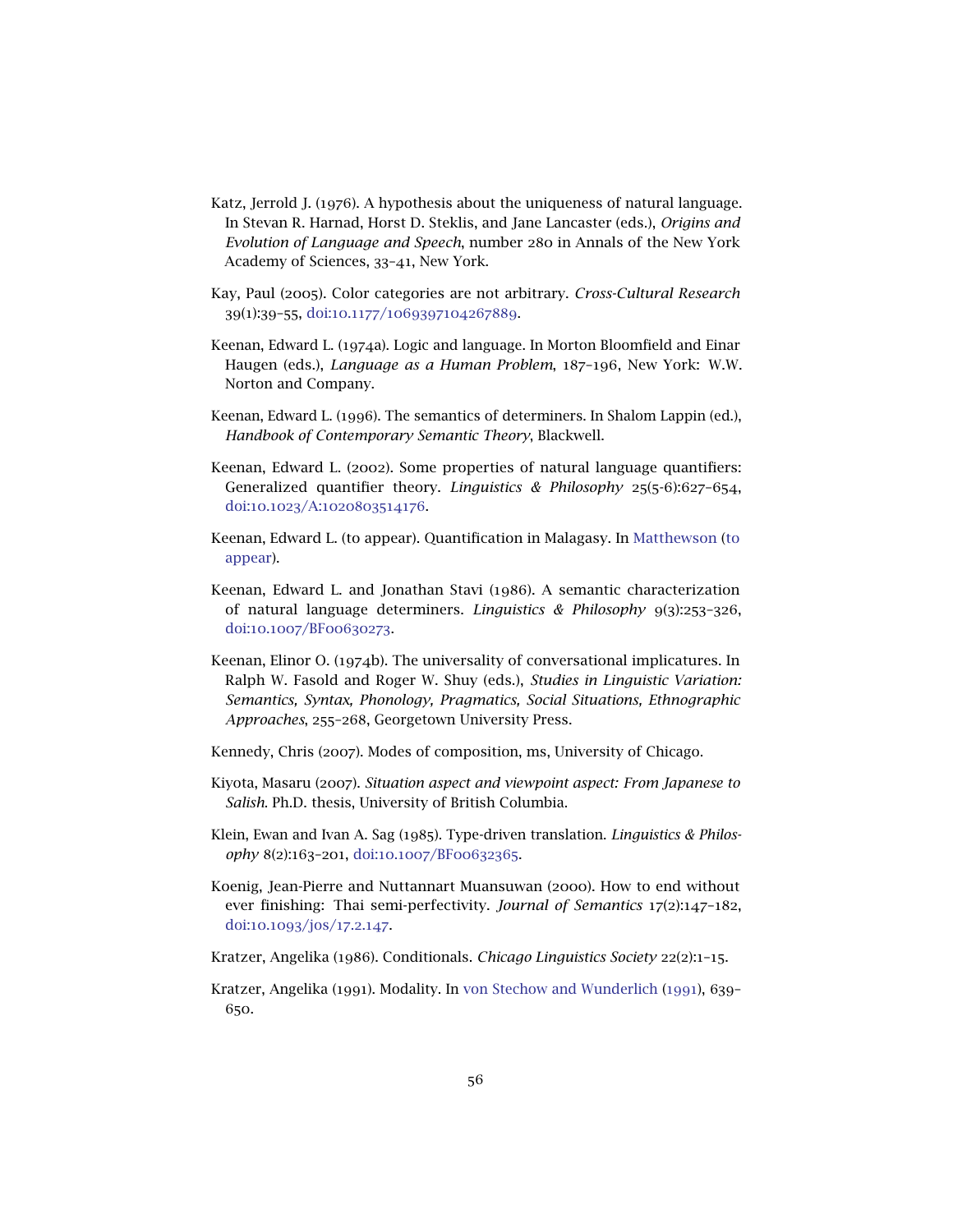Katz, Jerrold J. (1976). A hypothesis about the uniqueness of natural language. In Stevan R. Harnad, Horst D. Steklis, and Jane Lancaster (eds.), *Origins and Evolution of Language and Speech*, number 280 in Annals of the New York Academy of Sciences, 33–41, New York.

Kay, Paul (2005). Color categories are not arbitrary. *Cross-Cultural Research* 39(1):39–55, doi:10.1177/1069397104267889.

Keenan, Edward L. (1974a). Logic and language. In Morton Bloomfield and Einar Haugen (eds.), *Language as a Human Problem*, 187–196, New York: W.W. Norton and Company.

Keenan, Edward L. (1996). The semantics of determiners. In Shalom Lappin (ed.), *Handbook of Contemporary Semantic Theory*, Blackwell.

Keenan, Edward L. (2002). Some properties of natural language quantifiers: Generalized quantifier theory. *Linguistics & Philosophy* 25(5-6):627–654, doi:10.1023/A:1020803514176.

Keenan, Edward L. (to appear). Quantification in Malagasy. In Matthewson (to appear).

Keenan, Edward L. and Jonathan Stavi (1986). A semantic characterization of natural language determiners. *Linguistics & Philosophy* 9(3):253–326, doi:10.1007/BF00630273.

Keenan, Elinor O. (1974b). The universality of conversational implicatures. In Ralph W. Fasold and Roger W. Shuy (eds.), *Studies in Linguistic Variation: Semantics, Syntax, Phonology, Pragmatics, Social Situations, Ethnographic Approaches*, 255–268, Georgetown University Press.

Kennedy, Chris (2007). Modes of composition, ms, University of Chicago.

Kiyota, Masaru (2007). *Situation aspect and viewpoint aspect: From Japanese to Salish*. Ph.D. thesis, University of British Columbia.

Klein, Ewan and Ivan A. Sag (1985). Type-driven translation. *Linguistics & Philosophy* 8(2):163–201, doi:10.1007/BF00632365.

Koenig, Jean-Pierre and Nuttannart Muansuwan (2000). How to end without ever finishing: Thai semi-perfectivity. *Journal of Semantics* 17(2):147–182, doi:10.1093/jos/17.2.147.

Kratzer, Angelika (1986). Conditionals. *Chicago Linguistics Society* 22(2):1–15.

Kratzer, Angelika (1991). Modality. In von Stechow and Wunderlich (1991), 639–650.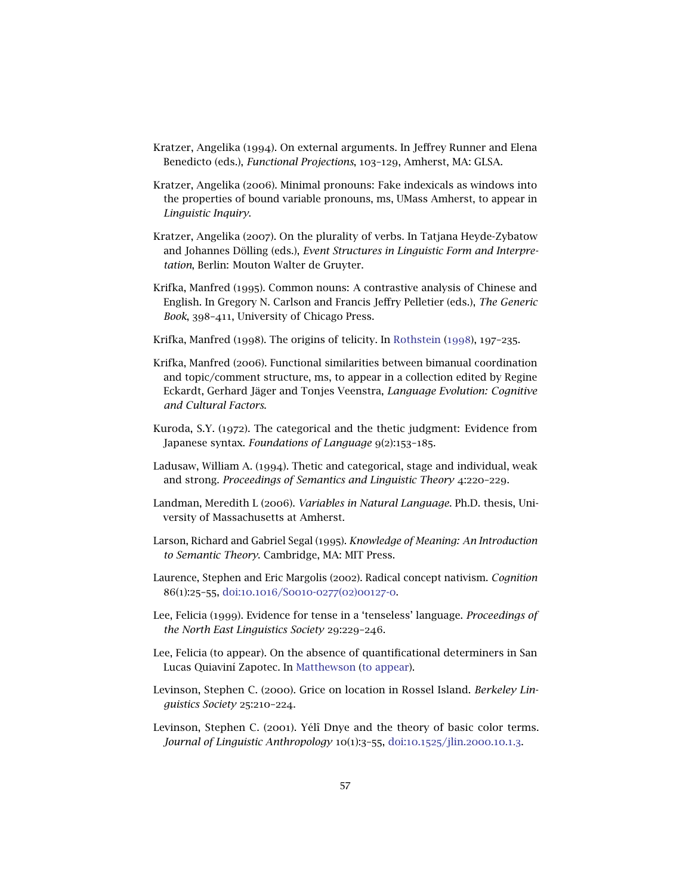Kratzer, Angelika (1994). On external arguments. In Jeffrey Runner and Elena Benedicto (eds.), *Functional Projections*, 103–129, Amherst, MA: GLSA.

Kratzer, Angelika (2006). Minimal pronouns: Fake indexicals as windows into the properties of bound variable pronouns, ms, UMass Amherst, to appear in *Linguistic Inquiry*.

Kratzer, Angelika (2007). On the plurality of verbs. In Tatjana Heyde-Zybatow and Johannes Dölling (eds.), *Event Structures in Linguistic Form and Interpretation*, Berlin: Mouton Walter de Gruyter.

Krifka, Manfred (1995). Common nouns: A contrastive analysis of Chinese and English. In Gregory N. Carlson and Francis Jeffry Pelletier (eds.), *The Generic Book*, 398–411, University of Chicago Press.

Krifka, Manfred (1998). The origins of telicity. In Rothstein (1998), 197–235.

Krifka, Manfred (2006). Functional similarities between bimanual coordination and topic/comment structure, ms, to appear in a collection edited by Regine Eckardt, Gerhard Jäger and Tonjes Veenstra, *Language Evolution: Cognitive and Cultural Factors*.

Kuroda, S.Y. (1972). The categorical and the thetic judgment: Evidence from Japanese syntax. *Foundations of Language* 9(2):153–185.

Ladusaw, William A. (1994). Thetic and categorical, stage and individual, weak and strong. *Proceedings of Semantics and Linguistic Theory* 4:220–229.

Landman, Meredith L (2006). *Variables in Natural Language*. Ph.D. thesis, University of Massachusetts at Amherst.

Larson, Richard and Gabriel Segal (1995). *Knowledge of Meaning: An Introduction to Semantic Theory*. Cambridge, MA: MIT Press.

Laurence, Stephen and Eric Margolis (2002). Radical concept nativism. *Cognition* 86(1):25–55, doi:10.1016/S0010-0277(02)00127-0.

Lee, Felicia (1999). Evidence for tense in a 'tenseless' language. *Proceedings of the North East Linguistics Society* 29:229–246.

Lee, Felicia (to appear). On the absence of quantificational determiners in San Lucas Quiaviní Zapotec. In Matthewson (to appear).

Levinson, Stephen C. (2000). Grice on location in Rossel Island. *Berkeley Linguistics Society* 25:210–224.

Levinson, Stephen C. (2001). Yélî Dnye and the theory of basic color terms. *Journal of Linguistic Anthropology* 10(1):3–55, doi:10.1525/jlin.2000.10.1.3.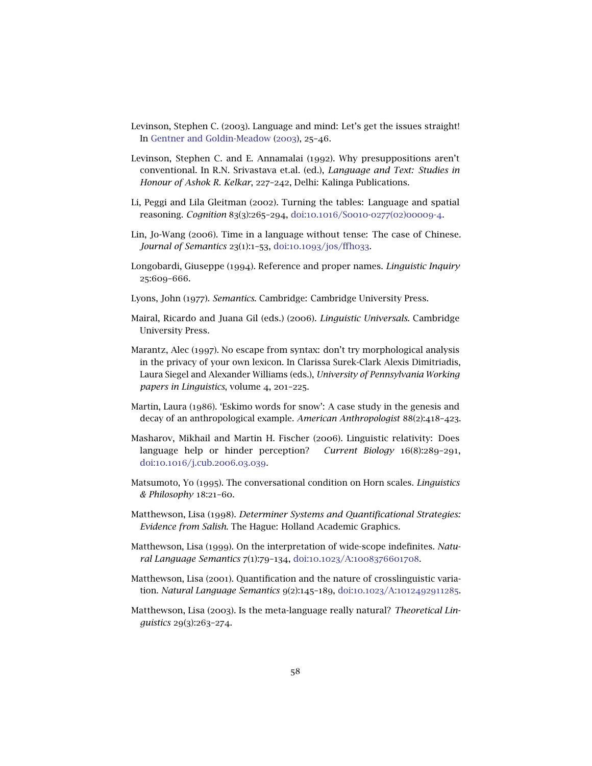Levinson, Stephen C. (2003). Language and mind: Let's get the issues straight! In Gentner and Goldin-Meadow (2003), 25–46.

Levinson, Stephen C. and E. Annamalai (1992). Why presuppositions aren't conventional. In R.N. Srivastava et.al. (ed.), *Language and Text: Studies in Honour of Ashok R. Kelkar*, 227–242, Delhi: Kalinga Publications.

Li, Peggi and Lila Gleitman (2002). Turning the tables: Language and spatial reasoning. *Cognition* 83(3):265–294, doi:10.1016/S0010-0277(02)00009-4.

Lin, Jo-Wang (2006). Time in a language without tense: The case of Chinese. *Journal of Semantics* 23(1):1–53, doi:10.1093/jos/ffh033.

Longobardi, Giuseppe (1994). Reference and proper names. *Linguistic Inquiry* 25:609–666.

Lyons, John (1977). *Semantics*. Cambridge: Cambridge University Press.

Mairal, Ricardo and Juana Gil (eds.) (2006). *Linguistic Universals*. Cambridge University Press.

Marantz, Alec (1997). No escape from syntax: don't try morphological analysis in the privacy of your own lexicon. In Clarissa Surek-Clark Alexis Dimitriadis, Laura Siegel and Alexander Williams (eds.), *University of Pennsylvania Working papers in Linguistics*, volume 4, 201–225.

Martin, Laura (1986). 'Eskimo words for snow': A case study in the genesis and decay of an anthropological example. *American Anthropologist* 88(2):418–423.

Masharov, Mikhail and Martin H. Fischer (2006). Linguistic relativity: Does language help or hinder perception? *Current Biology* 16(8):289–291, doi:10.1016/j.cub.2006.03.039.

Matsumoto, Yo (1995). The conversational condition on Horn scales. *Linguistics & Philosophy* 18:21–60.

Matthewson, Lisa (1998). *Determiner Systems and Quantificational Strategies: Evidence from Salish*. The Hague: Holland Academic Graphics.

Matthewson, Lisa (1999). On the interpretation of wide-scope indefinites. *Natural Language Semantics* 7(1):79–134, doi:10.1023/A:1008376601708.

Matthewson, Lisa (2001). Quantification and the nature of crosslinguistic variation. *Natural Language Semantics* 9(2):145–189, doi:10.1023/A:1012492911285.

Matthewson, Lisa (2003). Is the meta-language really natural? *Theoretical Linguistics* 29(3):263–274.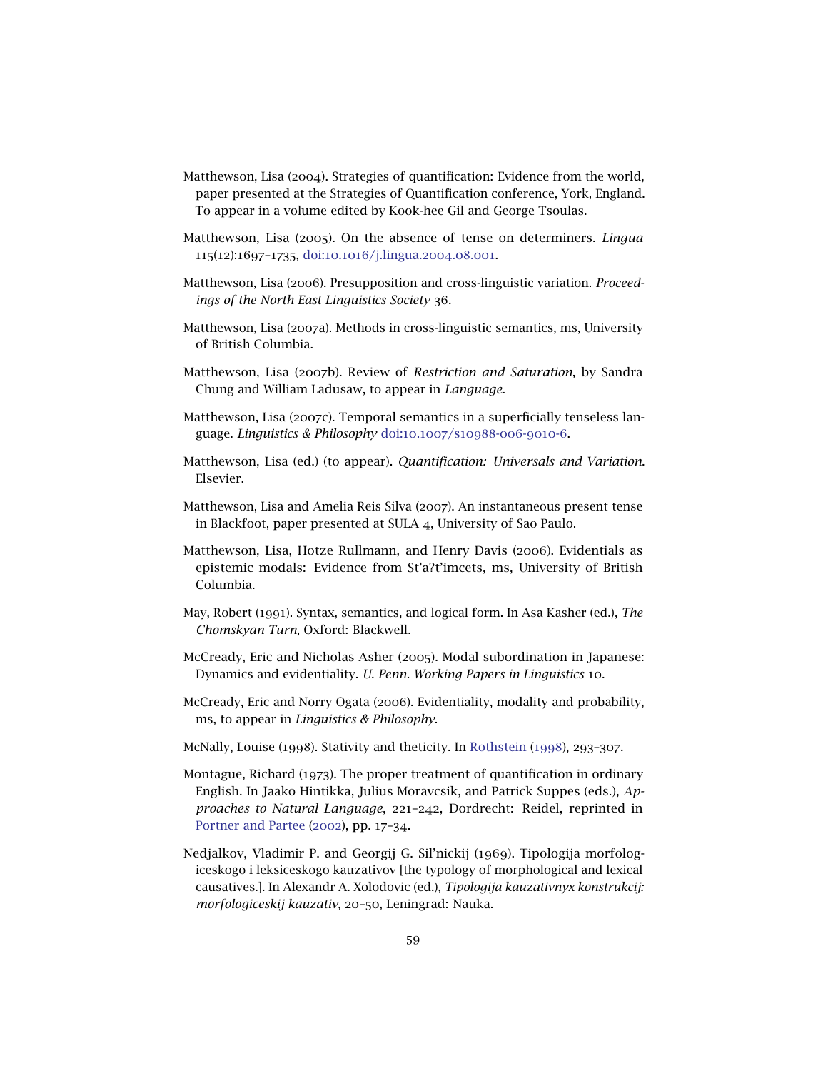Matthewson, Lisa (2004). Strategies of quantification: Evidence from the world, paper presented at the Strategies of Quantification conference, York, England. To appear in a volume edited by Kook-hee Gil and George Tsoulas.

Matthewson, Lisa (2005). On the absence of tense on determiners. *Lingua* 115(12):1697–1735, doi:10.1016/j.lingua.2004.08.001.

Matthewson, Lisa (2006). Presupposition and cross-linguistic variation. *Proceedings of the North East Linguistics Society* 36.

Matthewson, Lisa (2007a). Methods in cross-linguistic semantics, ms, University of British Columbia.

Matthewson, Lisa (2007b). Review of *Restriction and Saturation*, by Sandra Chung and William Ladusaw, to appear in *Language*.

Matthewson, Lisa (2007c). Temporal semantics in a superficially tenseless language. *Linguistics & Philosophy* doi:10.1007/s10988-006-9010-6.

Matthewson, Lisa (ed.) (to appear). *Quantification: Universals and Variation*. Elsevier.

Matthewson, Lisa and Amelia Reis Silva (2007). An instantaneous present tense in Blackfoot, paper presented at SULA 4, University of Sao Paulo.

Matthewson, Lisa, Hotze Rullmann, and Henry Davis (2006). Evidentials as epistemic modals: Evidence from St'a?t'imcets, ms, University of British Columbia.

May, Robert (1991). Syntax, semantics, and logical form. In Asa Kasher (ed.), *The Chomskyan Turn*, Oxford: Blackwell.

McCready, Eric and Nicholas Asher (2005). Modal subordination in Japanese: Dynamics and evidentiality. *U. Penn. Working Papers in Linguistics* 10.

McCready, Eric and Norry Ogata (2006). Evidentiality, modality and probability, ms, to appear in *Linguistics & Philosophy*.

McNally, Louise (1998). Stativity and theticity. In Rothstein (1998), 293–307.

Montague, Richard (1973). The proper treatment of quantification in ordinary English. In Jaako Hintikka, Julius Moravcsik, and Patrick Suppes (eds.), *Approaches to Natural Language*, 221–242, Dordrecht: Reidel, reprinted in Portner and Partee (2002), pp. 17–34.

Nedjalkov, Vladimir P. and Georgij G. Sil'nickij (1969). Tipologija morfologiceskogo i leksiceskogo kauzativov [the typology of morphological and lexical causatives.]. In Alexandr A. Xolodovic (ed.), *Tipologija kauzativnyx konstrukcij: morfologiceskij kauzativ*, 20–50, Leningrad: Nauka.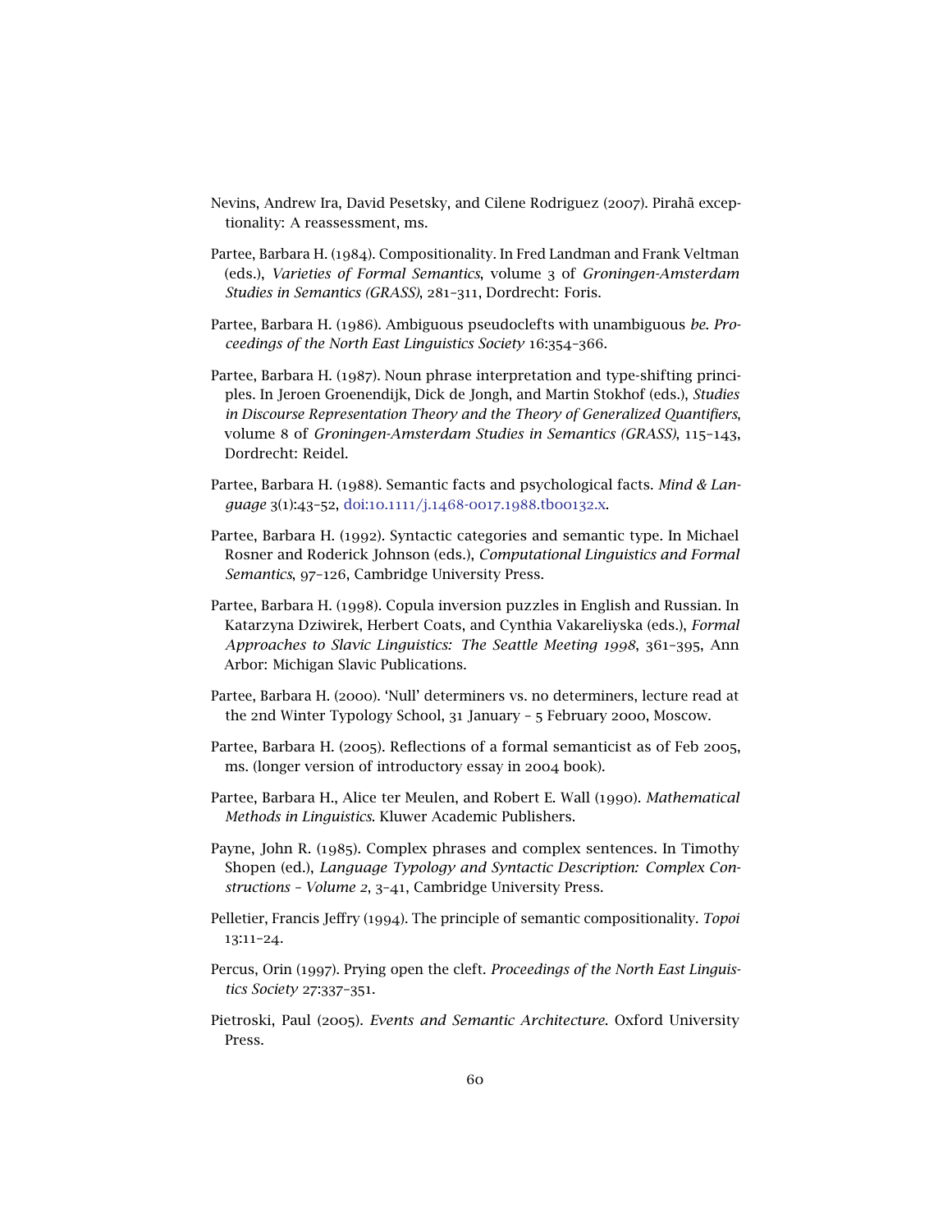Nevins, Andrew Ira, David Pesetsky, and Cilene Rodriguez (2007). Pirahã exceptionality: A reassessment, ms.

Partee, Barbara H. (1984). Compositionality. In Fred Landman and Frank Veltman (eds.), *Varieties of Formal Semantics*, volume 3 of *Groningen-Amsterdam Studies in Semantics (GRASS)*, 281–311, Dordrecht: Foris.

Partee, Barbara H. (1986). Ambiguous pseudoclefts with unambiguous *be*. *Proceedings of the North East Linguistics Society* 16:354–366.

Partee, Barbara H. (1987). Noun phrase interpretation and type-shifting principles. In Jeroen Groenendijk, Dick de Jongh, and Martin Stokhof (eds.), *Studies in Discourse Representation Theory and the Theory of Generalized Quantifiers*, volume 8 of *Groningen-Amsterdam Studies in Semantics (GRASS)*, 115–143, Dordrecht: Reidel.

Partee, Barbara H. (1988). Semantic facts and psychological facts. *Mind & Language* 3(1):43–52, doi:10.1111/j.1468-0017.1988.tb00132.x.

Partee, Barbara H. (1992). Syntactic categories and semantic type. In Michael Rosner and Roderick Johnson (eds.), *Computational Linguistics and Formal Semantics*, 97–126, Cambridge University Press.

Partee, Barbara H. (1998). Copula inversion puzzles in English and Russian. In Katarzyna Dziwirek, Herbert Coats, and Cynthia Vakareliyska (eds.), *Formal Approaches to Slavic Linguistics: The Seattle Meeting 1998*, 361–395, Ann Arbor: Michigan Slavic Publications.

Partee, Barbara H. (2000). 'Null' determiners vs. no determiners, lecture read at the 2nd Winter Typology School, 31 January – 5 February 2000, Moscow.

Partee, Barbara H. (2005). Reflections of a formal semanticist as of Feb 2005, ms. (longer version of introductory essay in 2004 book).

Partee, Barbara H., Alice ter Meulen, and Robert E. Wall (1990). *Mathematical Methods in Linguistics*. Kluwer Academic Publishers.

Payne, John R. (1985). Complex phrases and complex sentences. In Timothy Shopen (ed.), *Language Typology and Syntactic Description: Complex Constructions – Volume 2*, 3–41, Cambridge University Press.

Pelletier, Francis Jeffry (1994). The principle of semantic compositionality. *Topoi* 13:11–24.

Percus, Orin (1997). Prying open the cleft. *Proceedings of the North East Linguistics Society* 27:337–351.

Pietroski, Paul (2005). *Events and Semantic Architecture*. Oxford University Press.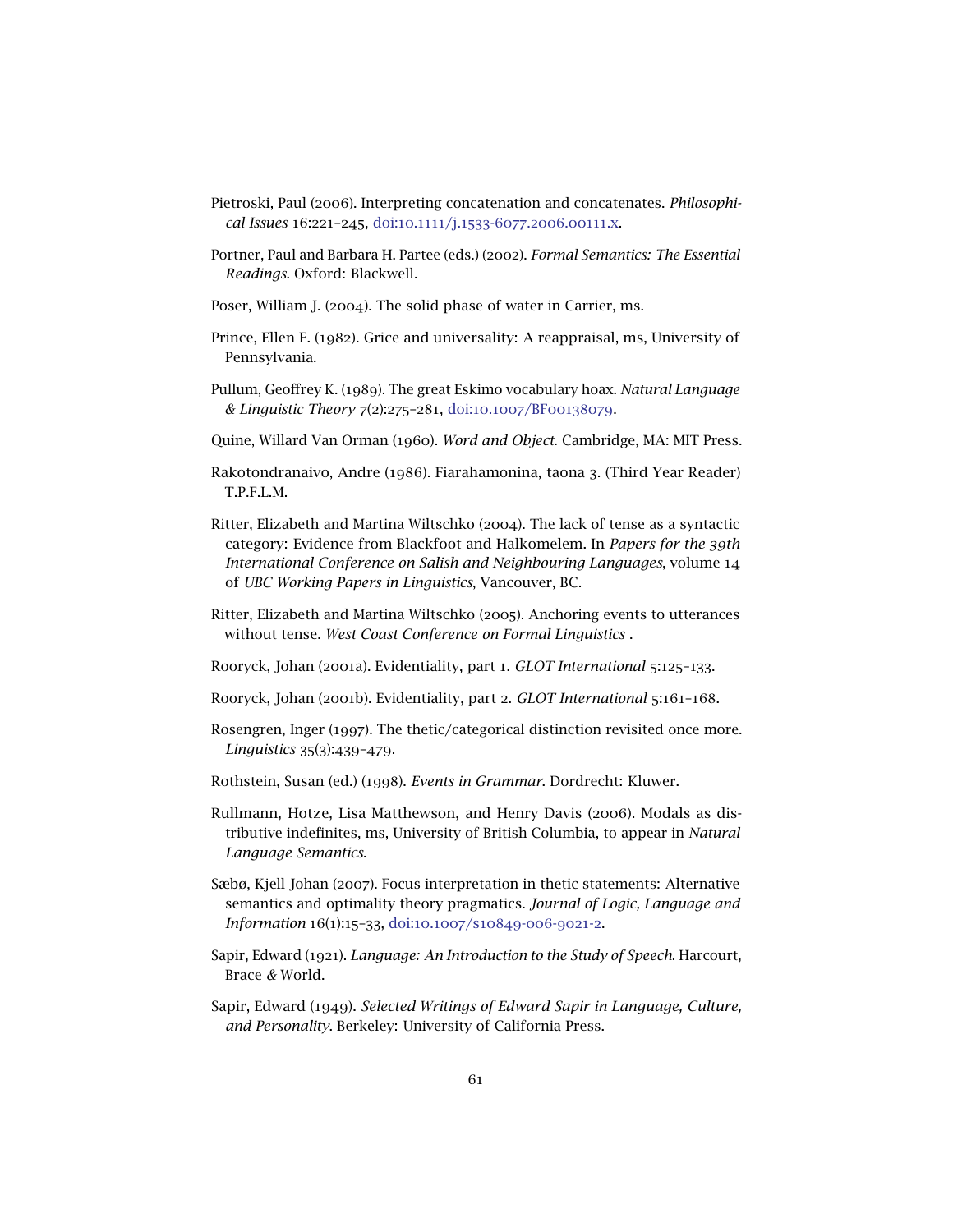Pietroski, Paul (2006). Interpreting concatenation and concatenates. *Philosophical Issues* 16:221–245, doi:10.1111/j.1533-6077.2006.00111.x.

Portner, Paul and Barbara H. Partee (eds.) (2002). *Formal Semantics: The Essential Readings*. Oxford: Blackwell.

Poser, William J. (2004). The solid phase of water in Carrier, ms.

Prince, Ellen F. (1982). Grice and universality: A reappraisal, ms, University of Pennsylvania.

Pullum, Geoffrey K. (1989). The great Eskimo vocabulary hoax. *Natural Language & Linguistic Theory* 7(2):275–281, doi:10.1007/BF00138079.

Quine, Willard Van Orman (1960). *Word and Object*. Cambridge, MA: MIT Press.

Rakotondranaivo, Andre (1986). Fiarahamonina, taona 3. (Third Year Reader) T.P.F.L.M.

Ritter, Elizabeth and Martina Wiltschko (2004). The lack of tense as a syntactic category: Evidence from Blackfoot and Halkomelem. In *Papers for the 39th International Conference on Salish and Neighbouring Languages*, volume 14 of *UBC Working Papers in Linguistics*, Vancouver, BC.

Ritter, Elizabeth and Martina Wiltschko (2005). Anchoring events to utterances without tense. *West Coast Conference on Formal Linguistics* .

Rooryck, Johan (2001a). Evidentiality, part 1. *GLOT International* 5:125–133.

Rooryck, Johan (2001b). Evidentiality, part 2. *GLOT International* 5:161–168.

Rosengren, Inger (1997). The thetic/categorical distinction revisited once more. *Linguistics* 35(3):439–479.

Rothstein, Susan (ed.) (1998). *Events in Grammar*. Dordrecht: Kluwer.

Rullmann, Hotze, Lisa Matthewson, and Henry Davis (2006). Modals as distributive indefinites, ms, University of British Columbia, to appear in *Natural Language Semantics*.

Sæbø, Kjell Johan (2007). Focus interpretation in thetic statements: Alternative semantics and optimality theory pragmatics. *Journal of Logic, Language and Information* 16(1):15–33, doi:10.1007/s10849-006-9021-2.

Sapir, Edward (1921). *Language: An Introduction to the Study of Speech*. Harcourt, Brace & World.

Sapir, Edward (1949). *Selected Writings of Edward Sapir in Language, Culture, and Personality*. Berkeley: University of California Press.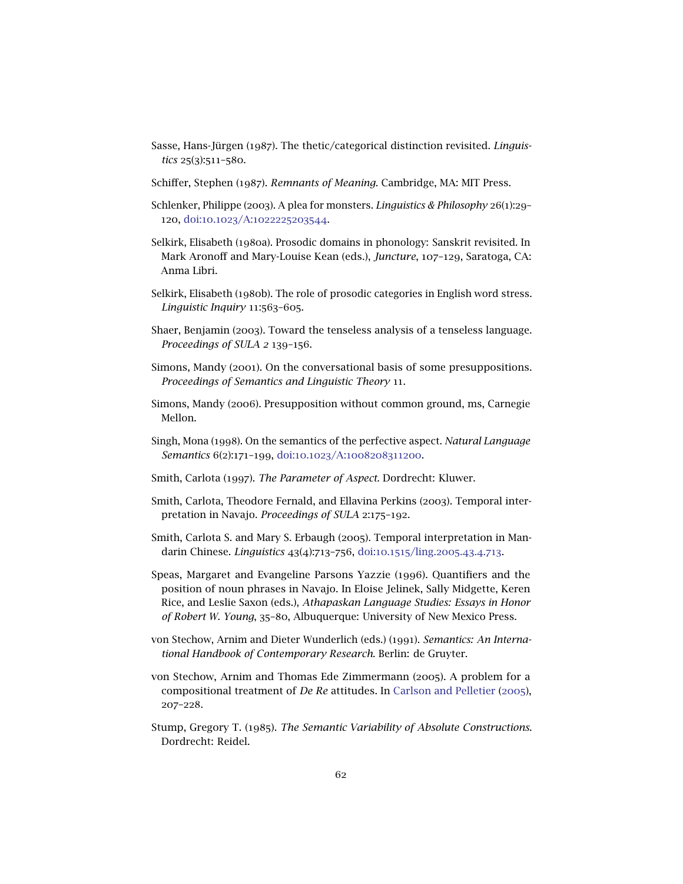Sasse, Hans-Jürgen (1987). The thetic/categorical distinction revisited. *Linguistics* 25(3):511–580.

Schiffer, Stephen (1987). *Remnants of Meaning*. Cambridge, MA: MIT Press.

Schlenker, Philippe (2003). A plea for monsters. *Linguistics & Philosophy* 26(1):29–120, doi:10.1023/A:1022225203544.

Selkirk, Elisabeth (1980a). Prosodic domains in phonology: Sanskrit revisited. In Mark Aronoff and Mary-Louise Kean (eds.), *Juncture*, 107–129, Saratoga, CA: Anma Libri.

Selkirk, Elisabeth (1980b). The role of prosodic categories in English word stress. *Linguistic Inquiry* 11:563–605.

Shaer, Benjamin (2003). Toward the tenseless analysis of a tenseless language. *Proceedings of SULA 2* 139–156.

Simons, Mandy (2001). On the conversational basis of some presuppositions. *Proceedings of Semantics and Linguistic Theory* 11.

Simons, Mandy (2006). Presupposition without common ground, ms, Carnegie Mellon.

Singh, Mona (1998). On the semantics of the perfective aspect. *Natural Language Semantics* 6(2):171–199, doi:10.1023/A:1008208311200.

Smith, Carlota (1997). *The Parameter of Aspect*. Dordrecht: Kluwer.

Smith, Carlota, Theodore Fernald, and Ellavina Perkins (2003). Temporal interpretation in Navajo. *Proceedings of SULA* 2:175–192.

Smith, Carlota S. and Mary S. Erbaugh (2005). Temporal interpretation in Mandarin Chinese. *Linguistics* 43(4):713–756, doi:10.1515/ling.2005.43.4.713.

Speas, Margaret and Evangeline Parsons Yazzie (1996). Quantifiers and the position of noun phrases in Navajo. In Eloise Jelinek, Sally Midgette, Keren Rice, and Leslie Saxon (eds.), *Athapaskan Language Studies: Essays in Honor of Robert W. Young*, 35–80, Albuquerque: University of New Mexico Press.

von Stechow, Arnim and Dieter Wunderlich (eds.) (1991). *Semantics: An International Handbook of Contemporary Research*. Berlin: de Gruyter.

von Stechow, Arnim and Thomas Ede Zimmermann (2005). A problem for a compositional treatment of *De Re* attitudes. In Carlson and Pelletier (2005), 207–228.

Stump, Gregory T. (1985). *The Semantic Variability of Absolute Constructions*. Dordrecht: Reidel.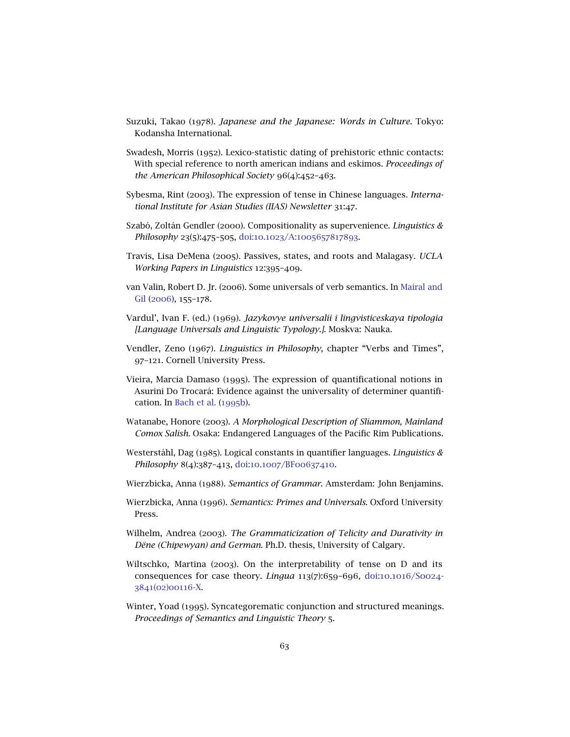Suzuki, Takao (1978). *Japanese and the Japanese: Words in Culture*. Tokyo: Kodansha International.

Swadesh, Morris (1952). Lexico-statistic dating of prehistoric ethnic contacts: With special reference to north american indians and eskimos. *Proceedings of the American Philosophical Society* 96(4):452–463.

Sybesma, Rint (2003). The expression of tense in Chinese languages. *International Institute for Asian Studies (IIAS) Newsletter* 31:47.

Szabó, Zoltán Gendler (2000). Compositionality as supervenience. *Linguistics & Philosophy* 23(5):475–505, doi:10.1023/A:1005657817893.

Travis, Lisa DeMena (2005). Passives, states, and roots and Malagasy. *UCLA Working Papers in Linguistics* 12:395–409.

van Valin, Robert D. Jr. (2006). Some universals of verb semantics. In Mairal and Gil (2006), 155–178.

Vardul', Ivan F. (ed.) (1969). *Jazykovye universalii i lingvisticeskaya tipologia [Language Universals and Linguistic Typology.]*. Moskva: Nauka.

Vendler, Zeno (1967). *Linguistics in Philosophy*, chapter "Verbs and Times", 97–121. Cornell University Press.

Vieira, Marcia Damaso (1995). The expression of quantificational notions in Asurini Do Trocará: Evidence against the universality of determiner quantification. In Bach et al. (1995b).

Watanabe, Honore (2003). *A Morphological Description of Sliammon, Mainland Comox Salish*. Osaka: Endangered Languages of the Pacific Rim Publications.

Westerståhl, Dag (1985). Logical constants in quantifier languages. *Linguistics & Philosophy* 8(4):387–413, doi:10.1007/BF00637410.

Wierzbicka, Anna (1988). *Semantics of Grammar*. Amsterdam: John Benjamins.

Wierzbicka, Anna (1996). *Semantics: Primes and Universals*. Oxford University Press.

Wilhelm, Andrea (2003). *The Grammaticization of Telicity and Durativity in Dëne (Chipewyan) and German*. Ph.D. thesis, University of Calgary.

Wiltschko, Martina (2003). On the interpretability of tense on D and its consequences for case theory. *Lingua* 113(7):659–696, doi:10.1016/S0024-3841(02)00116-X.

Winter, Yoad (1995). Syncategorematic conjunction and structured meanings. *Proceedings of Semantics and Linguistic Theory* 5.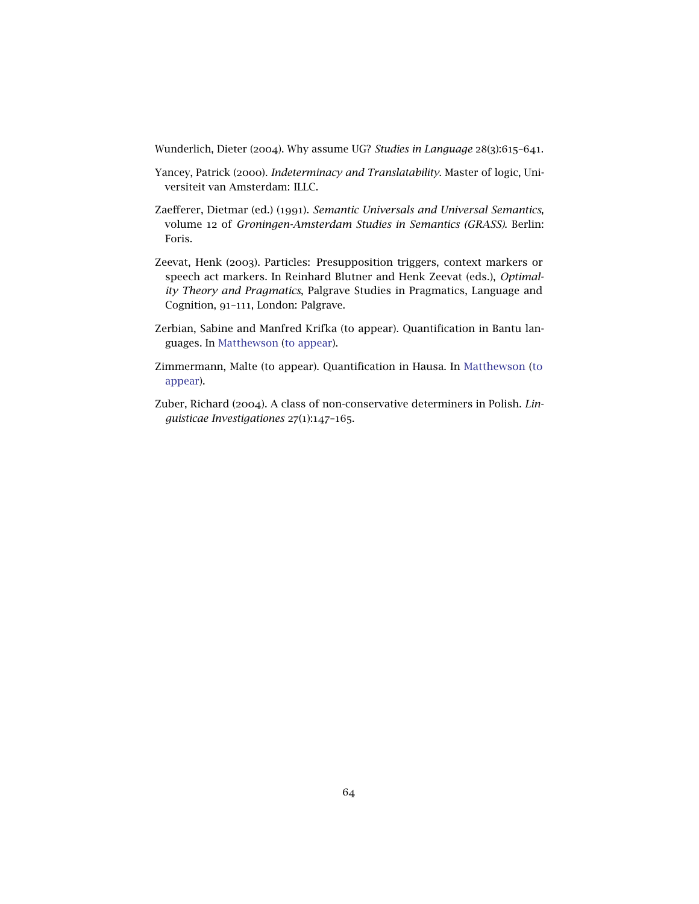Wunderlich, Dieter (2004). Why assume UG? *Studies in Language* 28(3):615–641.

Yancey, Patrick (2000). *Indeterminacy and Translatability*. Master of logic, Universiteit van Amsterdam: ILLC.

Zaefferer, Dietmar (ed.) (1991). *Semantic Universals and Universal Semantics*, volume 12 of *Groningen-Amsterdam Studies in Semantics (GRASS)*. Berlin: Foris.

Zeevat, Henk (2003). Particles: Presupposition triggers, context markers or speech act markers. In Reinhard Blutner and Henk Zeevat (eds.), *Optimality Theory and Pragmatics*, Palgrave Studies in Pragmatics, Language and Cognition, 91–111, London: Palgrave.

Zerbian, Sabine and Manfred Krifka (to appear). Quantification in Bantu languages. In Matthewson (to appear).

Zimmermann, Malte (to appear). Quantification in Hausa. In Matthewson (to appear).

Zuber, Richard (2004). A class of non-conservative determiners in Polish. *Linguisticae Investigationes* 27(1):147–165.